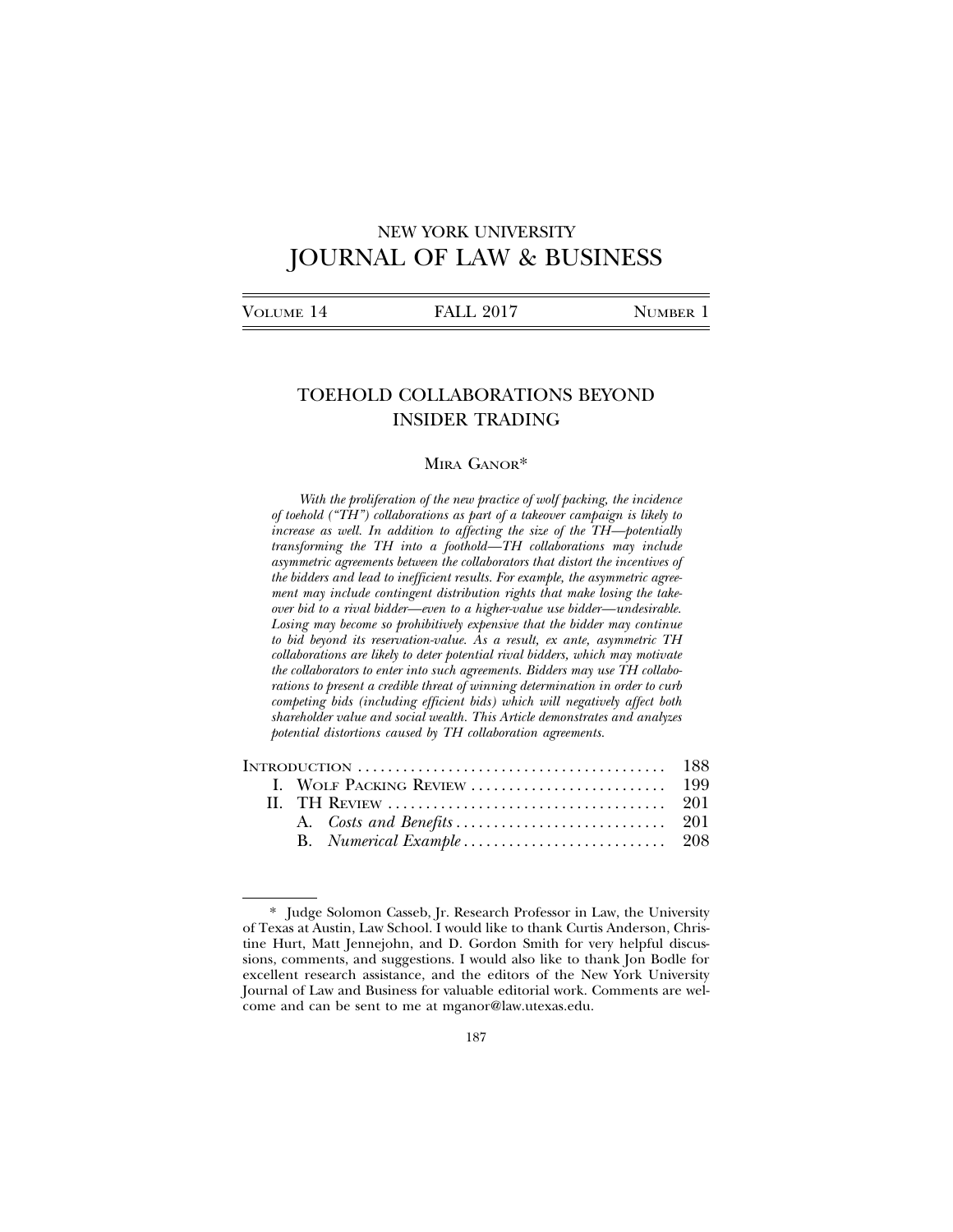# NEW YORK UNIVERSITY
# JOURNAL OF LAW & BUSINESS

| VOLUME 14 | FALL 2017 | NUMBER 1 |
|---|---|---|

## TOEHOLD COLLABORATIONS BEYOND INSIDER TRADING

MIRA GANOR*

*With the proliferation of the new practice of wolf packing, the incidence of toehold ("TH") collaborations as part of a takeover campaign is likely to increase as well. In addition to affecting the size of the TH—potentially transforming the TH into a foothold—TH collaborations may include asymmetric agreements between the collaborators that distort the incentives of the bidders and lead to inefficient results. For example, the asymmetric agreement may include contingent distribution rights that make losing the takeover bid to a rival bidder—even to a higher-value use bidder—undesirable. Losing may become so prohibitively expensive that the bidder may continue to bid beyond its reservation-value. As a result, ex ante, asymmetric TH collaborations are likely to deter potential rival bidders, which may motivate the collaborators to enter into such agreements. Bidders may use TH collaborations to present a credible threat of winning determination in order to curb competing bids (including efficient bids) which will negatively affect both shareholder value and social wealth. This Article demonstrates and analyzes potential distortions caused by TH collaboration agreements.*

| | |
|---|---|
| INTRODUCTION | 188 |
| I. WOLF PACKING REVIEW | 199 |
| II. TH REVIEW | 201 |
| A. *Costs and Benefits* | 201 |
| B. *Numerical Example* | 208 |

---

\* Judge Solomon Casseb, Jr. Research Professor in Law, the University of Texas at Austin, Law School. I would like to thank Curtis Anderson, Christine Hurt, Matt Jennejohn, and D. Gordon Smith for very helpful discussions, comments, and suggestions. I would also like to thank Jon Bodle for excellent research assistance, and the editors of the New York University Journal of Law and Business for valuable editorial work. Comments are welcome and can be sent to me at mganor@law.utexas.edu.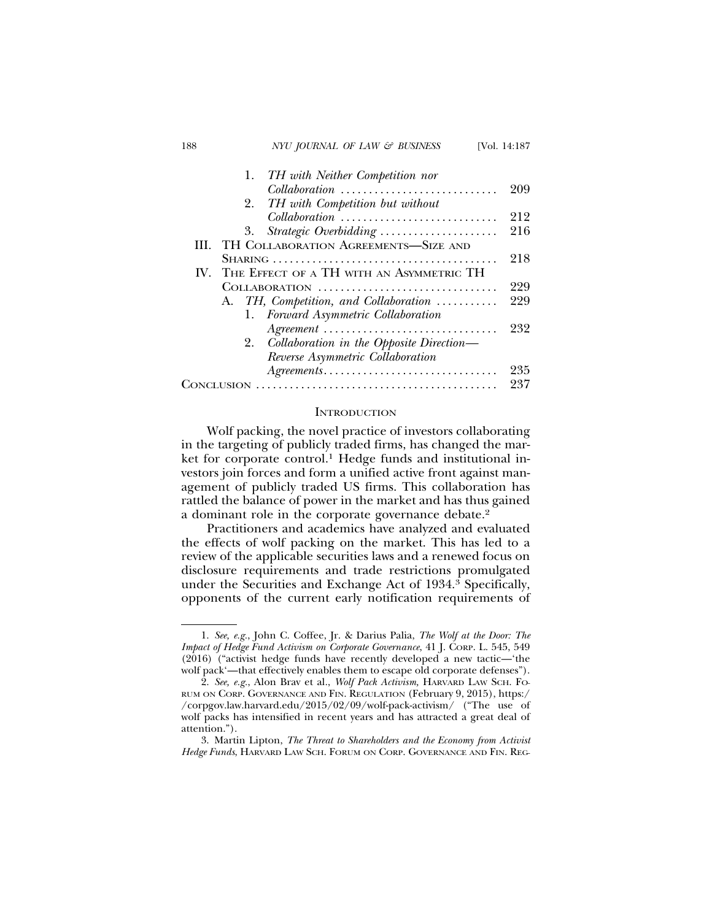1. *TH with Neither Competition nor Collaboration* ........................... 209
2. *TH with Competition but without Collaboration* ........................... 212
3. *Strategic Overbidding* ..................... 216

III. TH Collaboration Agreements—Size and Sharing ........................................ 218

IV. The Effect of a TH with an Asymmetric TH Collaboration ................................ 229

A. *TH, Competition, and Collaboration* .......... 229
1. *Forward Asymmetric Collaboration Agreement* ............................... 232
2. *Collaboration in the Opposite Direction—Reverse Asymmetric Collaboration Agreements*............................... 235

Conclusion .......................................... 237

## Introduction

Wolf packing, the novel practice of investors collaborating in the targeting of publicly traded firms, has changed the market for corporate control.[1] Hedge funds and institutional investors join forces and form a unified active front against management of publicly traded US firms. This collaboration has rattled the balance of power in the market and has thus gained a dominant role in the corporate governance debate.[2]

Practitioners and academics have analyzed and evaluated the effects of wolf packing on the market. This has led to a review of the applicable securities laws and a renewed focus on disclosure requirements and trade restrictions promulgated under the Securities and Exchange Act of 1934.[3] Specifically, opponents of the current early notification requirements of

---

1. *See, e.g.*, John C. Coffee, Jr. & Darius Palia, *The Wolf at the Door: The Impact of Hedge Fund Activism on Corporate Governance*, 41 J. Corp. L. 545, 549 (2016) ("activist hedge funds have recently developed a new tactic—'the wolf pack'—that effectively enables them to escape old corporate defenses").

2. *See, e.g.*, Alon Brav et al., *Wolf Pack Activism*, Harvard Law Sch. Forum on Corp. Governance and Fin. Regulation (February 9, 2015), https://corpgov.law.harvard.edu/2015/02/09/wolf-pack-activism/ ("The use of wolf packs has intensified in recent years and has attracted a great deal of attention.").

3. Martin Lipton, *The Threat to Shareholders and the Economy from Activist Hedge Funds*, Harvard Law Sch. Forum on Corp. Governance and Fin. Reg-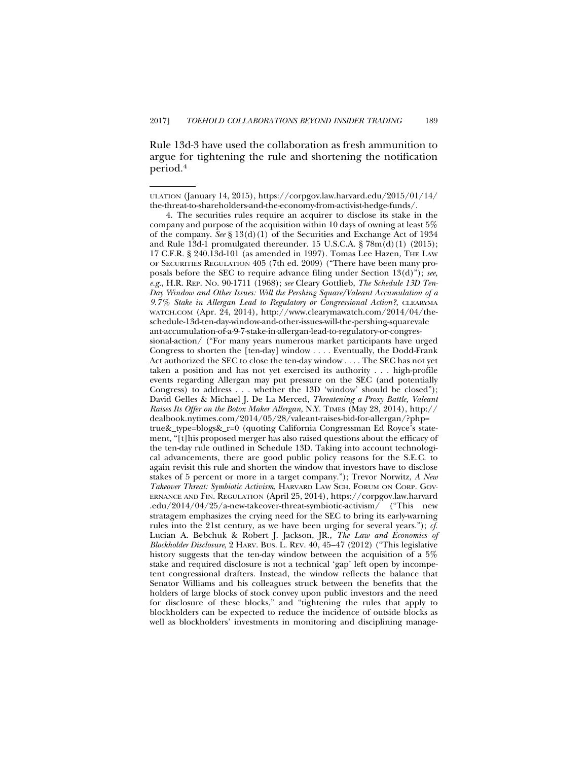Rule 13d-3 have used the collaboration as fresh ammunition to argue for tightening the rule and shortening the notification period.[4]

---

ULATION (January 14, 2015), https://corpgov.law.harvard.edu/2015/01/14/the-threat-to-shareholders-and-the-economy-from-activist-hedge-funds/.

4. The securities rules require an acquirer to disclose its stake in the company and purpose of the acquisition within 10 days of owning at least 5% of the company. *See* § 13(d)(1) of the Securities and Exchange Act of 1934 and Rule 13d-1 promulgated thereunder. 15 U.S.C.A. § 78m(d)(1) (2015); 17 C.F.R. § 240.13d-101 (as amended in 1997). Tomas Lee Hazen, THE LAW OF SECURITIES REGULATION 405 (7th ed. 2009) ("There have been many proposals before the SEC to require advance filing under Section 13(d)"); *see, e.g.*, H.R. REP. NO. 90-1711 (1968); *see* Cleary Gottlieb, *The Schedule 13D Ten-Day Window and Other Issues: Will the Pershing Square/Valeant Accumulation of a 9.7% Stake in Allergan Lead to Regulatory or Congressional Action?*, CLEARYMAWATCH.COM (Apr. 24, 2014), http://www.clearymawatch.com/2014/04/the-schedule-13d-ten-day-window-and-other-issues-will-the-pershing-squarevaleant-accumulation-of-a-9-7-stake-in-allergan-lead-to-regulatory-or-congressional-action/ ("For many years numerous market participants have urged Congress to shorten the [ten-day] window . . . . Eventually, the Dodd-Frank Act authorized the SEC to close the ten-day window . . . . The SEC has not yet taken a position and has not yet exercised its authority . . . high-profile events regarding Allergan may put pressure on the SEC (and potentially Congress) to address . . . whether the 13D 'window' should be closed"); David Gelles & Michael J. De La Merced, *Threatening a Proxy Battle, Valeant Raises Its Offer on the Botox Maker Allergan*, N.Y. TIMES (May 28, 2014), http://dealbook.nytimes.com/2014/05/28/valeant-raises-bid-for-allergan/?php=true&_type=blogs&_r=0 (quoting California Congressman Ed Royce's statement, "[t]his proposed merger has also raised questions about the efficacy of the ten-day rule outlined in Schedule 13D. Taking into account technological advancements, there are good public policy reasons for the S.E.C. to again revisit this rule and shorten the window that investors have to disclose stakes of 5 percent or more in a target company."); Trevor Norwitz, *A New Takeover Threat: Symbiotic Activism*, HARVARD LAW SCH. FORUM ON CORP. GOVERNANCE AND FIN. REGULATION (April 25, 2014), https://corpgov.law.harvard.edu/2014/04/25/a-new-takeover-threat-symbiotic-activism/ ("This new stratagem emphasizes the crying need for the SEC to bring its early-warning rules into the 21st century, as we have been urging for several years."); *cf.* Lucian A. Bebchuk & Robert J. Jackson, JR., *The Law and Economics of Blockholder Disclosure*, 2 HARV. BUS. L. REV. 40, 45–47 (2012) ("This legislative history suggests that the ten-day window between the acquisition of a 5% stake and required disclosure is not a technical 'gap' left open by incompetent congressional drafters. Instead, the window reflects the balance that Senator Williams and his colleagues struck between the benefits that the holders of large blocks of stock convey upon public investors and the need for disclosure of these blocks," and "tightening the rules that apply to blockholders can be expected to reduce the incidence of outside blocks as well as blockholders' investments in monitoring and disciplining manage-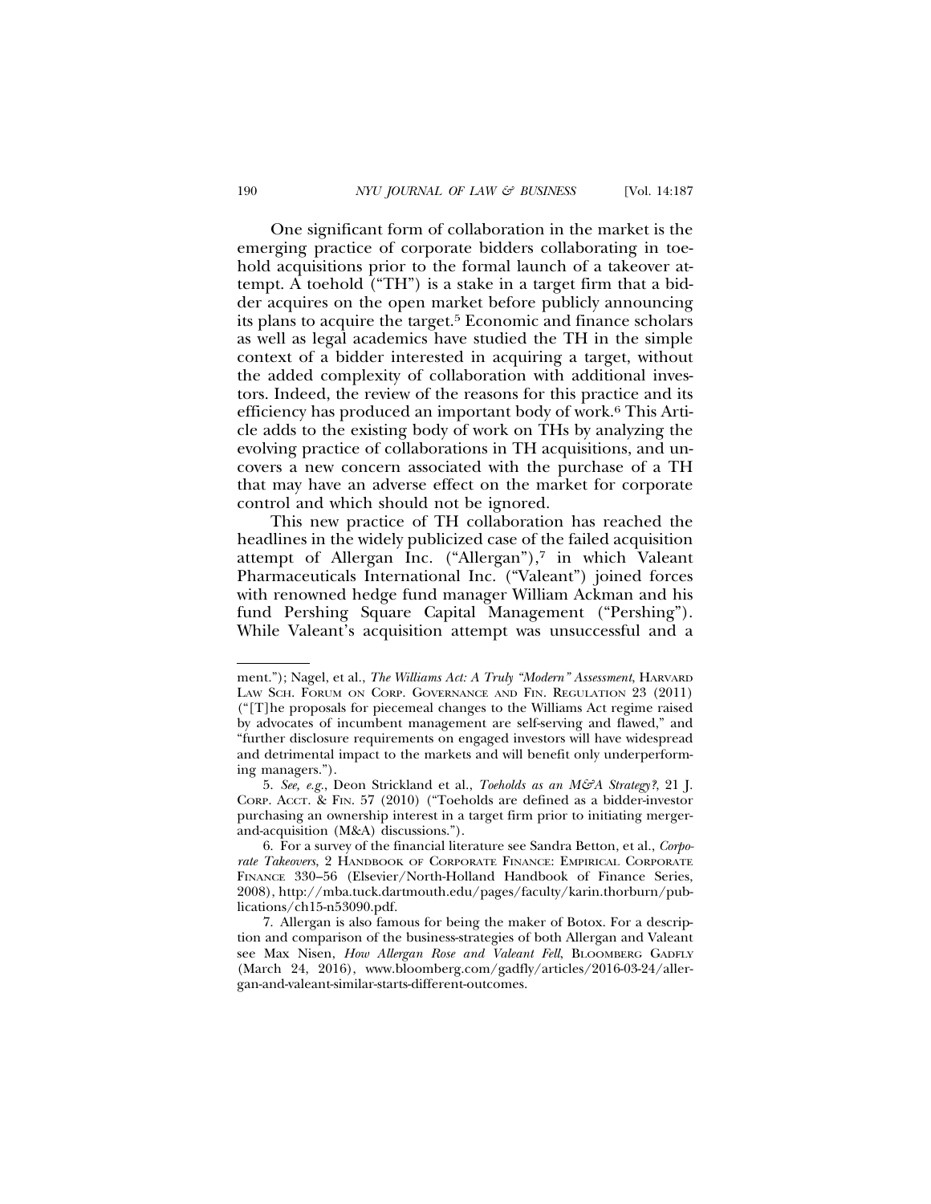One significant form of collaboration in the market is the emerging practice of corporate bidders collaborating in toehold acquisitions prior to the formal launch of a takeover attempt. A toehold ("TH") is a stake in a target firm that a bidder acquires on the open market before publicly announcing its plans to acquire the target.[5] Economic and finance scholars as well as legal academics have studied the TH in the simple context of a bidder interested in acquiring a target, without the added complexity of collaboration with additional investors. Indeed, the review of the reasons for this practice and its efficiency has produced an important body of work.[6] This Article adds to the existing body of work on THs by analyzing the evolving practice of collaborations in TH acquisitions, and uncovers a new concern associated with the purchase of a TH that may have an adverse effect on the market for corporate control and which should not be ignored.

This new practice of TH collaboration has reached the headlines in the widely publicized case of the failed acquisition attempt of Allergan Inc. ("Allergan"),[7] in which Valeant Pharmaceuticals International Inc. ("Valeant") joined forces with renowned hedge fund manager William Ackman and his fund Pershing Square Capital Management ("Pershing"). While Valeant's acquisition attempt was unsuccessful and a

---

ment."); Nagel, et al., *The Williams Act: A Truly "Modern" Assessment*, HARVARD LAW SCH. FORUM ON CORP. GOVERNANCE AND FIN. REGULATION 23 (2011) ("[T]he proposals for piecemeal changes to the Williams Act regime raised by advocates of incumbent management are self-serving and flawed," and "further disclosure requirements on engaged investors will have widespread and detrimental impact to the markets and will benefit only underperforming managers.").

5. *See, e.g.*, Deon Strickland et al., *Toeholds as an M&A Strategy?*, 21 J. CORP. ACCT. & FIN. 57 (2010) ("Toeholds are defined as a bidder-investor purchasing an ownership interest in a target firm prior to initiating merger-and-acquisition (M&A) discussions.").

6. For a survey of the financial literature see Sandra Betton, et al., *Corporate Takeovers*, 2 HANDBOOK OF CORPORATE FINANCE: EMPIRICAL CORPORATE FINANCE 330–56 (Elsevier/North-Holland Handbook of Finance Series, 2008), http://mba.tuck.dartmouth.edu/pages/faculty/karin.thorburn/publications/ch15-n53090.pdf.

7. Allergan is also famous for being the maker of Botox. For a description and comparison of the business-strategies of both Allergan and Valeant see Max Nisen, *How Allergan Rose and Valeant Fell*, BLOOMBERG GADFLY (March 24, 2016), www.bloomberg.com/gadfly/articles/2016-03-24/allergan-and-valeant-similar-starts-different-outcomes.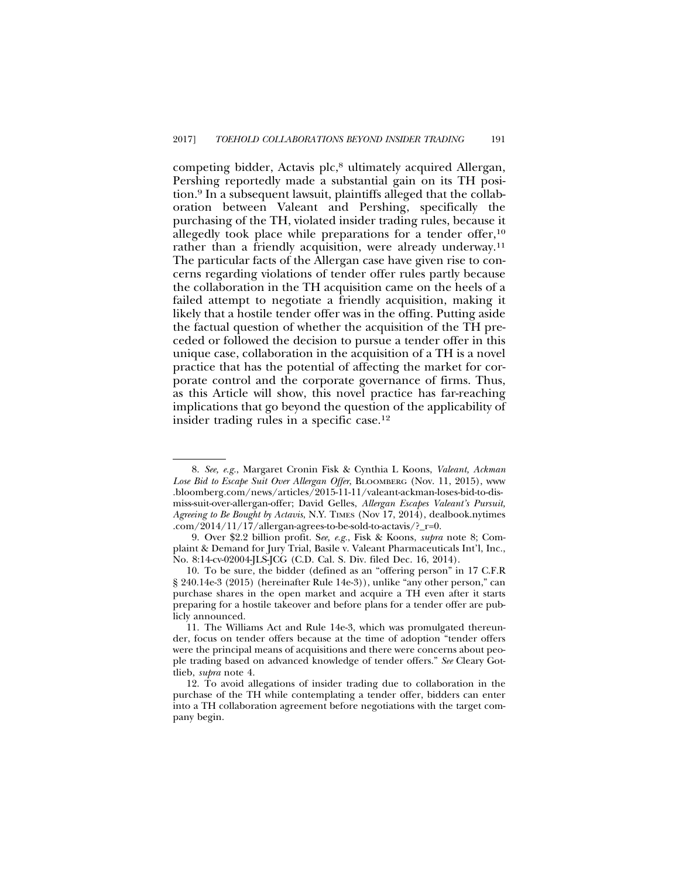competing bidder, Actavis plc,[8] ultimately acquired Allergan, Pershing reportedly made a substantial gain on its TH position.[9] In a subsequent lawsuit, plaintiffs alleged that the collaboration between Valeant and Pershing, specifically the purchasing of the TH, violated insider trading rules, because it allegedly took place while preparations for a tender offer,[10] rather than a friendly acquisition, were already underway.[11] The particular facts of the Allergan case have given rise to concerns regarding violations of tender offer rules partly because the collaboration in the TH acquisition came on the heels of a failed attempt to negotiate a friendly acquisition, making it likely that a hostile tender offer was in the offing. Putting aside the factual question of whether the acquisition of the TH preceded or followed the decision to pursue a tender offer in this unique case, collaboration in the acquisition of a TH is a novel practice that has the potential of affecting the market for corporate control and the corporate governance of firms. Thus, as this Article will show, this novel practice has far-reaching implications that go beyond the question of the applicability of insider trading rules in a specific case.[12]

---

8. *See, e.g.*, Margaret Cronin Fisk & Cynthia L Koons, *Valeant, Ackman Lose Bid to Escape Suit Over Allergan Offer*, BLOOMBERG (Nov. 11, 2015), www.bloomberg.com/news/articles/2015-11-11/valeant-ackman-loses-bid-to-dismiss-suit-over-allergan-offer; David Gelles, *Allergan Escapes Valeant's Pursuit, Agreeing to Be Bought by Actavis*, N.Y. TIMES (Nov 17, 2014), dealbook.nytimes.com/2014/11/17/allergan-agrees-to-be-sold-to-actavis/?_r=0.

9. Over $2.2 billion profit. S*ee, e.g.*, Fisk & Koons, *supra* note 8; Complaint & Demand for Jury Trial, Basile v. Valeant Pharmaceuticals Int'l, Inc., No. 8:14-cv-02004-JLS-JCG (C.D. Cal. S. Div. filed Dec. 16, 2014).

10. To be sure, the bidder (defined as an "offering person" in 17 C.F.R § 240.14e-3 (2015) (hereinafter Rule 14e-3)), unlike "any other person," can purchase shares in the open market and acquire a TH even after it starts preparing for a hostile takeover and before plans for a tender offer are publicly announced.

11. The Williams Act and Rule 14e-3, which was promulgated thereunder, focus on tender offers because at the time of adoption "tender offers were the principal means of acquisitions and there were concerns about people trading based on advanced knowledge of tender offers." *See* Cleary Gottlieb, *supra* note 4.

12. To avoid allegations of insider trading due to collaboration in the purchase of the TH while contemplating a tender offer, bidders can enter into a TH collaboration agreement before negotiations with the target company begin.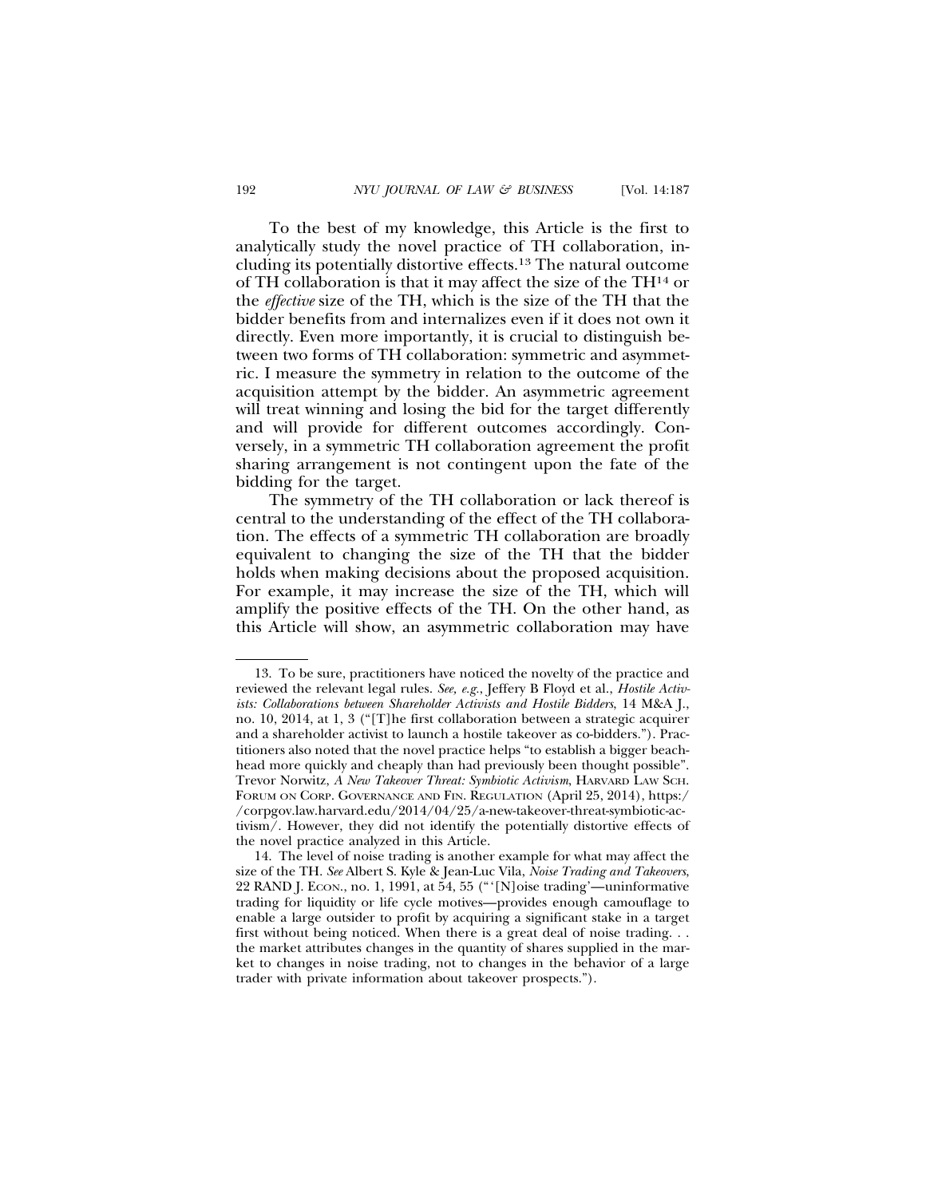To the best of my knowledge, this Article is the first to analytically study the novel practice of TH collaboration, including its potentially distortive effects.[13] The natural outcome of TH collaboration is that it may affect the size of the TH[14] or the *effective* size of the TH, which is the size of the TH that the bidder benefits from and internalizes even if it does not own it directly. Even more importantly, it is crucial to distinguish between two forms of TH collaboration: symmetric and asymmetric. I measure the symmetry in relation to the outcome of the acquisition attempt by the bidder. An asymmetric agreement will treat winning and losing the bid for the target differently and will provide for different outcomes accordingly. Conversely, in a symmetric TH collaboration agreement the profit sharing arrangement is not contingent upon the fate of the bidding for the target.

The symmetry of the TH collaboration or lack thereof is central to the understanding of the effect of the TH collaboration. The effects of a symmetric TH collaboration are broadly equivalent to changing the size of the TH that the bidder holds when making decisions about the proposed acquisition. For example, it may increase the size of the TH, which will amplify the positive effects of the TH. On the other hand, as this Article will show, an asymmetric collaboration may have

---

13. To be sure, practitioners have noticed the novelty of the practice and reviewed the relevant legal rules. *See, e.g.*, Jeffery B Floyd et al., *Hostile Activists: Collaborations between Shareholder Activists and Hostile Bidders*, 14 M&A J., no. 10, 2014, at 1, 3 ("[T]he first collaboration between a strategic acquirer and a shareholder activist to launch a hostile takeover as co-bidders."). Practitioners also noted that the novel practice helps "to establish a bigger beachhead more quickly and cheaply than had previously been thought possible". Trevor Norwitz, *A New Takeover Threat: Symbiotic Activism*, HARVARD LAW SCH. FORUM ON CORP. GOVERNANCE AND FIN. REGULATION (April 25, 2014), https://corpgov.law.harvard.edu/2014/04/25/a-new-takeover-threat-symbiotic-activism/. However, they did not identify the potentially distortive effects of the novel practice analyzed in this Article.

14. The level of noise trading is another example for what may affect the size of the TH. *See* Albert S. Kyle & Jean-Luc Vila, *Noise Trading and Takeovers*, 22 RAND J. ECON., no. 1, 1991, at 54, 55 ("'[N]oise trading'—uninformative trading for liquidity or life cycle motives—provides enough camouflage to enable a large outsider to profit by acquiring a significant stake in a target first without being noticed. When there is a great deal of noise trading. . . the market attributes changes in the quantity of shares supplied in the market to changes in noise trading, not to changes in the behavior of a large trader with private information about takeover prospects.").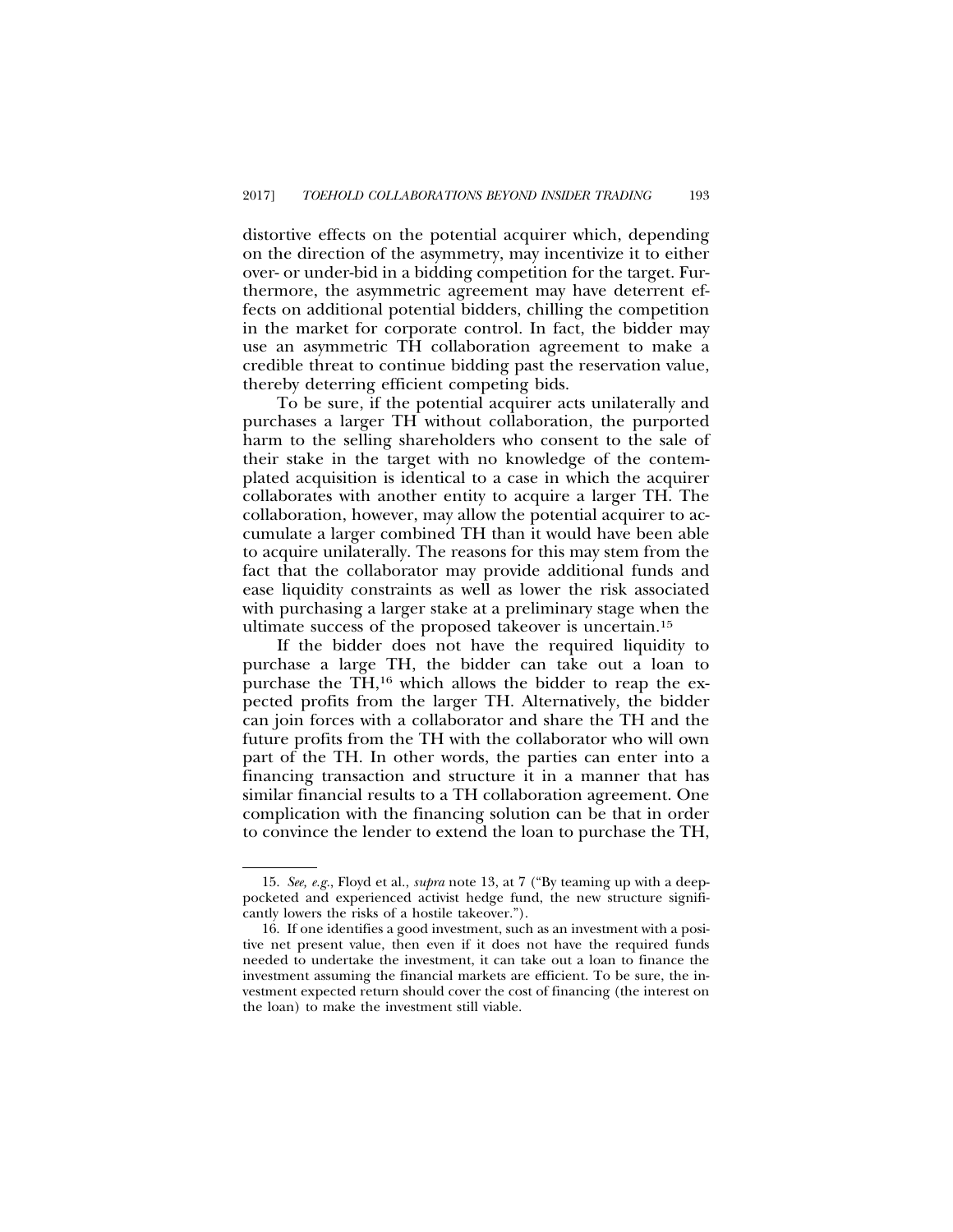distortive effects on the potential acquirer which, depending on the direction of the asymmetry, may incentivize it to either over- or under-bid in a bidding competition for the target. Furthermore, the asymmetric agreement may have deterrent effects on additional potential bidders, chilling the competition in the market for corporate control. In fact, the bidder may use an asymmetric TH collaboration agreement to make a credible threat to continue bidding past the reservation value, thereby deterring efficient competing bids.

To be sure, if the potential acquirer acts unilaterally and purchases a larger TH without collaboration, the purported harm to the selling shareholders who consent to the sale of their stake in the target with no knowledge of the contemplated acquisition is identical to a case in which the acquirer collaborates with another entity to acquire a larger TH. The collaboration, however, may allow the potential acquirer to accumulate a larger combined TH than it would have been able to acquire unilaterally. The reasons for this may stem from the fact that the collaborator may provide additional funds and ease liquidity constraints as well as lower the risk associated with purchasing a larger stake at a preliminary stage when the ultimate success of the proposed takeover is uncertain.[15]

If the bidder does not have the required liquidity to purchase a large TH, the bidder can take out a loan to purchase the TH,[16] which allows the bidder to reap the expected profits from the larger TH. Alternatively, the bidder can join forces with a collaborator and share the TH and the future profits from the TH with the collaborator who will own part of the TH. In other words, the parties can enter into a financing transaction and structure it in a manner that has similar financial results to a TH collaboration agreement. One complication with the financing solution can be that in order to convince the lender to extend the loan to purchase the TH,

---

15. *See, e.g.*, Floyd et al., *supra* note 13, at 7 ("By teaming up with a deep-pocketed and experienced activist hedge fund, the new structure significantly lowers the risks of a hostile takeover.").

16. If one identifies a good investment, such as an investment with a positive net present value, then even if it does not have the required funds needed to undertake the investment, it can take out a loan to finance the investment assuming the financial markets are efficient. To be sure, the investment expected return should cover the cost of financing (the interest on the loan) to make the investment still viable.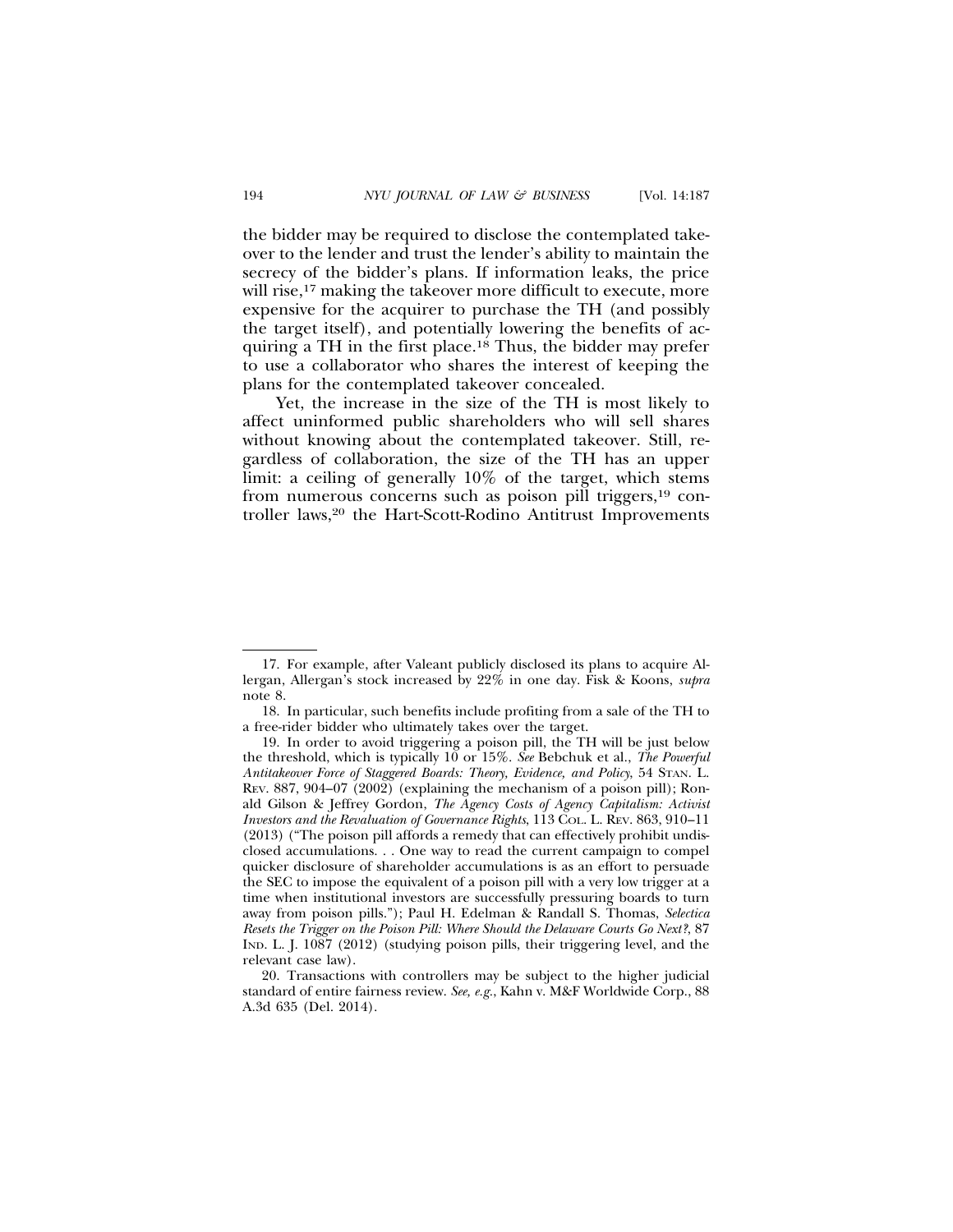the bidder may be required to disclose the contemplated takeover to the lender and trust the lender's ability to maintain the secrecy of the bidder's plans. If information leaks, the price will rise,[17] making the takeover more difficult to execute, more expensive for the acquirer to purchase the TH (and possibly the target itself), and potentially lowering the benefits of acquiring a TH in the first place.[18] Thus, the bidder may prefer to use a collaborator who shares the interest of keeping the plans for the contemplated takeover concealed.

Yet, the increase in the size of the TH is most likely to affect uninformed public shareholders who will sell shares without knowing about the contemplated takeover. Still, regardless of collaboration, the size of the TH has an upper limit: a ceiling of generally 10% of the target, which stems from numerous concerns such as poison pill triggers,[19] controller laws,[20] the Hart-Scott-Rodino Antitrust Improvements

---

17. For example, after Valeant publicly disclosed its plans to acquire Allergan, Allergan's stock increased by 22% in one day. Fisk & Koons, *supra* note 8.

18. In particular, such benefits include profiting from a sale of the TH to a free-rider bidder who ultimately takes over the target.

19. In order to avoid triggering a poison pill, the TH will be just below the threshold, which is typically 10 or 15%. *See* Bebchuk et al., *The Powerful Antitakeover Force of Staggered Boards: Theory, Evidence, and Policy*, 54 STAN. L. REV. 887, 904–07 (2002) (explaining the mechanism of a poison pill); Ronald Gilson & Jeffrey Gordon, *The Agency Costs of Agency Capitalism: Activist Investors and the Revaluation of Governance Rights*, 113 COL. L. REV. 863, 910–11 (2013) ("The poison pill affords a remedy that can effectively prohibit undisclosed accumulations. . . One way to read the current campaign to compel quicker disclosure of shareholder accumulations is as an effort to persuade the SEC to impose the equivalent of a poison pill with a very low trigger at a time when institutional investors are successfully pressuring boards to turn away from poison pills."); Paul H. Edelman & Randall S. Thomas, *Selectica Resets the Trigger on the Poison Pill: Where Should the Delaware Courts Go Next?*, 87 IND. L. J. 1087 (2012) (studying poison pills, their triggering level, and the relevant case law).

20. Transactions with controllers may be subject to the higher judicial standard of entire fairness review. *See, e.g.*, Kahn v. M&F Worldwide Corp., 88 A.3d 635 (Del. 2014).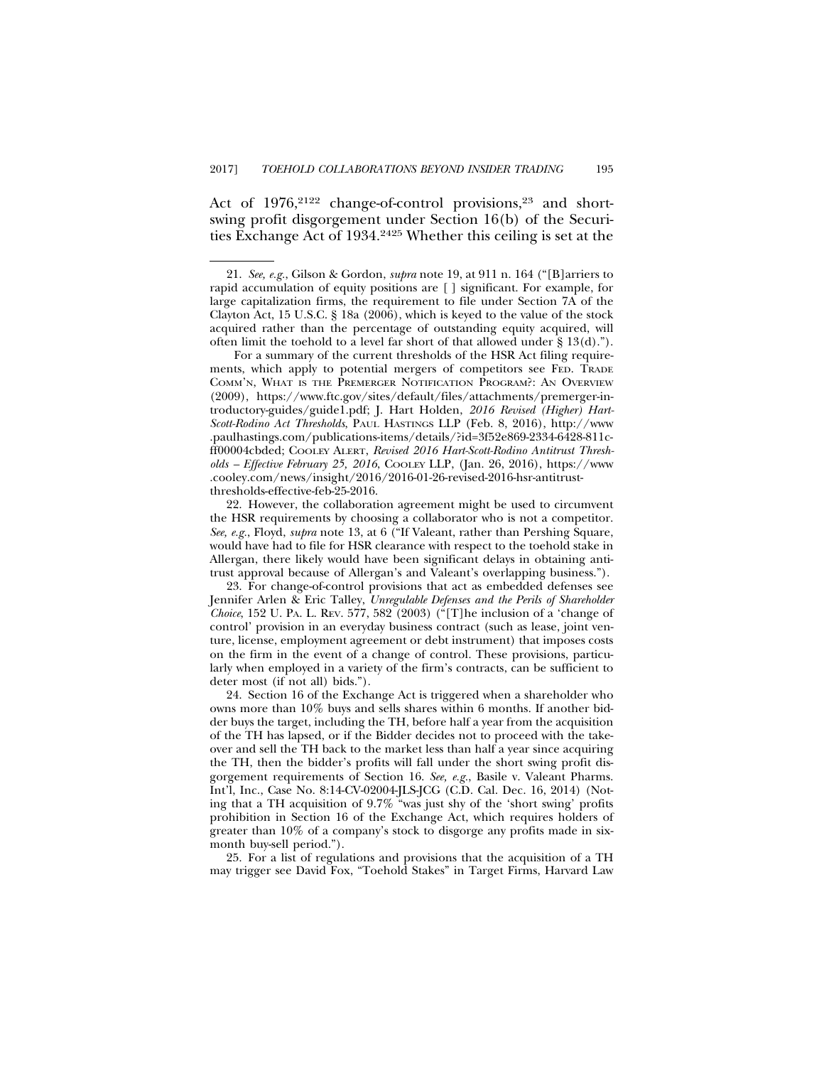Act of 1976,[21][22] change-of-control provisions,[23] and short-swing profit disgorgement under Section 16(b) of the Securities Exchange Act of 1934.[24][25] Whether this ceiling is set at the

---

21. *See, e.g.*, Gilson & Gordon, *supra* note 19, at 911 n. 164 ("[B]arriers to rapid accumulation of equity positions are [ ] significant. For example, for large capitalization firms, the requirement to file under Section 7A of the Clayton Act, 15 U.S.C. § 18a (2006), which is keyed to the value of the stock acquired rather than the percentage of outstanding equity acquired, will often limit the toehold to a level far short of that allowed under § 13(d).").

For a summary of the current thresholds of the HSR Act filing requirements, which apply to potential mergers of competitors see FED. TRADE COMM'N, WHAT IS THE PREMERGER NOTIFICATION PROGRAM?: AN OVERVIEW (2009), https://www.ftc.gov/sites/default/files/attachments/premerger-introductory-guides/guide1.pdf; J. Hart Holden, *2016 Revised (Higher) Hart-Scott-Rodino Act Thresholds*, PAUL HASTINGS LLP (Feb. 8, 2016), http://www.paulhastings.com/publications-items/details/?id=3f52e869-2334-6428-811c-ff00004cbded; COOLEY ALERT, *Revised 2016 Hart-Scott-Rodino Antitrust Thresholds – Effective February 25, 2016*, COOLEY LLP, (Jan. 26, 2016), https://www.cooley.com/news/insight/2016/2016-01-26-revised-2016-hsr-antitrust-thresholds-effective-feb-25-2016.

22. However, the collaboration agreement might be used to circumvent the HSR requirements by choosing a collaborator who is not a competitor. *See, e.g.*, Floyd, *supra* note 13, at 6 ("If Valeant, rather than Pershing Square, would have had to file for HSR clearance with respect to the toehold stake in Allergan, there likely would have been significant delays in obtaining antitrust approval because of Allergan's and Valeant's overlapping business.").

23. For change-of-control provisions that act as embedded defenses see Jennifer Arlen & Eric Talley, *Unregulable Defenses and the Perils of Shareholder Choice*, 152 U. PA. L. REV. 577, 582 (2003) ("[T]he inclusion of a 'change of control' provision in an everyday business contract (such as lease, joint venture, license, employment agreement or debt instrument) that imposes costs on the firm in the event of a change of control. These provisions, particularly when employed in a variety of the firm's contracts, can be sufficient to deter most (if not all) bids.").

24. Section 16 of the Exchange Act is triggered when a shareholder who owns more than 10% buys and sells shares within 6 months. If another bidder buys the target, including the TH, before half a year from the acquisition of the TH has lapsed, or if the Bidder decides not to proceed with the takeover and sell the TH back to the market less than half a year since acquiring the TH, then the bidder's profits will fall under the short swing profit disgorgement requirements of Section 16. *See, e.g.*, Basile v. Valeant Pharms. Int'l, Inc., Case No. 8:14-CV-02004-JLS-JCG (C.D. Cal. Dec. 16, 2014) (Noting that a TH acquisition of 9.7% "was just shy of the 'short swing' profits prohibition in Section 16 of the Exchange Act, which requires holders of greater than 10% of a company's stock to disgorge any profits made in six-month buy-sell period.").

25. For a list of regulations and provisions that the acquisition of a TH may trigger see David Fox, "Toehold Stakes" in Target Firms, Harvard Law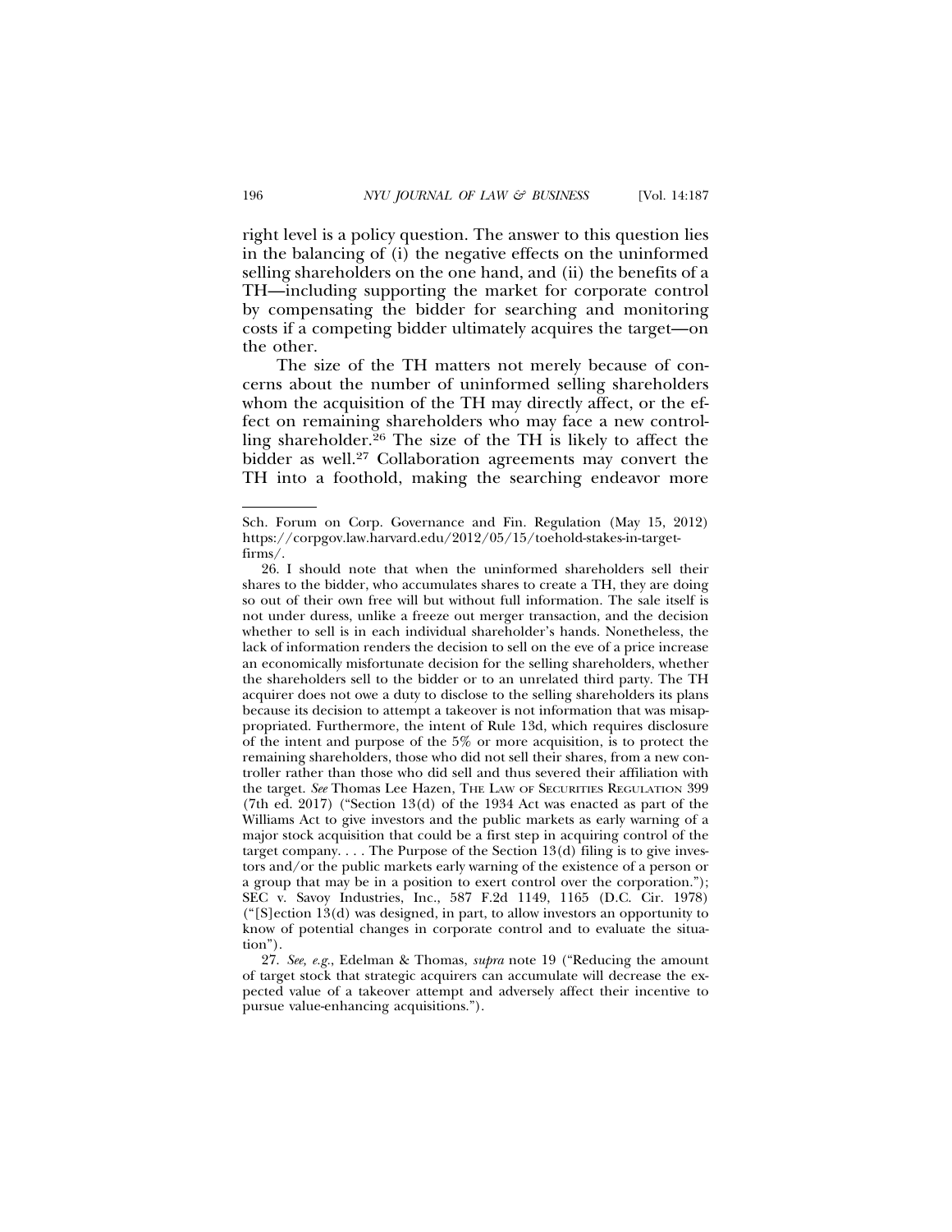right level is a policy question. The answer to this question lies in the balancing of (i) the negative effects on the uninformed selling shareholders on the one hand, and (ii) the benefits of a TH—including supporting the market for corporate control by compensating the bidder for searching and monitoring costs if a competing bidder ultimately acquires the target—on the other.

The size of the TH matters not merely because of concerns about the number of uninformed selling shareholders whom the acquisition of the TH may directly affect, or the effect on remaining shareholders who may face a new controlling shareholder.[26] The size of the TH is likely to affect the bidder as well.[27] Collaboration agreements may convert the TH into a foothold, making the searching endeavor more

---

Sch. Forum on Corp. Governance and Fin. Regulation (May 15, 2012) https://corpgov.law.harvard.edu/2012/05/15/toehold-stakes-in-target-firms/.

26. I should note that when the uninformed shareholders sell their shares to the bidder, who accumulates shares to create a TH, they are doing so out of their own free will but without full information. The sale itself is not under duress, unlike a freeze out merger transaction, and the decision whether to sell is in each individual shareholder's hands. Nonetheless, the lack of information renders the decision to sell on the eve of a price increase an economically misfortunate decision for the selling shareholders, whether the shareholders sell to the bidder or to an unrelated third party. The TH acquirer does not owe a duty to disclose to the selling shareholders its plans because its decision to attempt a takeover is not information that was misappropriated. Furthermore, the intent of Rule 13d, which requires disclosure of the intent and purpose of the 5% or more acquisition, is to protect the remaining shareholders, those who did not sell their shares, from a new controller rather than those who did sell and thus severed their affiliation with the target. *See* Thomas Lee Hazen, The Law of Securities Regulation 399 (7th ed. 2017) ("Section 13(d) of the 1934 Act was enacted as part of the Williams Act to give investors and the public markets as early warning of a major stock acquisition that could be a first step in acquiring control of the target company. . . . The Purpose of the Section 13(d) filing is to give investors and/or the public markets early warning of the existence of a person or a group that may be in a position to exert control over the corporation."); SEC v. Savoy Industries, Inc., 587 F.2d 1149, 1165 (D.C. Cir. 1978) ("[S]ection 13(d) was designed, in part, to allow investors an opportunity to know of potential changes in corporate control and to evaluate the situation").

27. *See, e.g.*, Edelman & Thomas, *supra* note 19 ("Reducing the amount of target stock that strategic acquirers can accumulate will decrease the expected value of a takeover attempt and adversely affect their incentive to pursue value-enhancing acquisitions.").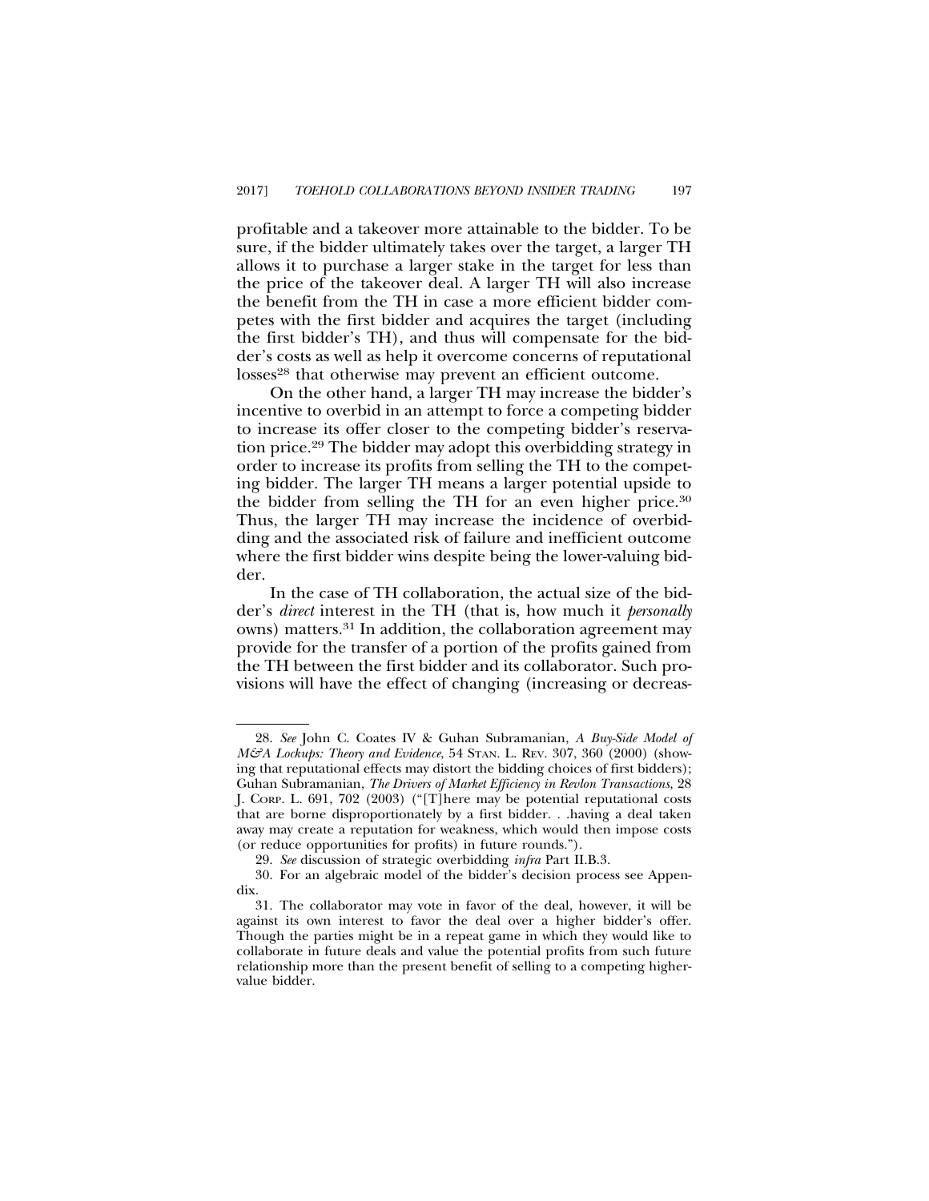profitable and a takeover more attainable to the bidder. To be sure, if the bidder ultimately takes over the target, a larger TH allows it to purchase a larger stake in the target for less than the price of the takeover deal. A larger TH will also increase the benefit from the TH in case a more efficient bidder competes with the first bidder and acquires the target (including the first bidder's TH), and thus will compensate for the bidder's costs as well as help it overcome concerns of reputational losses[28] that otherwise may prevent an efficient outcome.

On the other hand, a larger TH may increase the bidder's incentive to overbid in an attempt to force a competing bidder to increase its offer closer to the competing bidder's reservation price.[29] The bidder may adopt this overbidding strategy in order to increase its profits from selling the TH to the competing bidder. The larger TH means a larger potential upside to the bidder from selling the TH for an even higher price.[30] Thus, the larger TH may increase the incidence of overbidding and the associated risk of failure and inefficient outcome where the first bidder wins despite being the lower-valuing bidder.

In the case of TH collaboration, the actual size of the bidder's *direct* interest in the TH (that is, how much it *personally* owns) matters.[31] In addition, the collaboration agreement may provide for the transfer of a portion of the profits gained from the TH between the first bidder and its collaborator. Such provisions will have the effect of changing (increasing or decreas-

---

28. *See* John C. Coates IV & Guhan Subramanian, *A Buy-Side Model of M&A Lockups: Theory and Evidence*, 54 STAN. L. REV. 307, 360 (2000) (showing that reputational effects may distort the bidding choices of first bidders); Guhan Subramanian, *The Drivers of Market Efficiency in Revlon Transactions,* 28 J. CORP. L. 691, 702 (2003) ("[T]here may be potential reputational costs that are borne disproportionately by a first bidder. . .having a deal taken away may create a reputation for weakness, which would then impose costs (or reduce opportunities for profits) in future rounds.").

29. *See* discussion of strategic overbidding *infra* Part II.B.3.

30. For an algebraic model of the bidder's decision process see Appendix.

31. The collaborator may vote in favor of the deal, however, it will be against its own interest to favor the deal over a higher bidder's offer. Though the parties might be in a repeat game in which they would like to collaborate in future deals and value the potential profits from such future relationship more than the present benefit of selling to a competing higher-value bidder.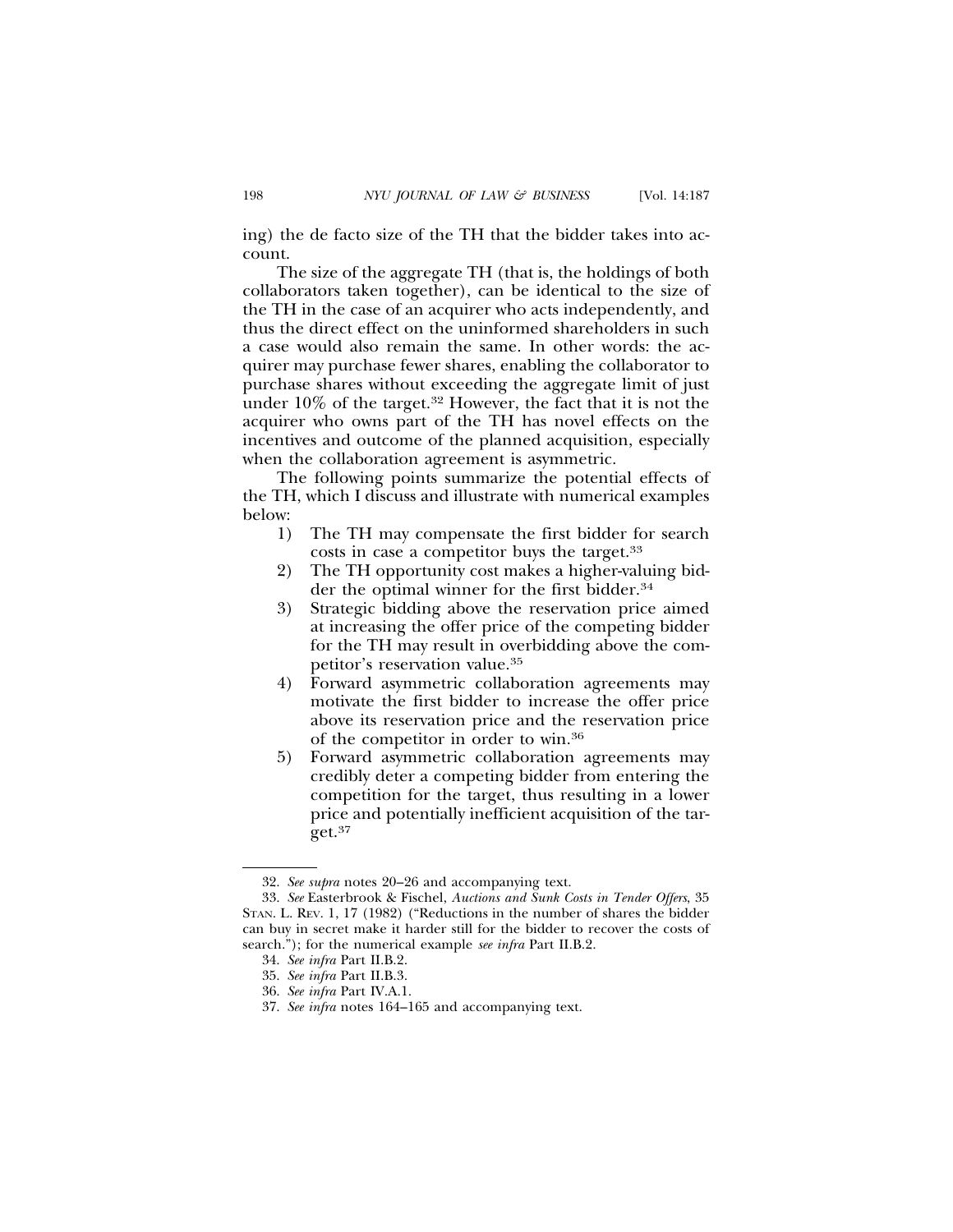ing) the de facto size of the TH that the bidder takes into account.

The size of the aggregate TH (that is, the holdings of both collaborators taken together), can be identical to the size of the TH in the case of an acquirer who acts independently, and thus the direct effect on the uninformed shareholders in such a case would also remain the same. In other words: the acquirer may purchase fewer shares, enabling the collaborator to purchase shares without exceeding the aggregate limit of just under 10% of the target.[32] However, the fact that it is not the acquirer who owns part of the TH has novel effects on the incentives and outcome of the planned acquisition, especially when the collaboration agreement is asymmetric.

The following points summarize the potential effects of the TH, which I discuss and illustrate with numerical examples below:

1) The TH may compensate the first bidder for search costs in case a competitor buys the target.[33]
2) The TH opportunity cost makes a higher-valuing bidder the optimal winner for the first bidder.[34]
3) Strategic bidding above the reservation price aimed at increasing the offer price of the competing bidder for the TH may result in overbidding above the competitor's reservation value.[35]
4) Forward asymmetric collaboration agreements may motivate the first bidder to increase the offer price above its reservation price and the reservation price of the competitor in order to win.[36]
5) Forward asymmetric collaboration agreements may credibly deter a competing bidder from entering the competition for the target, thus resulting in a lower price and potentially inefficient acquisition of the target.[37]

---

32. *See supra* notes 20–26 and accompanying text.

33. *See* Easterbrook & Fischel, *Auctions and Sunk Costs in Tender Offers*, 35 STAN. L. REV. 1, 17 (1982) ("Reductions in the number of shares the bidder can buy in secret make it harder still for the bidder to recover the costs of search."); for the numerical example *see infra* Part II.B.2.

34. *See infra* Part II.B.2.

35. *See infra* Part II.B.3.

36. *See infra* Part IV.A.1.

37. *See infra* notes 164–165 and accompanying text.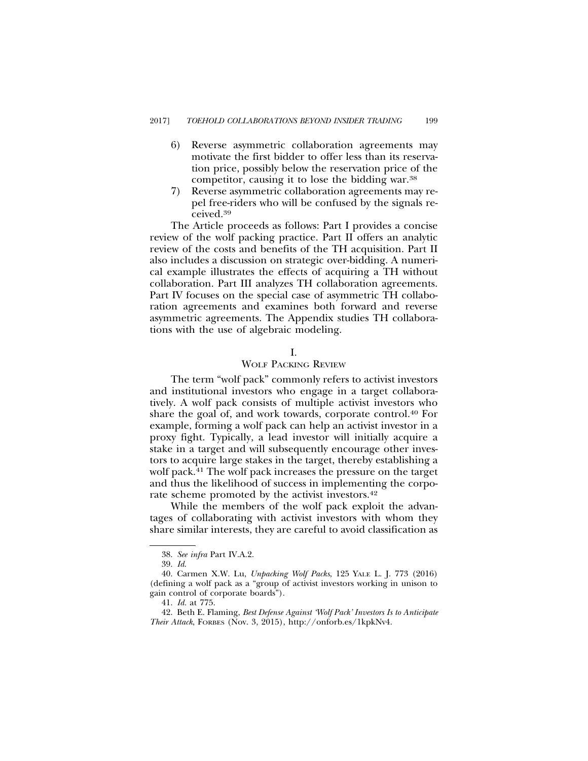6) Reverse asymmetric collaboration agreements may motivate the first bidder to offer less than its reservation price, possibly below the reservation price of the competitor, causing it to lose the bidding war.[38]

7) Reverse asymmetric collaboration agreements may repel free-riders who will be confused by the signals received.[39]

The Article proceeds as follows: Part I provides a concise review of the wolf packing practice. Part II offers an analytic review of the costs and benefits of the TH acquisition. Part II also includes a discussion on strategic over-bidding. A numerical example illustrates the effects of acquiring a TH without collaboration. Part III analyzes TH collaboration agreements. Part IV focuses on the special case of asymmetric TH collaboration agreements and examines both forward and reverse asymmetric agreements. The Appendix studies TH collaborations with the use of algebraic modeling.

## I.
## WOLF PACKING REVIEW

The term "wolf pack" commonly refers to activist investors and institutional investors who engage in a target collaboratively. A wolf pack consists of multiple activist investors who share the goal of, and work towards, corporate control.[40] For example, forming a wolf pack can help an activist investor in a proxy fight. Typically, a lead investor will initially acquire a stake in a target and will subsequently encourage other investors to acquire large stakes in the target, thereby establishing a wolf pack.[41] The wolf pack increases the pressure on the target and thus the likelihood of success in implementing the corporate scheme promoted by the activist investors.[42]

While the members of the wolf pack exploit the advantages of collaborating with activist investors with whom they share similar interests, they are careful to avoid classification as

---

38. *See infra* Part IV.A.2.

39. *Id.*

40. Carmen X.W. Lu, *Unpacking Wolf Packs*, 125 YALE L. J. 773 (2016) (defining a wolf pack as a "group of activist investors working in unison to gain control of corporate boards").

41. *Id.* at 775.

42. Beth E. Flaming, *Best Defense Against 'Wolf Pack' Investors Is to Anticipate Their Attack*, FORBES (Nov. 3, 2015), http://onforb.es/1kpkNv4.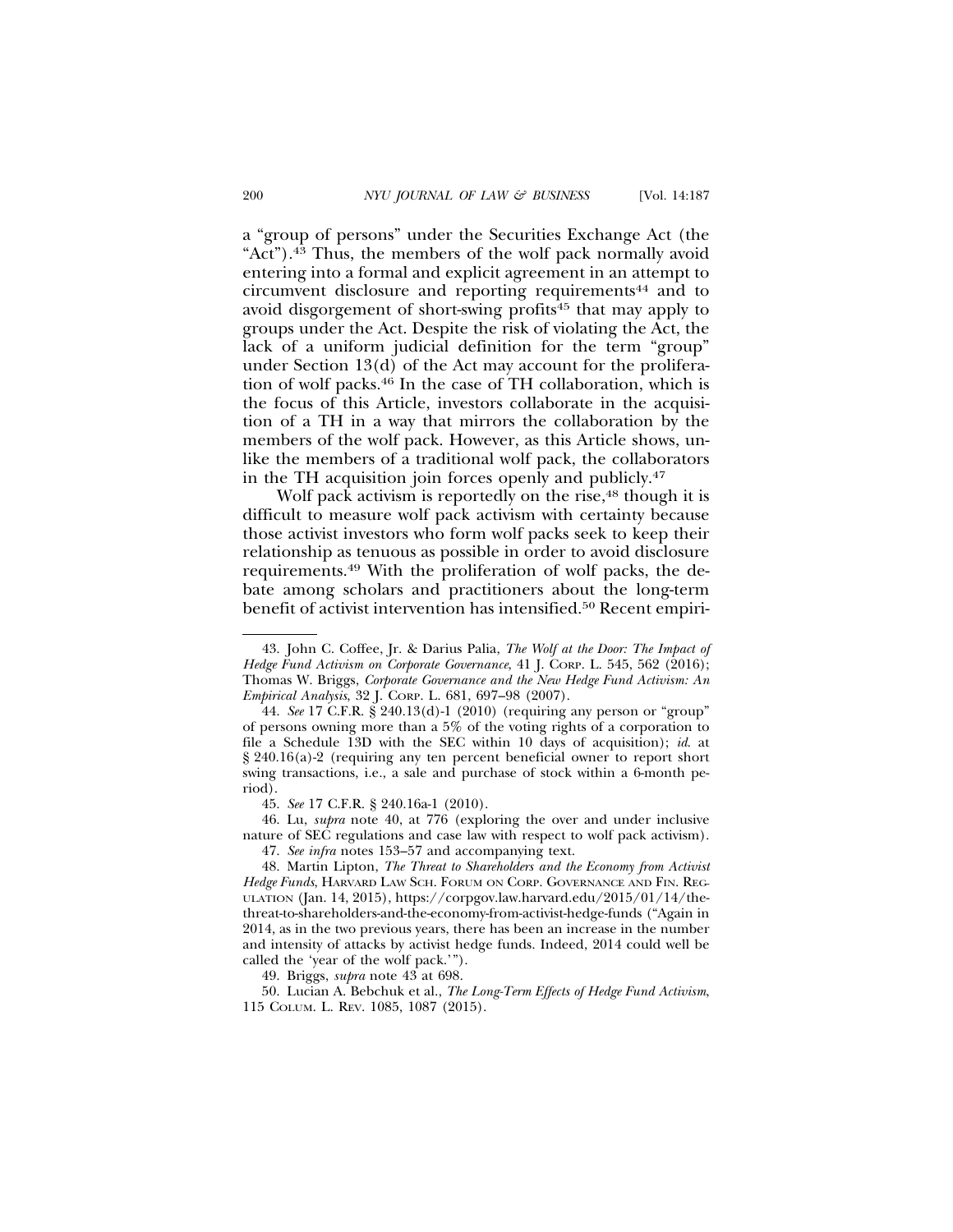a "group of persons" under the Securities Exchange Act (the "Act").[43] Thus, the members of the wolf pack normally avoid entering into a formal and explicit agreement in an attempt to circumvent disclosure and reporting requirements[44] and to avoid disgorgement of short-swing profits[45] that may apply to groups under the Act. Despite the risk of violating the Act, the lack of a uniform judicial definition for the term "group" under Section 13(d) of the Act may account for the proliferation of wolf packs.[46] In the case of TH collaboration, which is the focus of this Article, investors collaborate in the acquisition of a TH in a way that mirrors the collaboration by the members of the wolf pack. However, as this Article shows, unlike the members of a traditional wolf pack, the collaborators in the TH acquisition join forces openly and publicly.[47]

Wolf pack activism is reportedly on the rise,[48] though it is difficult to measure wolf pack activism with certainty because those activist investors who form wolf packs seek to keep their relationship as tenuous as possible in order to avoid disclosure requirements.[49] With the proliferation of wolf packs, the debate among scholars and practitioners about the long-term benefit of activist intervention has intensified.[50] Recent empiri-

---

43. John C. Coffee, Jr. & Darius Palia, *The Wolf at the Door: The Impact of Hedge Fund Activism on Corporate Governance*, 41 J. CORP. L. 545, 562 (2016); Thomas W. Briggs, *Corporate Governance and the New Hedge Fund Activism: An Empirical Analysis*, 32 J. CORP. L. 681, 697–98 (2007).

44. *See* 17 C.F.R. § 240.13(d)-1 (2010) (requiring any person or "group" of persons owning more than a 5% of the voting rights of a corporation to file a Schedule 13D with the SEC within 10 days of acquisition); *id.* at § 240.16(a)-2 (requiring any ten percent beneficial owner to report short swing transactions, i.e., a sale and purchase of stock within a 6-month period).

45. *See* 17 C.F.R. § 240.16a-1 (2010).

46. Lu, *supra* note 40, at 776 (exploring the over and under inclusive nature of SEC regulations and case law with respect to wolf pack activism).

47. *See infra* notes 153–57 and accompanying text.

48. Martin Lipton, *The Threat to Shareholders and the Economy from Activist Hedge Funds*, HARVARD LAW SCH. FORUM ON CORP. GOVERNANCE AND FIN. REGULATION (Jan. 14, 2015), https://corpgov.law.harvard.edu/2015/01/14/the-threat-to-shareholders-and-the-economy-from-activist-hedge-funds ("Again in 2014, as in the two previous years, there has been an increase in the number and intensity of attacks by activist hedge funds. Indeed, 2014 could well be called the 'year of the wolf pack.'").

49. Briggs, *supra* note 43 at 698.

50. Lucian A. Bebchuk et al., *The Long-Term Effects of Hedge Fund Activism*, 115 COLUM. L. REV. 1085, 1087 (2015).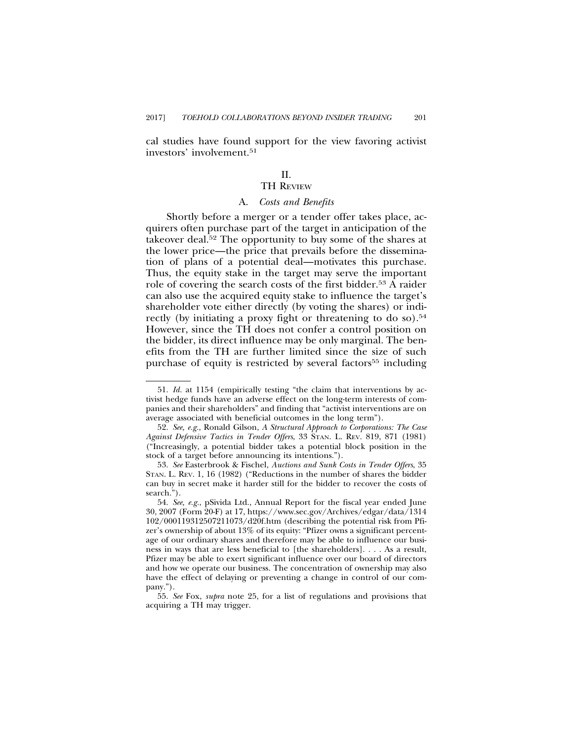cal studies have found support for the view favoring activist investors' involvement.[51]

## II. TH REVIEW

### A. *Costs and Benefits*

Shortly before a merger or a tender offer takes place, acquirers often purchase part of the target in anticipation of the takeover deal.[52] The opportunity to buy some of the shares at the lower price—the price that prevails before the dissemination of plans of a potential deal—motivates this purchase. Thus, the equity stake in the target may serve the important role of covering the search costs of the first bidder.[53] A raider can also use the acquired equity stake to influence the target's shareholder vote either directly (by voting the shares) or indirectly (by initiating a proxy fight or threatening to do so).[54] However, since the TH does not confer a control position on the bidder, its direct influence may be only marginal. The benefits from the TH are further limited since the size of such purchase of equity is restricted by several factors[55] including

---

51. *Id.* at 1154 (empirically testing "the claim that interventions by activist hedge funds have an adverse effect on the long-term interests of companies and their shareholders" and finding that "activist interventions are on average associated with beneficial outcomes in the long term").

52. *See, e.g.*, Ronald Gilson, *A Structural Approach to Corporations: The Case Against Defensive Tactics in Tender Offers*, 33 STAN. L. REV. 819, 871 (1981) ("Increasingly, a potential bidder takes a potential block position in the stock of a target before announcing its intentions.").

53. *See* Easterbrook & Fischel, *Auctions and Sunk Costs in Tender Offers*, 35 STAN. L. REV. 1, 16 (1982) ("Reductions in the number of shares the bidder can buy in secret make it harder still for the bidder to recover the costs of search.").

54. *See, e.g.*, pSivida Ltd., Annual Report for the fiscal year ended June 30, 2007 (Form 20-F) at 17, https://www.sec.gov/Archives/edgar/data/1314102/000119312507211073/d20f.htm (describing the potential risk from Pfizer's ownership of about 13% of its equity: "Pfizer owns a significant percentage of our ordinary shares and therefore may be able to influence our business in ways that are less beneficial to [the shareholders]. . . . As a result, Pfizer may be able to exert significant influence over our board of directors and how we operate our business. The concentration of ownership may also have the effect of delaying or preventing a change in control of our company.").

55. *See* Fox, *supra* note 25, for a list of regulations and provisions that acquiring a TH may trigger.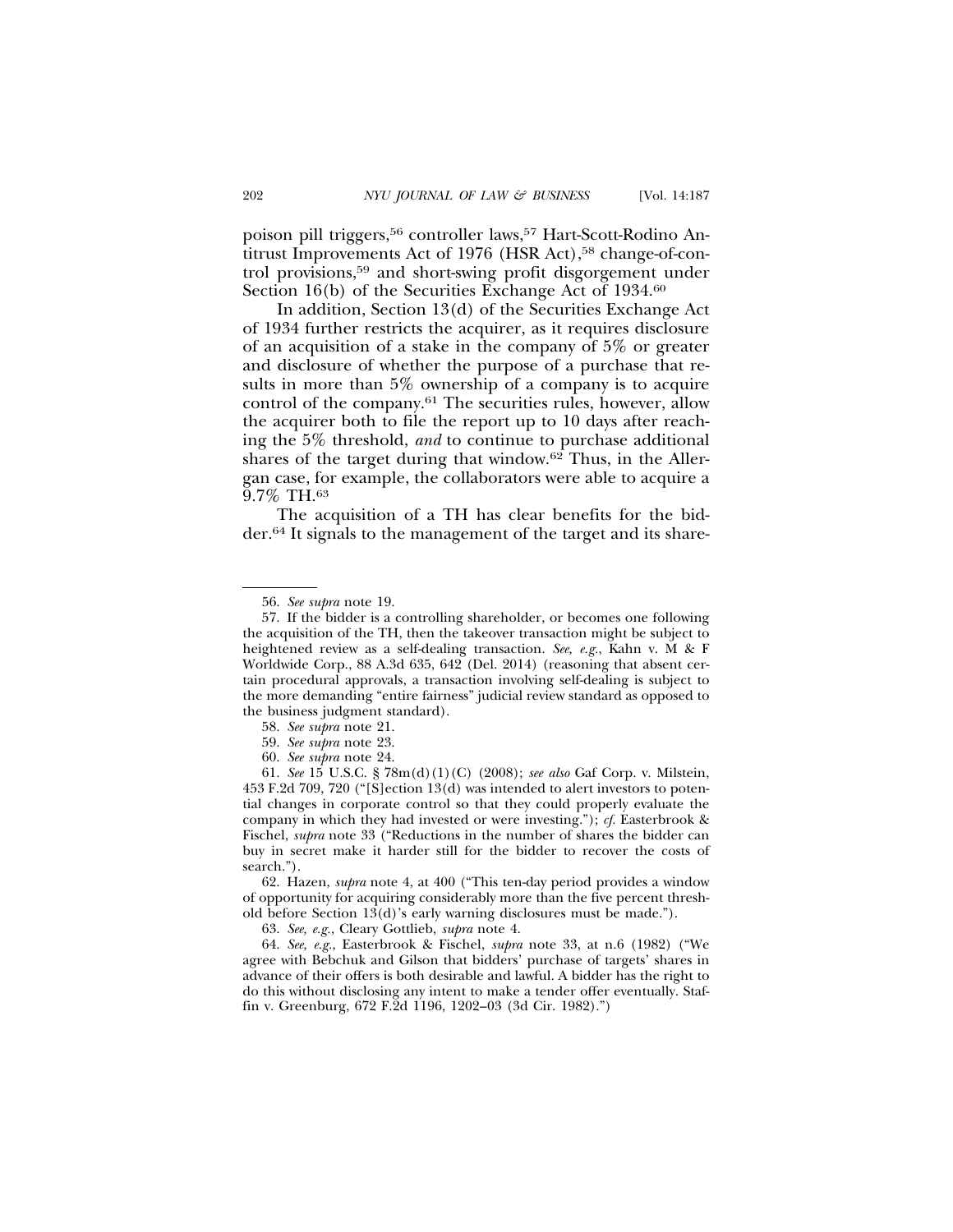poison pill triggers,[56] controller laws,[57] Hart-Scott-Rodino Antitrust Improvements Act of 1976 (HSR Act),[58] change-of-control provisions,[59] and short-swing profit disgorgement under Section 16(b) of the Securities Exchange Act of 1934.[60]

In addition, Section 13(d) of the Securities Exchange Act of 1934 further restricts the acquirer, as it requires disclosure of an acquisition of a stake in the company of 5% or greater and disclosure of whether the purpose of a purchase that results in more than 5% ownership of a company is to acquire control of the company.[61] The securities rules, however, allow the acquirer both to file the report up to 10 days after reaching the 5% threshold, *and* to continue to purchase additional shares of the target during that window.[62] Thus, in the Allergan case, for example, the collaborators were able to acquire a 9.7% TH.[63]

The acquisition of a TH has clear benefits for the bidder.[64] It signals to the management of the target and its share-

---

56. *See supra* note 19.

57. If the bidder is a controlling shareholder, or becomes one following the acquisition of the TH, then the takeover transaction might be subject to heightened review as a self-dealing transaction. *See, e.g.*, Kahn v. M & F Worldwide Corp., 88 A.3d 635, 642 (Del. 2014) (reasoning that absent certain procedural approvals, a transaction involving self-dealing is subject to the more demanding "entire fairness" judicial review standard as opposed to the business judgment standard).

58. *See supra* note 21.

59. *See supra* note 23.

60. *See supra* note 24.

61. *See* 15 U.S.C. § 78m(d)(1)(C) (2008); *see also* Gaf Corp. v. Milstein, 453 F.2d 709, 720 ("[S]ection 13(d) was intended to alert investors to potential changes in corporate control so that they could properly evaluate the company in which they had invested or were investing."); *cf.* Easterbrook & Fischel, *supra* note 33 ("Reductions in the number of shares the bidder can buy in secret make it harder still for the bidder to recover the costs of search.").

62. Hazen, *supra* note 4, at 400 ("This ten-day period provides a window of opportunity for acquiring considerably more than the five percent threshold before Section 13(d)'s early warning disclosures must be made.").

63. *See, e.g.*, Cleary Gottlieb, *supra* note 4.

64. *See, e.g.*, Easterbrook & Fischel, *supra* note 33, at n.6 (1982) ("We agree with Bebchuk and Gilson that bidders' purchase of targets' shares in advance of their offers is both desirable and lawful. A bidder has the right to do this without disclosing any intent to make a tender offer eventually. Staffin v. Greenburg, 672 F.2d 1196, 1202–03 (3d Cir. 1982).")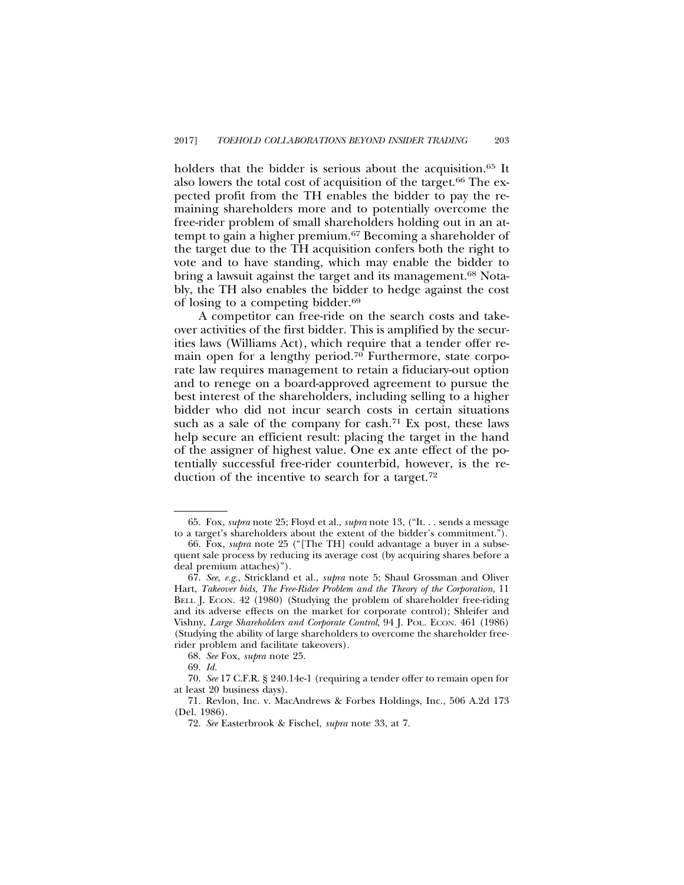holders that the bidder is serious about the acquisition.[65] It also lowers the total cost of acquisition of the target.[66] The expected profit from the TH enables the bidder to pay the remaining shareholders more and to potentially overcome the free-rider problem of small shareholders holding out in an attempt to gain a higher premium.[67] Becoming a shareholder of the target due to the TH acquisition confers both the right to vote and to have standing, which may enable the bidder to bring a lawsuit against the target and its management.[68] Notably, the TH also enables the bidder to hedge against the cost of losing to a competing bidder.[69]

A competitor can free-ride on the search costs and takeover activities of the first bidder. This is amplified by the securities laws (Williams Act), which require that a tender offer remain open for a lengthy period.[70] Furthermore, state corporate law requires management to retain a fiduciary-out option and to renege on a board-approved agreement to pursue the best interest of the shareholders, including selling to a higher bidder who did not incur search costs in certain situations such as a sale of the company for cash.[71] Ex post, these laws help secure an efficient result: placing the target in the hand of the assigner of highest value. One ex ante effect of the potentially successful free-rider counterbid, however, is the reduction of the incentive to search for a target.[72]

---

65. Fox, *supra* note 25; Floyd et al., *supra* note 13, ("It. . . sends a message to a target's shareholders about the extent of the bidder's commitment.").

66. Fox, *supra* note 25 ("[The TH] could advantage a buyer in a subsequent sale process by reducing its average cost (by acquiring shares before a deal premium attaches)").

67. *See, e.g.*, Strickland et al., *supra* note 5; Shaul Grossman and Oliver Hart, *Takeover bids, The Free-Rider Problem and the Theory of the Corporation*, 11 BELL J. ECON. 42 (1980) (Studying the problem of shareholder free-riding and its adverse effects on the market for corporate control); Shleifer and Vishny, *Large Shareholders and Corporate Control*, 94 J. POL. ECON. 461 (1986) (Studying the ability of large shareholders to overcome the shareholder free-rider problem and facilitate takeovers).

68. *See* Fox, *supra* note 25.

69. *Id.*

70. *See* 17 C.F.R. § 240.14e-1 (requiring a tender offer to remain open for at least 20 business days).

71. Revlon, Inc. v. MacAndrews & Forbes Holdings, Inc., 506 A.2d 173 (Del. 1986).

72. *See* Easterbrook & Fischel, *supra* note 33, at 7.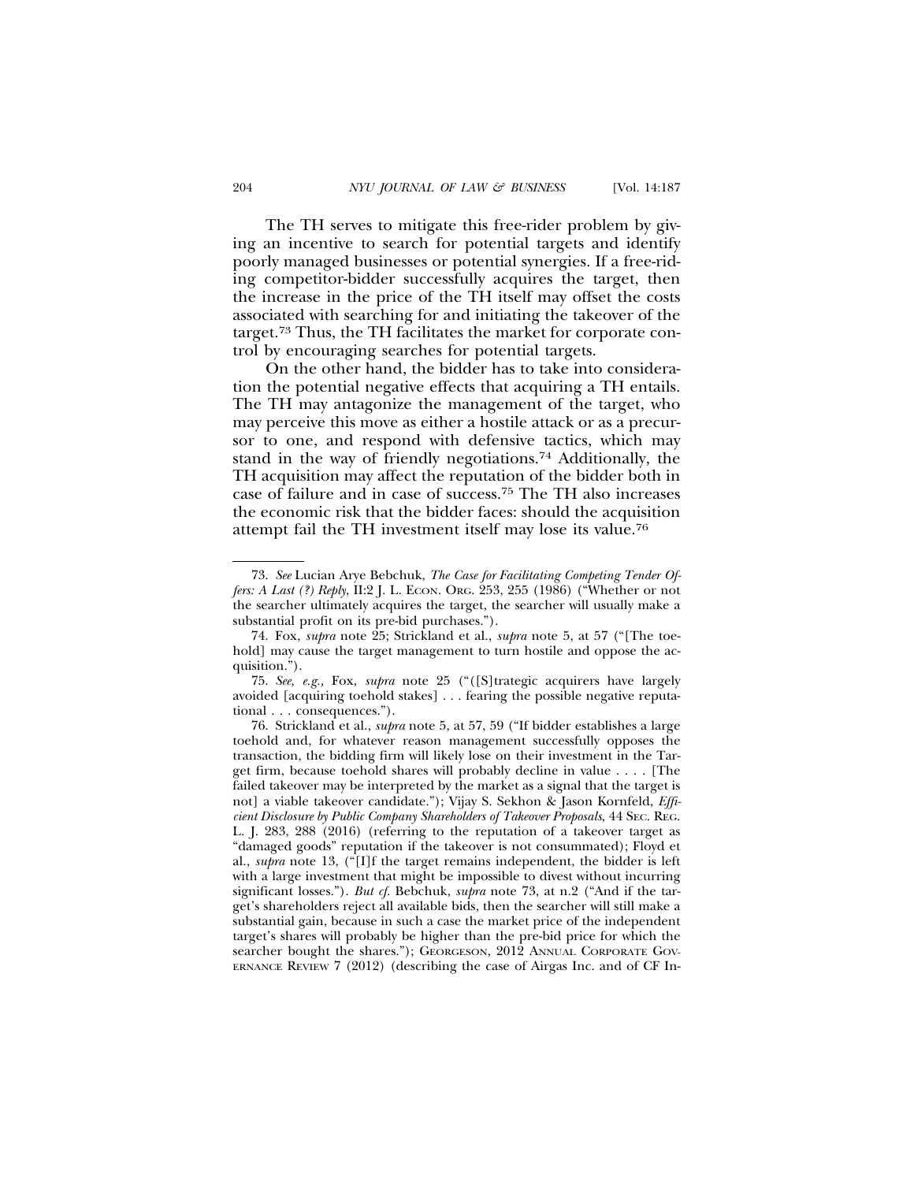The TH serves to mitigate this free-rider problem by giving an incentive to search for potential targets and identify poorly managed businesses or potential synergies. If a free-riding competitor-bidder successfully acquires the target, then the increase in the price of the TH itself may offset the costs associated with searching for and initiating the takeover of the target.[73] Thus, the TH facilitates the market for corporate control by encouraging searches for potential targets.

On the other hand, the bidder has to take into consideration the potential negative effects that acquiring a TH entails. The TH may antagonize the management of the target, who may perceive this move as either a hostile attack or as a precursor to one, and respond with defensive tactics, which may stand in the way of friendly negotiations.[74] Additionally, the TH acquisition may affect the reputation of the bidder both in case of failure and in case of success.[75] The TH also increases the economic risk that the bidder faces: should the acquisition attempt fail the TH investment itself may lose its value.[76]

---

73. *See* Lucian Arye Bebchuk, *The Case for Facilitating Competing Tender Offers: A Last (?) Reply*, II:2 J. L. ECON. ORG. 253, 255 (1986) ("Whether or not the searcher ultimately acquires the target, the searcher will usually make a substantial profit on its pre-bid purchases.").

74. Fox, *supra* note 25; Strickland et al., *supra* note 5, at 57 ("[The toehold] may cause the target management to turn hostile and oppose the acquisition.").

75. *See, e.g.*, Fox, *supra* note 25 ("([S]trategic acquirers have largely avoided [acquiring toehold stakes] . . . fearing the possible negative reputational . . . consequences.").

76. Strickland et al., *supra* note 5, at 57, 59 ("If bidder establishes a large toehold and, for whatever reason management successfully opposes the transaction, the bidding firm will likely lose on their investment in the Target firm, because toehold shares will probably decline in value . . . . [The failed takeover may be interpreted by the market as a signal that the target is not] a viable takeover candidate."); Vijay S. Sekhon & Jason Kornfeld, *Efficient Disclosure by Public Company Shareholders of Takeover Proposals*, 44 SEC. REG. L. J. 283, 288 (2016) (referring to the reputation of a takeover target as "damaged goods" reputation if the takeover is not consummated); Floyd et al., *supra* note 13, ("[I]f the target remains independent, the bidder is left with a large investment that might be impossible to divest without incurring significant losses."). *But cf.* Bebchuk, *supra* note 73, at n.2 ("And if the target's shareholders reject all available bids, then the searcher will still make a substantial gain, because in such a case the market price of the independent target's shares will probably be higher than the pre-bid price for which the searcher bought the shares."); GEORGESON, 2012 ANNUAL CORPORATE GOVERNANCE REVIEW 7 (2012) (describing the case of Airgas Inc. and of CF In-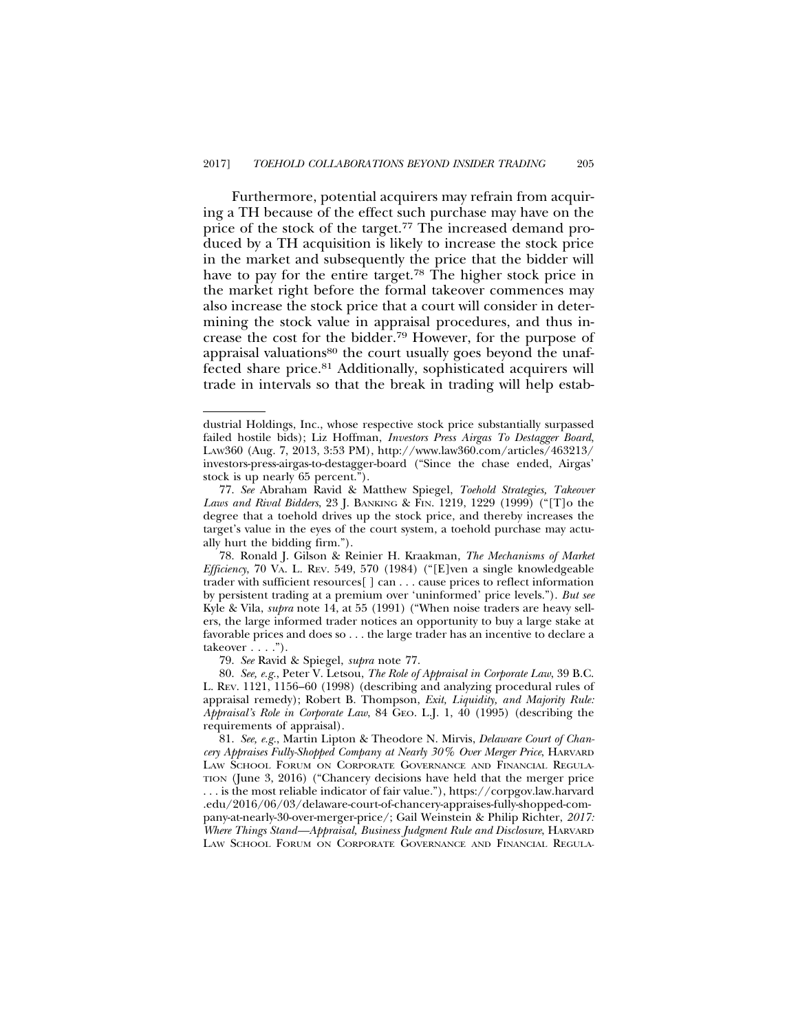Furthermore, potential acquirers may refrain from acquiring a TH because of the effect such purchase may have on the price of the stock of the target.[77] The increased demand produced by a TH acquisition is likely to increase the stock price in the market and subsequently the price that the bidder will have to pay for the entire target.[78] The higher stock price in the market right before the formal takeover commences may also increase the stock price that a court will consider in determining the stock value in appraisal procedures, and thus increase the cost for the bidder.[79] However, for the purpose of appraisal valuations[80] the court usually goes beyond the unaffected share price.[81] Additionally, sophisticated acquirers will trade in intervals so that the break in trading will help estab-

---

dustrial Holdings, Inc., whose respective stock price substantially surpassed failed hostile bids); Liz Hoffman, *Investors Press Airgas To Destagger Board*, LAW360 (Aug. 7, 2013, 3:53 PM), http://www.law360.com/articles/463213/investors-press-airgas-to-destagger-board ("Since the chase ended, Airgas' stock is up nearly 65 percent.").

77. *See* Abraham Ravid & Matthew Spiegel, *Toehold Strategies, Takeover Laws and Rival Bidders*, 23 J. BANKING & FIN. 1219, 1229 (1999) ("[T]o the degree that a toehold drives up the stock price, and thereby increases the target's value in the eyes of the court system, a toehold purchase may actually hurt the bidding firm.").

78. Ronald J. Gilson & Reinier H. Kraakman, *The Mechanisms of Market Efficiency*, 70 VA. L. REV. 549, 570 (1984) ("[E]ven a single knowledgeable trader with sufficient resources[ ] can . . . cause prices to reflect information by persistent trading at a premium over 'uninformed' price levels."). *But see* Kyle & Vila, *supra* note 14, at 55 (1991) ("When noise traders are heavy sellers, the large informed trader notices an opportunity to buy a large stake at favorable prices and does so . . . the large trader has an incentive to declare a takeover . . . .").

79. *See* Ravid & Spiegel, *supra* note 77.

80. *See, e.g.*, Peter V. Letsou, *The Role of Appraisal in Corporate Law*, 39 B.C. L. REV. 1121, 1156–60 (1998) (describing and analyzing procedural rules of appraisal remedy); Robert B. Thompson, *Exit, Liquidity, and Majority Rule: Appraisal's Role in Corporate Law*, 84 GEO. L.J. 1, 40 (1995) (describing the requirements of appraisal).

81. *See, e.g.*, Martin Lipton & Theodore N. Mirvis, *Delaware Court of Chancery Appraises Fully-Shopped Company at Nearly 30% Over Merger Price*, HARVARD LAW SCHOOL FORUM ON CORPORATE GOVERNANCE AND FINANCIAL REGULATION (June 3, 2016) ("Chancery decisions have held that the merger price . . . is the most reliable indicator of fair value."), https://corpgov.law.harvard.edu/2016/06/03/delaware-court-of-chancery-appraises-fully-shopped-company-at-nearly-30-over-merger-price/; Gail Weinstein & Philip Richter, *2017: Where Things Stand—Appraisal, Business Judgment Rule and Disclosure*, HARVARD LAW SCHOOL FORUM ON CORPORATE GOVERNANCE AND FINANCIAL REGULA-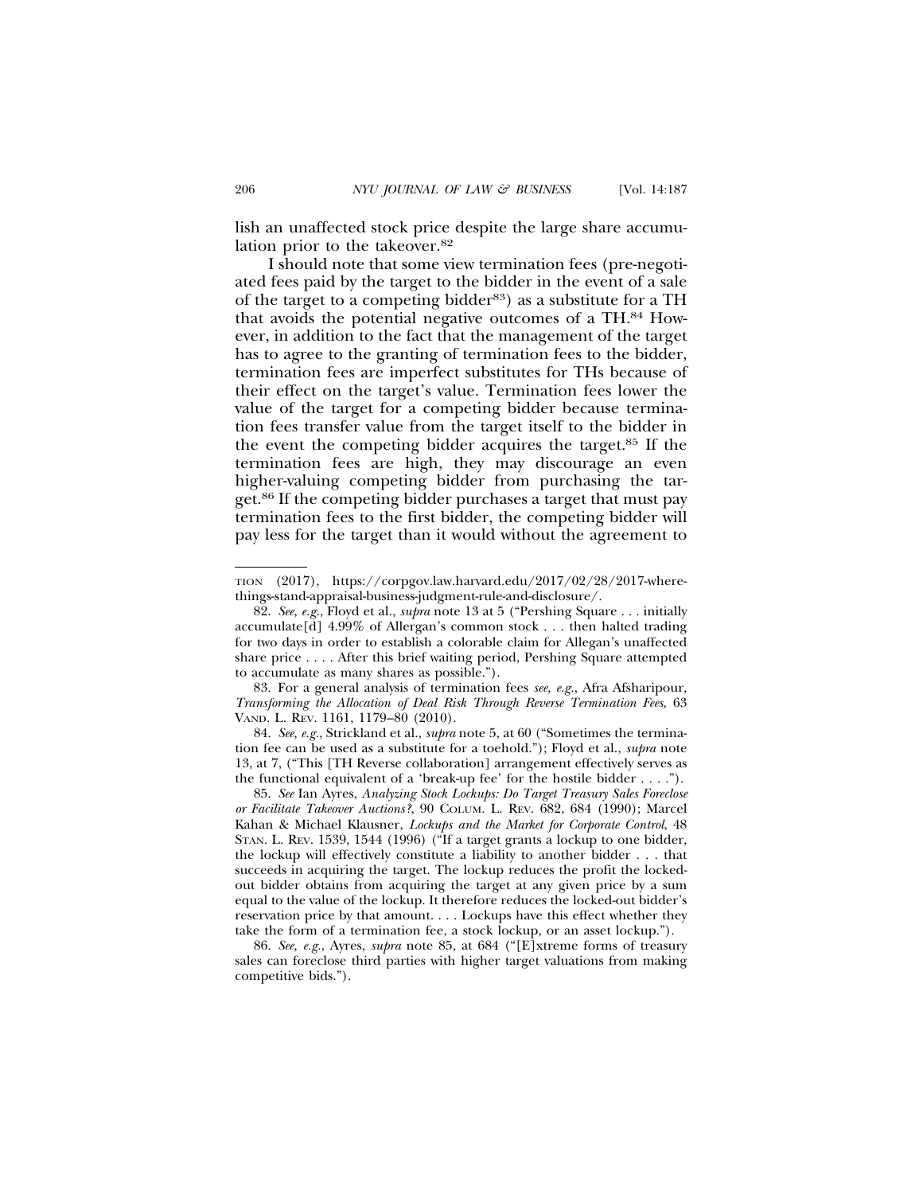lish an unaffected stock price despite the large share accumulation prior to the takeover.[82]

I should note that some view termination fees (pre-negotiated fees paid by the target to the bidder in the event of a sale of the target to a competing bidder[83]) as a substitute for a TH that avoids the potential negative outcomes of a TH.[84] However, in addition to the fact that the management of the target has to agree to the granting of termination fees to the bidder, termination fees are imperfect substitutes for THs because of their effect on the target's value. Termination fees lower the value of the target for a competing bidder because termination fees transfer value from the target itself to the bidder in the event the competing bidder acquires the target.[85] If the termination fees are high, they may discourage an even higher-valuing competing bidder from purchasing the target.[86] If the competing bidder purchases a target that must pay termination fees to the first bidder, the competing bidder will pay less for the target than it would without the agreement to

---

TION (2017), https://corpgov.law.harvard.edu/2017/02/28/2017-where-things-stand-appraisal-business-judgment-rule-and-disclosure/.

82. *See, e.g.*, Floyd et al., *supra* note 13 at 5 ("Pershing Square . . . initially accumulate[d] 4.99% of Allergan's common stock . . . then halted trading for two days in order to establish a colorable claim for Allegan's unaffected share price . . . . After this brief waiting period, Pershing Square attempted to accumulate as many shares as possible.").

83. For a general analysis of termination fees *see, e.g.*, Afra Afsharipour, *Transforming the Allocation of Deal Risk Through Reverse Termination Fees*, 63 VAND. L. REV. 1161, 1179–80 (2010).

84. *See, e.g.*, Strickland et al., *supra* note 5, at 60 ("Sometimes the termination fee can be used as a substitute for a toehold."); Floyd et al., *supra* note 13, at 7, ("This [TH Reverse collaboration] arrangement effectively serves as the functional equivalent of a 'break-up fee' for the hostile bidder . . . .").

85. *See* Ian Ayres, *Analyzing Stock Lockups: Do Target Treasury Sales Foreclose or Facilitate Takeover Auctions?*, 90 COLUM. L. REV. 682, 684 (1990); Marcel Kahan & Michael Klausner, *Lockups and the Market for Corporate Control*, 48 STAN. L. REV. 1539, 1544 (1996) ("If a target grants a lockup to one bidder, the lockup will effectively constitute a liability to another bidder . . . that succeeds in acquiring the target. The lockup reduces the profit the locked-out bidder obtains from acquiring the target at any given price by a sum equal to the value of the lockup. It therefore reduces the locked-out bidder's reservation price by that amount. . . . Lockups have this effect whether they take the form of a termination fee, a stock lockup, or an asset lockup.").

86. *See, e.g.*, Ayres, *supra* note 85, at 684 ("[E]xtreme forms of treasury sales can foreclose third parties with higher target valuations from making competitive bids.").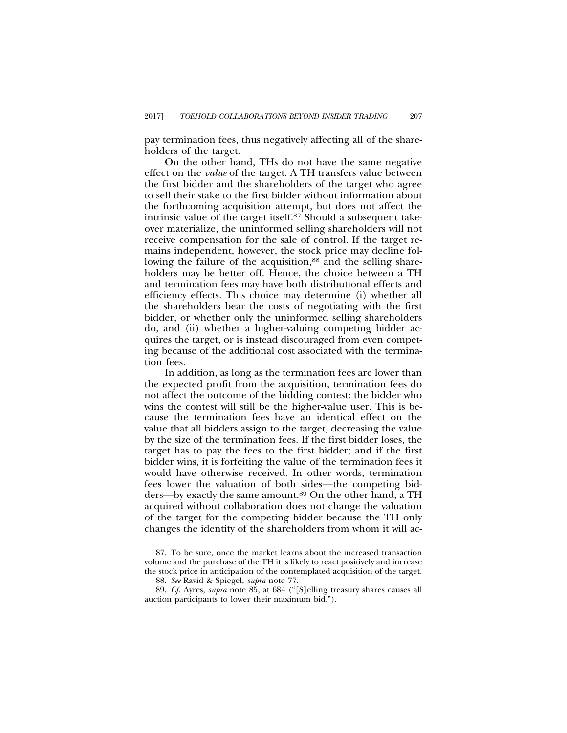pay termination fees, thus negatively affecting all of the shareholders of the target.

On the other hand, THs do not have the same negative effect on the *value* of the target. A TH transfers value between the first bidder and the shareholders of the target who agree to sell their stake to the first bidder without information about the forthcoming acquisition attempt, but does not affect the intrinsic value of the target itself.[87] Should a subsequent takeover materialize, the uninformed selling shareholders will not receive compensation for the sale of control. If the target remains independent, however, the stock price may decline following the failure of the acquisition,[88] and the selling shareholders may be better off. Hence, the choice between a TH and termination fees may have both distributional effects and efficiency effects. This choice may determine (i) whether all the shareholders bear the costs of negotiating with the first bidder, or whether only the uninformed selling shareholders do, and (ii) whether a higher-valuing competing bidder acquires the target, or is instead discouraged from even competing because of the additional cost associated with the termination fees.

In addition, as long as the termination fees are lower than the expected profit from the acquisition, termination fees do not affect the outcome of the bidding contest: the bidder who wins the contest will still be the higher-value user. This is because the termination fees have an identical effect on the value that all bidders assign to the target, decreasing the value by the size of the termination fees. If the first bidder loses, the target has to pay the fees to the first bidder; and if the first bidder wins, it is forfeiting the value of the termination fees it would have otherwise received. In other words, termination fees lower the valuation of both sides—the competing bidders—by exactly the same amount.[89] On the other hand, a TH acquired without collaboration does not change the valuation of the target for the competing bidder because the TH only changes the identity of the shareholders from whom it will ac-

---

87. To be sure, once the market learns about the increased transaction volume and the purchase of the TH it is likely to react positively and increase the stock price in anticipation of the contemplated acquisition of the target.

88. *See* Ravid & Spiegel, *supra* note 77.

89. *Cf.* Ayres, *supra* note 85, at 684 ("[S]elling treasury shares causes all auction participants to lower their maximum bid.").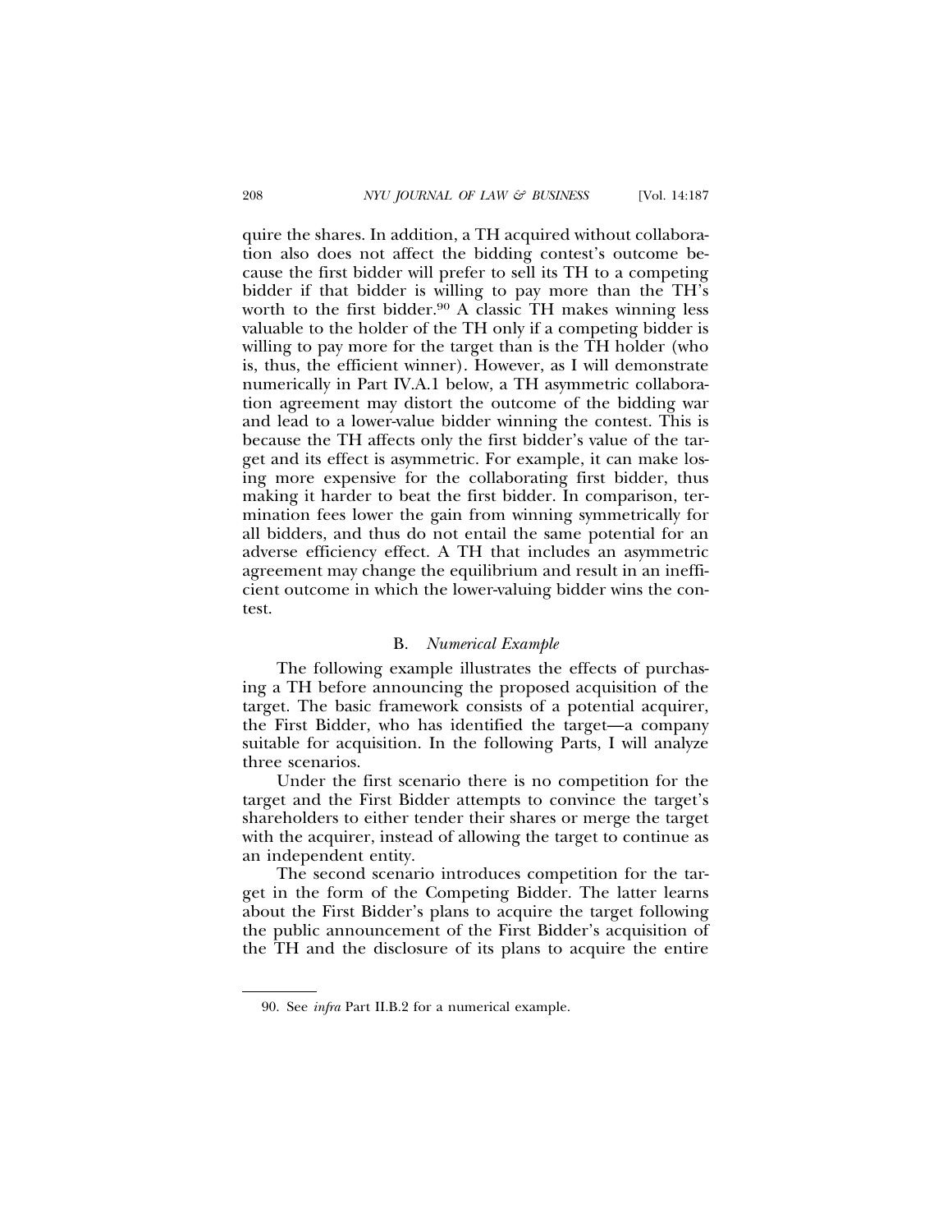quire the shares. In addition, a TH acquired without collaboration also does not affect the bidding contest's outcome because the first bidder will prefer to sell its TH to a competing bidder if that bidder is willing to pay more than the TH's worth to the first bidder.[90] A classic TH makes winning less valuable to the holder of the TH only if a competing bidder is willing to pay more for the target than is the TH holder (who is, thus, the efficient winner). However, as I will demonstrate numerically in Part IV.A.1 below, a TH asymmetric collaboration agreement may distort the outcome of the bidding war and lead to a lower-value bidder winning the contest. This is because the TH affects only the first bidder's value of the target and its effect is asymmetric. For example, it can make losing more expensive for the collaborating first bidder, thus making it harder to beat the first bidder. In comparison, termination fees lower the gain from winning symmetrically for all bidders, and thus do not entail the same potential for an adverse efficiency effect. A TH that includes an asymmetric agreement may change the equilibrium and result in an inefficient outcome in which the lower-valuing bidder wins the contest.

### B. *Numerical Example*

The following example illustrates the effects of purchasing a TH before announcing the proposed acquisition of the target. The basic framework consists of a potential acquirer, the First Bidder, who has identified the target—a company suitable for acquisition. In the following Parts, I will analyze three scenarios.

Under the first scenario there is no competition for the target and the First Bidder attempts to convince the target's shareholders to either tender their shares or merge the target with the acquirer, instead of allowing the target to continue as an independent entity.

The second scenario introduces competition for the target in the form of the Competing Bidder. The latter learns about the First Bidder's plans to acquire the target following the public announcement of the First Bidder's acquisition of the TH and the disclosure of its plans to acquire the entire

---

90. See *infra* Part II.B.2 for a numerical example.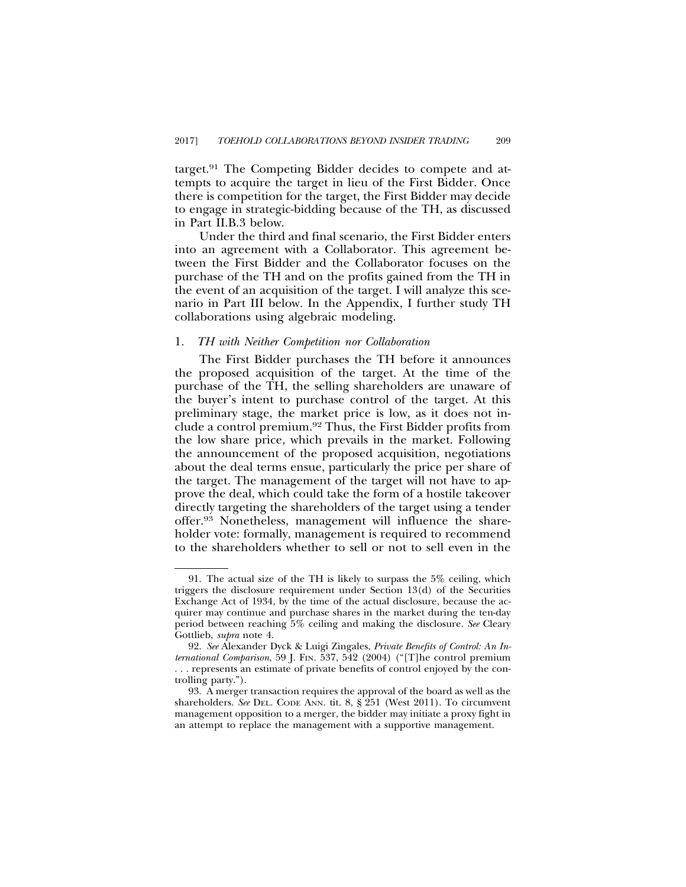target.[91] The Competing Bidder decides to compete and attempts to acquire the target in lieu of the First Bidder. Once there is competition for the target, the First Bidder may decide to engage in strategic-bidding because of the TH, as discussed in Part II.B.3 below.

Under the third and final scenario, the First Bidder enters into an agreement with a Collaborator. This agreement between the First Bidder and the Collaborator focuses on the purchase of the TH and on the profits gained from the TH in the event of an acquisition of the target. I will analyze this scenario in Part III below. In the Appendix, I further study TH collaborations using algebraic modeling.

### 1. *TH with Neither Competition nor Collaboration*

The First Bidder purchases the TH before it announces the proposed acquisition of the target. At the time of the purchase of the TH, the selling shareholders are unaware of the buyer's intent to purchase control of the target. At this preliminary stage, the market price is low, as it does not include a control premium.[92] Thus, the First Bidder profits from the low share price, which prevails in the market. Following the announcement of the proposed acquisition, negotiations about the deal terms ensue, particularly the price per share of the target. The management of the target will not have to approve the deal, which could take the form of a hostile takeover directly targeting the shareholders of the target using a tender offer.[93] Nonetheless, management will influence the shareholder vote: formally, management is required to recommend to the shareholders whether to sell or not to sell even in the

---

91. The actual size of the TH is likely to surpass the 5% ceiling, which triggers the disclosure requirement under Section 13(d) of the Securities Exchange Act of 1934, by the time of the actual disclosure, because the acquirer may continue and purchase shares in the market during the ten-day period between reaching 5% ceiling and making the disclosure. *See* Cleary Gottlieb, *supra* note 4.

92. *See* Alexander Dyck & Luigi Zingales, *Private Benefits of Control: An International Comparison*, 59 J. FIN. 537, 542 (2004) ("[T]he control premium . . . represents an estimate of private benefits of control enjoyed by the controlling party.").

93. A merger transaction requires the approval of the board as well as the shareholders. *See* DEL. CODE ANN. tit. 8, § 251 (West 2011). To circumvent management opposition to a merger, the bidder may initiate a proxy fight in an attempt to replace the management with a supportive management.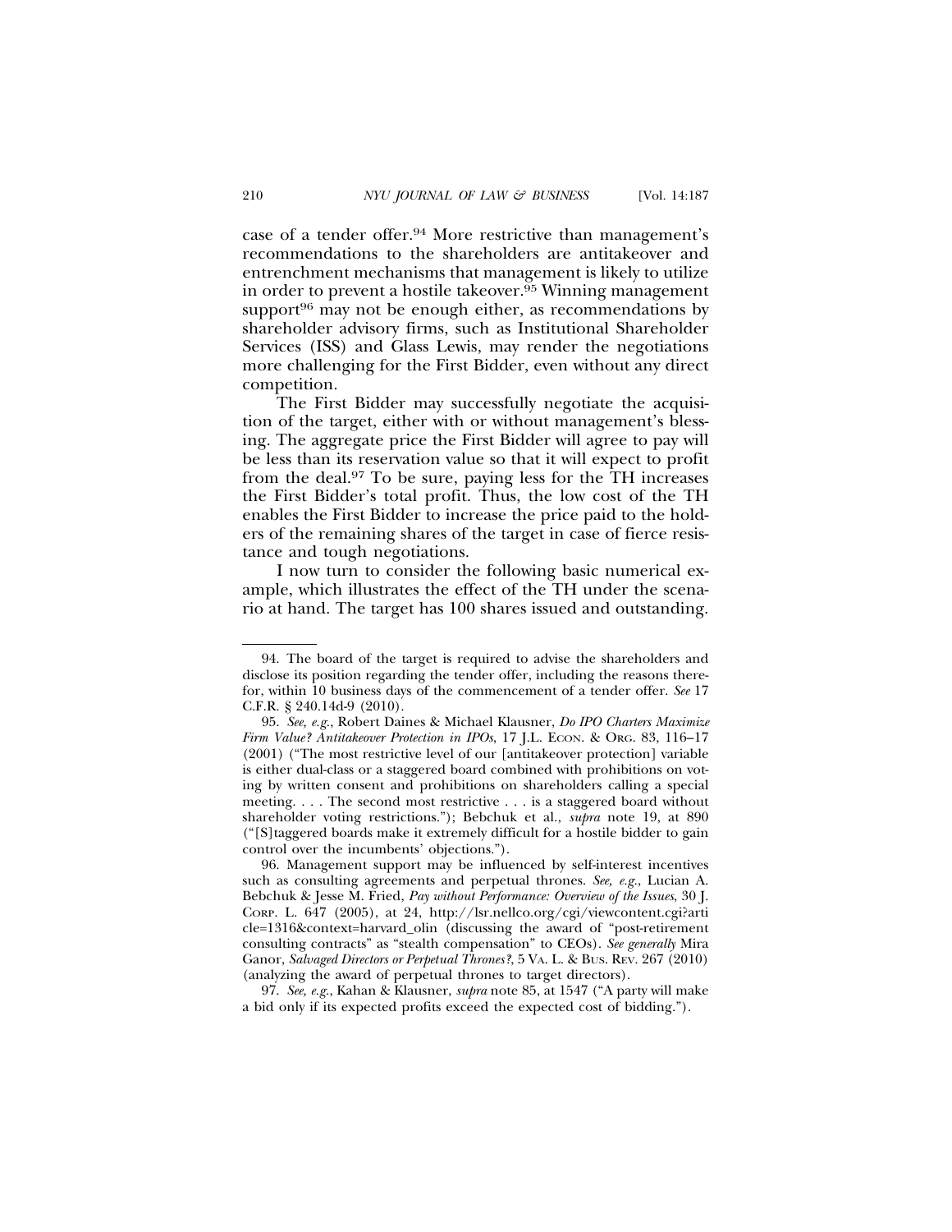case of a tender offer.[94] More restrictive than management's recommendations to the shareholders are antitakeover and entrenchment mechanisms that management is likely to utilize in order to prevent a hostile takeover.[95] Winning management support[96] may not be enough either, as recommendations by shareholder advisory firms, such as Institutional Shareholder Services (ISS) and Glass Lewis, may render the negotiations more challenging for the First Bidder, even without any direct competition.

The First Bidder may successfully negotiate the acquisition of the target, either with or without management's blessing. The aggregate price the First Bidder will agree to pay will be less than its reservation value so that it will expect to profit from the deal.[97] To be sure, paying less for the TH increases the First Bidder's total profit. Thus, the low cost of the TH enables the First Bidder to increase the price paid to the holders of the remaining shares of the target in case of fierce resistance and tough negotiations.

I now turn to consider the following basic numerical example, which illustrates the effect of the TH under the scenario at hand. The target has 100 shares issued and outstanding.

---

94. The board of the target is required to advise the shareholders and disclose its position regarding the tender offer, including the reasons therefor, within 10 business days of the commencement of a tender offer. *See* 17 C.F.R. § 240.14d-9 (2010).

95. *See, e.g.*, Robert Daines & Michael Klausner, *Do IPO Charters Maximize Firm Value? Antitakeover Protection in IPOs*, 17 J.L. ECON. & ORG. 83, 116–17 (2001) ("The most restrictive level of our [antitakeover protection] variable is either dual-class or a staggered board combined with prohibitions on voting by written consent and prohibitions on shareholders calling a special meeting. . . . The second most restrictive . . . is a staggered board without shareholder voting restrictions."); Bebchuk et al., *supra* note 19, at 890 ("[S]taggered boards make it extremely difficult for a hostile bidder to gain control over the incumbents' objections.").

96. Management support may be influenced by self-interest incentives such as consulting agreements and perpetual thrones. *See, e.g.*, Lucian A. Bebchuk & Jesse M. Fried, *Pay without Performance: Overview of the Issues*, 30 J. CORP. L. 647 (2005), at 24, http://lsr.nellco.org/cgi/viewcontent.cgi?article=1316&context=harvard_olin (discussing the award of "post-retirement consulting contracts" as "stealth compensation" to CEOs). *See generally* Mira Ganor, *Salvaged Directors or Perpetual Thrones?*, 5 VA. L. & BUS. REV. 267 (2010) (analyzing the award of perpetual thrones to target directors).

97. *See, e.g.*, Kahan & Klausner, *supra* note 85, at 1547 ("A party will make a bid only if its expected profits exceed the expected cost of bidding.").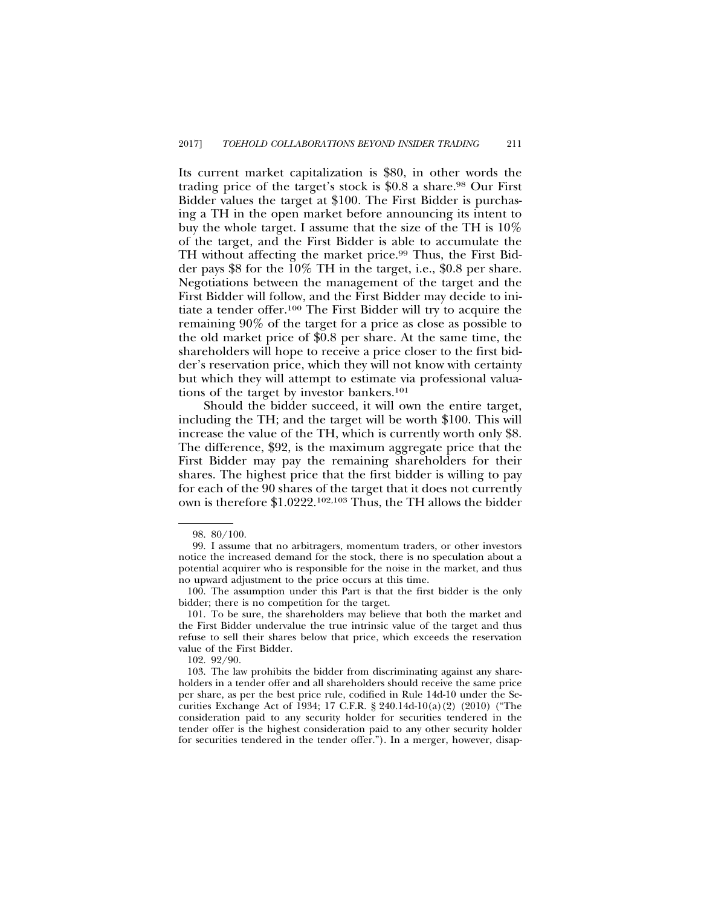Its current market capitalization is $80, in other words the trading price of the target's stock is $0.8 a share.[98] Our First Bidder values the target at $100. The First Bidder is purchasing a TH in the open market before announcing its intent to buy the whole target. I assume that the size of the TH is 10% of the target, and the First Bidder is able to accumulate the TH without affecting the market price.[99] Thus, the First Bidder pays $8 for the 10% TH in the target, i.e., $0.8 per share. Negotiations between the management of the target and the First Bidder will follow, and the First Bidder may decide to initiate a tender offer.[100] The First Bidder will try to acquire the remaining 90% of the target for a price as close as possible to the old market price of $0.8 per share. At the same time, the shareholders will hope to receive a price closer to the first bidder's reservation price, which they will not know with certainty but which they will attempt to estimate via professional valuations of the target by investor bankers.[101]

Should the bidder succeed, it will own the entire target, including the TH; and the target will be worth $100. This will increase the value of the TH, which is currently worth only $8. The difference, $92, is the maximum aggregate price that the First Bidder may pay the remaining shareholders for their shares. The highest price that the first bidder is willing to pay for each of the 90 shares of the target that it does not currently own is therefore $1.0222.[102,103] Thus, the TH allows the bidder

---

98. 80/100.

99. I assume that no arbitragers, momentum traders, or other investors notice the increased demand for the stock, there is no speculation about a potential acquirer who is responsible for the noise in the market, and thus no upward adjustment to the price occurs at this time.

100. The assumption under this Part is that the first bidder is the only bidder; there is no competition for the target.

101. To be sure, the shareholders may believe that both the market and the First Bidder undervalue the true intrinsic value of the target and thus refuse to sell their shares below that price, which exceeds the reservation value of the First Bidder.

102. 92/90.

103. The law prohibits the bidder from discriminating against any shareholders in a tender offer and all shareholders should receive the same price per share, as per the best price rule, codified in Rule 14d-10 under the Securities Exchange Act of 1934; 17 C.F.R. § 240.14d-10(a)(2) (2010) ("The consideration paid to any security holder for securities tendered in the tender offer is the highest consideration paid to any other security holder for securities tendered in the tender offer."). In a merger, however, disap-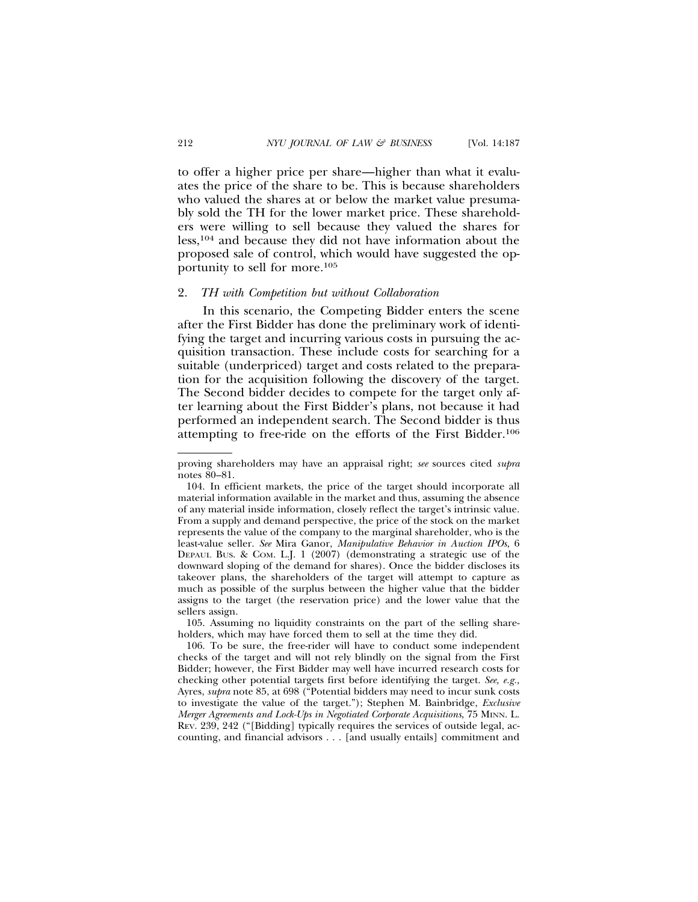to offer a higher price per share—higher than what it evaluates the price of the share to be. This is because shareholders who valued the shares at or below the market value presumably sold the TH for the lower market price. These shareholders were willing to sell because they valued the shares for less,[104] and because they did not have information about the proposed sale of control, which would have suggested the opportunity to sell for more.[105]

### 2. *TH with Competition but without Collaboration*

In this scenario, the Competing Bidder enters the scene after the First Bidder has done the preliminary work of identifying the target and incurring various costs in pursuing the acquisition transaction. These include costs for searching for a suitable (underpriced) target and costs related to the preparation for the acquisition following the discovery of the target. The Second bidder decides to compete for the target only after learning about the First Bidder's plans, not because it had performed an independent search. The Second bidder is thus attempting to free-ride on the efforts of the First Bidder.[106]

---

proving shareholders may have an appraisal right; *see* sources cited *supra* notes 80–81.

104. In efficient markets, the price of the target should incorporate all material information available in the market and thus, assuming the absence of any material inside information, closely reflect the target's intrinsic value. From a supply and demand perspective, the price of the stock on the market represents the value of the company to the marginal shareholder, who is the least-value seller. *See* Mira Ganor, *Manipulative Behavior in Auction IPOs*, 6 DEPAUL BUS. & COM. L.J. 1 (2007) (demonstrating a strategic use of the downward sloping of the demand for shares). Once the bidder discloses its takeover plans, the shareholders of the target will attempt to capture as much as possible of the surplus between the higher value that the bidder assigns to the target (the reservation price) and the lower value that the sellers assign.

105. Assuming no liquidity constraints on the part of the selling shareholders, which may have forced them to sell at the time they did.

106. To be sure, the free-rider will have to conduct some independent checks of the target and will not rely blindly on the signal from the First Bidder; however, the First Bidder may well have incurred research costs for checking other potential targets first before identifying the target. *See, e.g.,* Ayres, *supra* note 85, at 698 ("Potential bidders may need to incur sunk costs to investigate the value of the target."); Stephen M. Bainbridge, *Exclusive Merger Agreements and Lock-Ups in Negotiated Corporate Acquisitions*, 75 MINN. L. REV. 239, 242 ("[Bidding] typically requires the services of outside legal, accounting, and financial advisors . . . [and usually entails] commitment and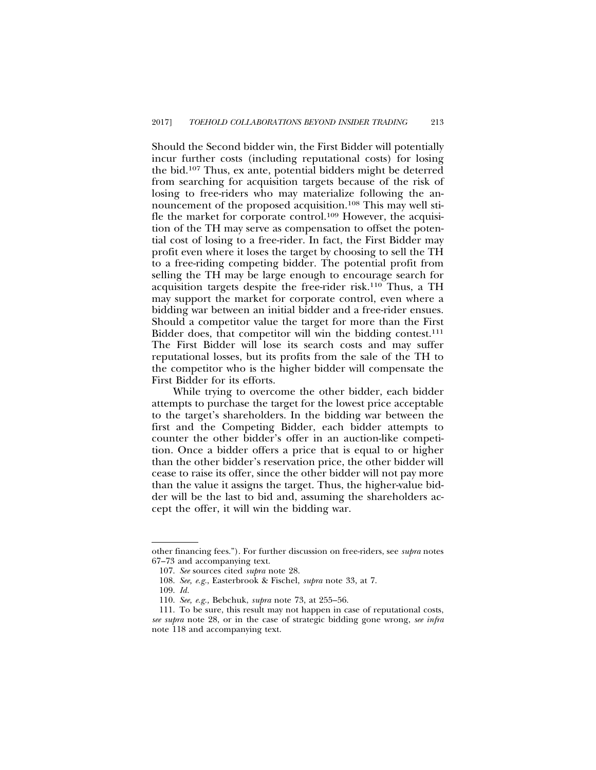Should the Second bidder win, the First Bidder will potentially incur further costs (including reputational costs) for losing the bid.[107] Thus, ex ante, potential bidders might be deterred from searching for acquisition targets because of the risk of losing to free-riders who may materialize following the announcement of the proposed acquisition.[108] This may well stifle the market for corporate control.[109] However, the acquisition of the TH may serve as compensation to offset the potential cost of losing to a free-rider. In fact, the First Bidder may profit even where it loses the target by choosing to sell the TH to a free-riding competing bidder. The potential profit from selling the TH may be large enough to encourage search for acquisition targets despite the free-rider risk.[110] Thus, a TH may support the market for corporate control, even where a bidding war between an initial bidder and a free-rider ensues. Should a competitor value the target for more than the First Bidder does, that competitor will win the bidding contest.[111] The First Bidder will lose its search costs and may suffer reputational losses, but its profits from the sale of the TH to the competitor who is the higher bidder will compensate the First Bidder for its efforts.

While trying to overcome the other bidder, each bidder attempts to purchase the target for the lowest price acceptable to the target's shareholders. In the bidding war between the first and the Competing Bidder, each bidder attempts to counter the other bidder's offer in an auction-like competition. Once a bidder offers a price that is equal to or higher than the other bidder's reservation price, the other bidder will cease to raise its offer, since the other bidder will not pay more than the value it assigns the target. Thus, the higher-value bidder will be the last to bid and, assuming the shareholders accept the offer, it will win the bidding war.

---

other financing fees."). For further discussion on free-riders, see *supra* notes 67–73 and accompanying text.

107. *See* sources cited *supra* note 28.

108. *See, e.g.*, Easterbrook & Fischel, *supra* note 33, at 7.

109. *Id.*

110. *See, e.g.*, Bebchuk, *supra* note 73, at 255–56.

111. To be sure, this result may not happen in case of reputational costs, *see supra* note 28, or in the case of strategic bidding gone wrong, *see infra* note 118 and accompanying text.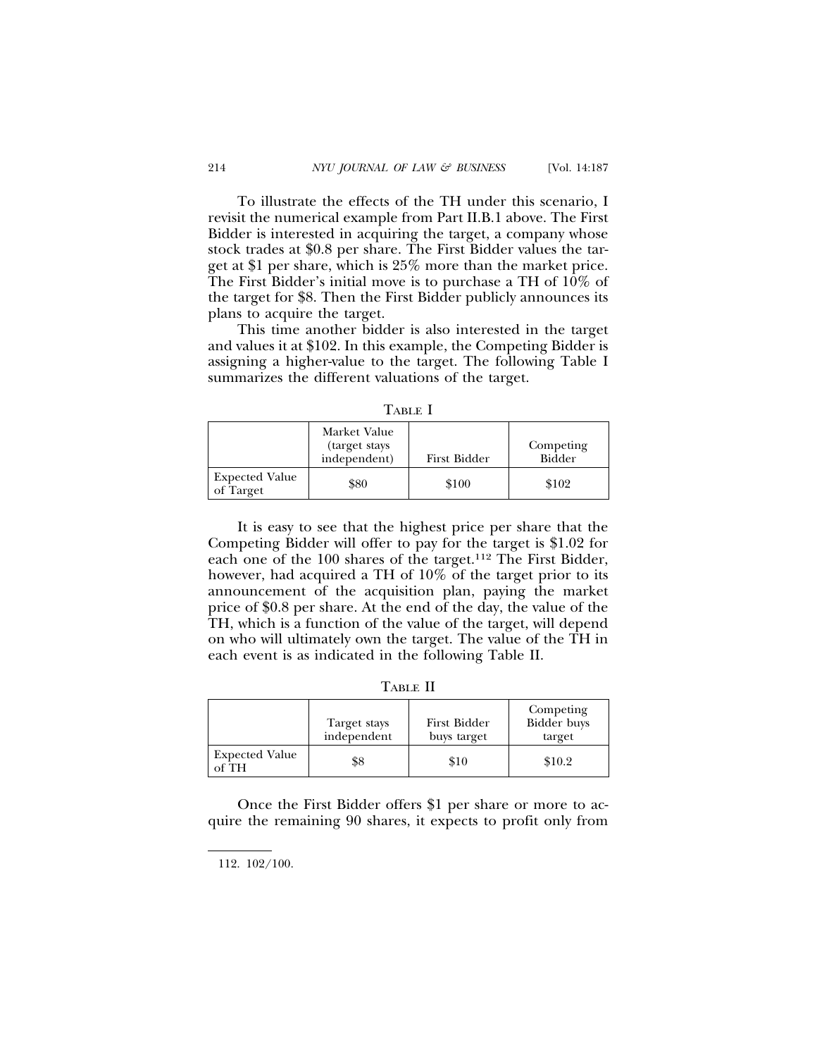To illustrate the effects of the TH under this scenario, I revisit the numerical example from Part II.B.1 above. The First Bidder is interested in acquiring the target, a company whose stock trades at \$0.8 per share. The First Bidder values the target at \$1 per share, which is 25% more than the market price. The First Bidder's initial move is to purchase a TH of 10% of the target for \$8. Then the First Bidder publicly announces its plans to acquire the target.

This time another bidder is also interested in the target and values it at \$102. In this example, the Competing Bidder is assigning a higher-value to the target. The following Table I summarizes the different valuations of the target.

TABLE I

| | Market Value (target stays independent) | First Bidder | Competing Bidder |
|---|---|---|---|
| Expected Value of Target | \$80 | \$100 | \$102 |

It is easy to see that the highest price per share that the Competing Bidder will offer to pay for the target is \$1.02 for each one of the 100 shares of the target.[112] The First Bidder, however, had acquired a TH of 10% of the target prior to its announcement of the acquisition plan, paying the market price of \$0.8 per share. At the end of the day, the value of the TH, which is a function of the value of the target, will depend on who will ultimately own the target. The value of the TH in each event is as indicated in the following Table II.

TABLE II

| | Target stays independent | First Bidder buys target | Competing Bidder buys target |
|---|---|---|---|
| Expected Value of TH | \$8 | \$10 | \$10.2 |

Once the First Bidder offers \$1 per share or more to acquire the remaining 90 shares, it expects to profit only from

112. 102/100.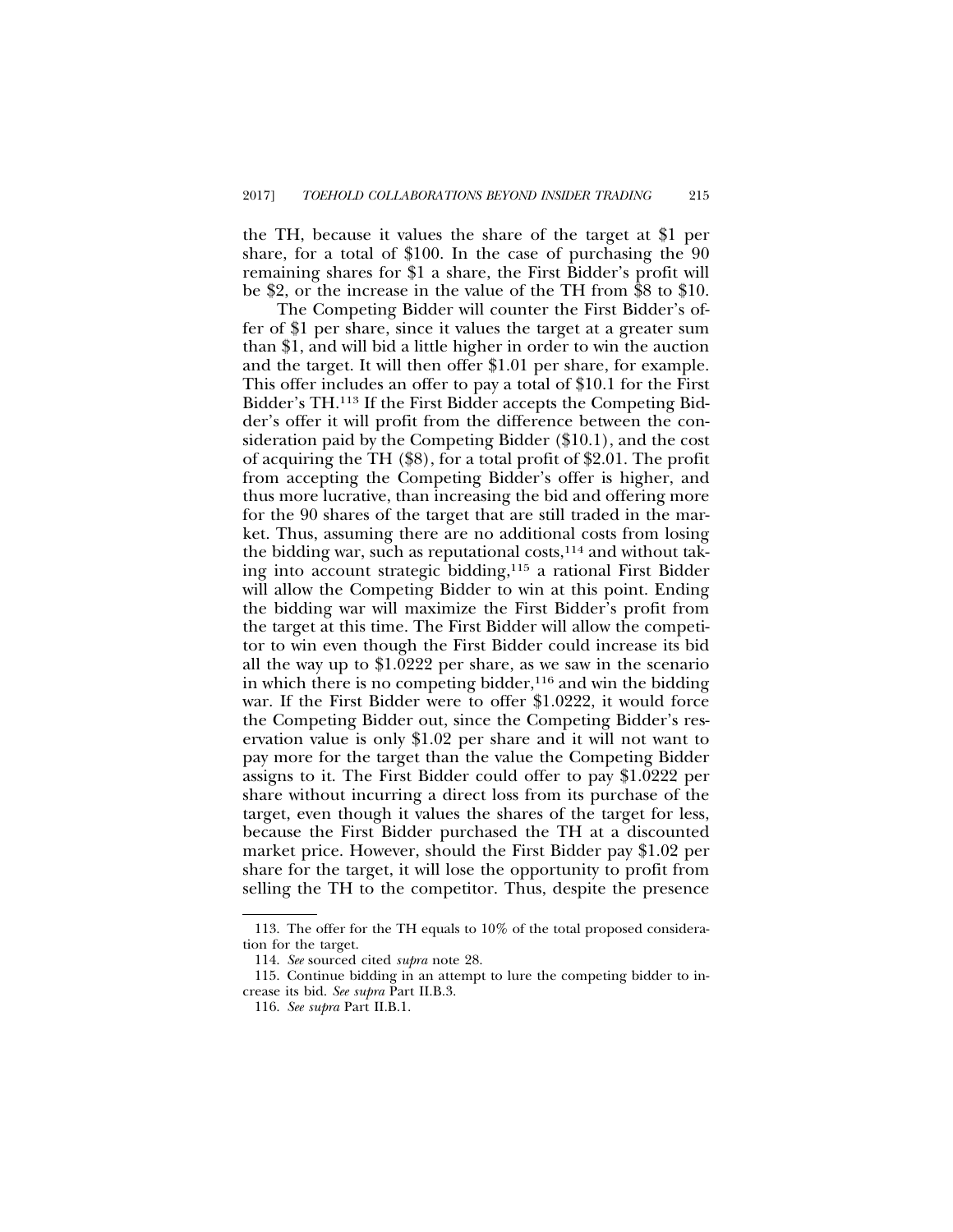the TH, because it values the share of the target at $1 per share, for a total of $100. In the case of purchasing the 90 remaining shares for $1 a share, the First Bidder's profit will be $2, or the increase in the value of the TH from $8 to $10.

The Competing Bidder will counter the First Bidder's offer of $1 per share, since it values the target at a greater sum than $1, and will bid a little higher in order to win the auction and the target. It will then offer $1.01 per share, for example. This offer includes an offer to pay a total of $10.1 for the First Bidder's TH.[113] If the First Bidder accepts the Competing Bidder's offer it will profit from the difference between the consideration paid by the Competing Bidder ($10.1), and the cost of acquiring the TH ($8), for a total profit of $2.01. The profit from accepting the Competing Bidder's offer is higher, and thus more lucrative, than increasing the bid and offering more for the 90 shares of the target that are still traded in the market. Thus, assuming there are no additional costs from losing the bidding war, such as reputational costs,[114] and without taking into account strategic bidding,[115] a rational First Bidder will allow the Competing Bidder to win at this point. Ending the bidding war will maximize the First Bidder's profit from the target at this time. The First Bidder will allow the competitor to win even though the First Bidder could increase its bid all the way up to $1.0222 per share, as we saw in the scenario in which there is no competing bidder,[116] and win the bidding war. If the First Bidder were to offer $1.0222, it would force the Competing Bidder out, since the Competing Bidder's reservation value is only $1.02 per share and it will not want to pay more for the target than the value the Competing Bidder assigns to it. The First Bidder could offer to pay $1.0222 per share without incurring a direct loss from its purchase of the target, even though it values the shares of the target for less, because the First Bidder purchased the TH at a discounted market price. However, should the First Bidder pay $1.02 per share for the target, it will lose the opportunity to profit from selling the TH to the competitor. Thus, despite the presence

---

113. The offer for the TH equals to 10% of the total proposed consideration for the target.

114. *See* sourced cited *supra* note 28.

115. Continue bidding in an attempt to lure the competing bidder to increase its bid. *See supra* Part II.B.3.

116. *See supra* Part II.B.1.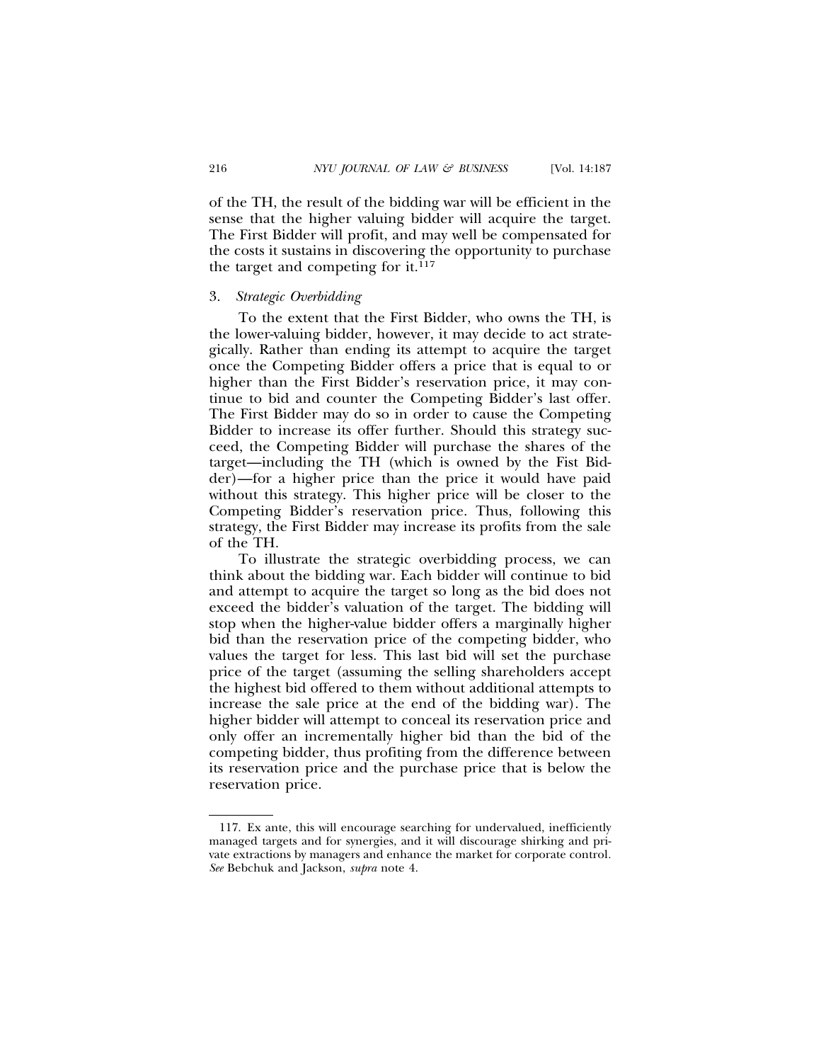of the TH, the result of the bidding war will be efficient in the sense that the higher valuing bidder will acquire the target. The First Bidder will profit, and may well be compensated for the costs it sustains in discovering the opportunity to purchase the target and competing for it.[117]

### 3. *Strategic Overbidding*

To the extent that the First Bidder, who owns the TH, is the lower-valuing bidder, however, it may decide to act strategically. Rather than ending its attempt to acquire the target once the Competing Bidder offers a price that is equal to or higher than the First Bidder's reservation price, it may continue to bid and counter the Competing Bidder's last offer. The First Bidder may do so in order to cause the Competing Bidder to increase its offer further. Should this strategy succeed, the Competing Bidder will purchase the shares of the target—including the TH (which is owned by the Fist Bidder)—for a higher price than the price it would have paid without this strategy. This higher price will be closer to the Competing Bidder's reservation price. Thus, following this strategy, the First Bidder may increase its profits from the sale of the TH.

To illustrate the strategic overbidding process, we can think about the bidding war. Each bidder will continue to bid and attempt to acquire the target so long as the bid does not exceed the bidder's valuation of the target. The bidding will stop when the higher-value bidder offers a marginally higher bid than the reservation price of the competing bidder, who values the target for less. This last bid will set the purchase price of the target (assuming the selling shareholders accept the highest bid offered to them without additional attempts to increase the sale price at the end of the bidding war). The higher bidder will attempt to conceal its reservation price and only offer an incrementally higher bid than the bid of the competing bidder, thus profiting from the difference between its reservation price and the purchase price that is below the reservation price.

---

117. Ex ante, this will encourage searching for undervalued, inefficiently managed targets and for synergies, and it will discourage shirking and private extractions by managers and enhance the market for corporate control. *See* Bebchuk and Jackson, *supra* note 4.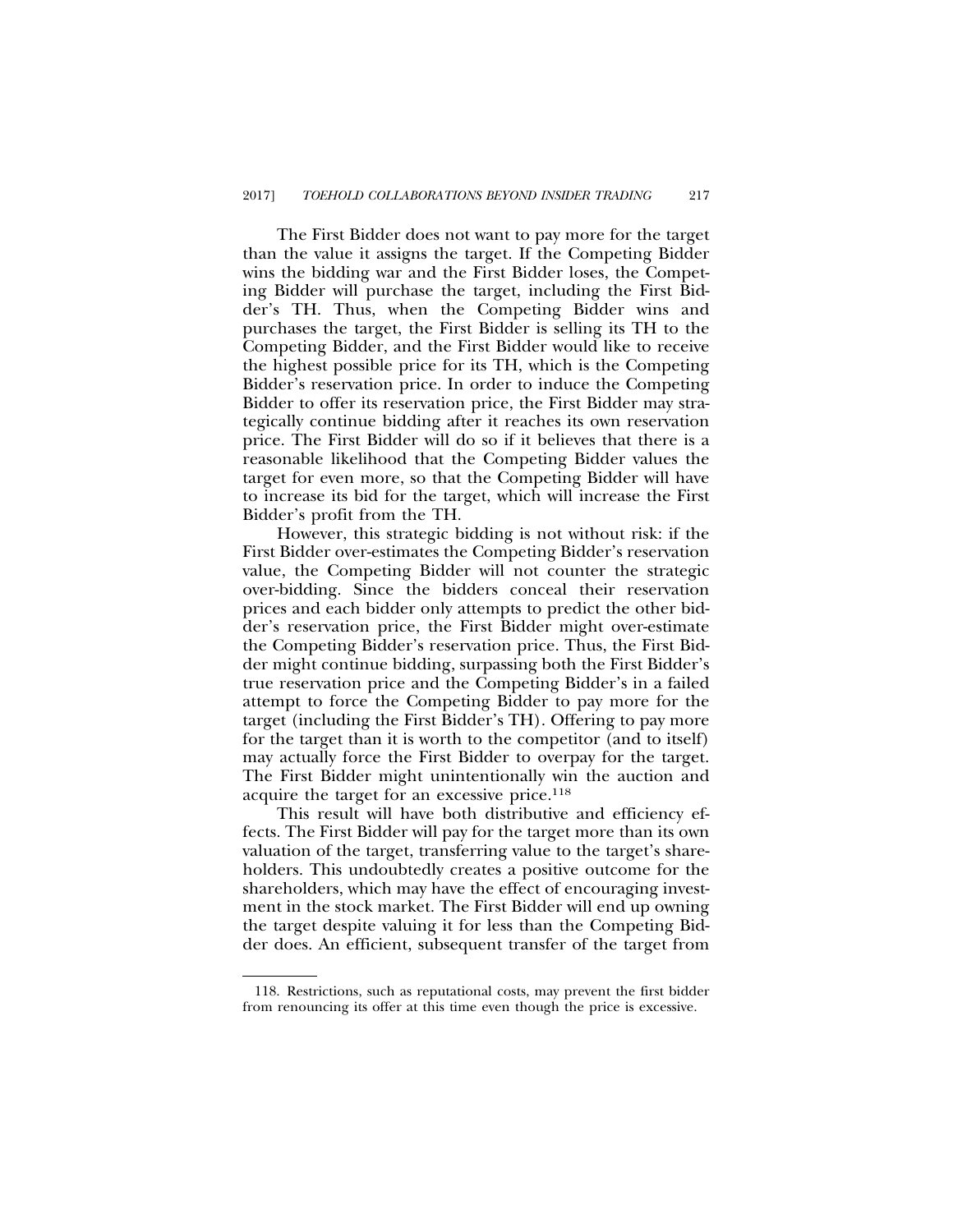The First Bidder does not want to pay more for the target than the value it assigns the target. If the Competing Bidder wins the bidding war and the First Bidder loses, the Competing Bidder will purchase the target, including the First Bidder's TH. Thus, when the Competing Bidder wins and purchases the target, the First Bidder is selling its TH to the Competing Bidder, and the First Bidder would like to receive the highest possible price for its TH, which is the Competing Bidder's reservation price. In order to induce the Competing Bidder to offer its reservation price, the First Bidder may strategically continue bidding after it reaches its own reservation price. The First Bidder will do so if it believes that there is a reasonable likelihood that the Competing Bidder values the target for even more, so that the Competing Bidder will have to increase its bid for the target, which will increase the First Bidder's profit from the TH.

However, this strategic bidding is not without risk: if the First Bidder over-estimates the Competing Bidder's reservation value, the Competing Bidder will not counter the strategic over-bidding. Since the bidders conceal their reservation prices and each bidder only attempts to predict the other bidder's reservation price, the First Bidder might over-estimate the Competing Bidder's reservation price. Thus, the First Bidder might continue bidding, surpassing both the First Bidder's true reservation price and the Competing Bidder's in a failed attempt to force the Competing Bidder to pay more for the target (including the First Bidder's TH). Offering to pay more for the target than it is worth to the competitor (and to itself) may actually force the First Bidder to overpay for the target. The First Bidder might unintentionally win the auction and acquire the target for an excessive price.[118]

This result will have both distributive and efficiency effects. The First Bidder will pay for the target more than its own valuation of the target, transferring value to the target's shareholders. This undoubtedly creates a positive outcome for the shareholders, which may have the effect of encouraging investment in the stock market. The First Bidder will end up owning the target despite valuing it for less than the Competing Bidder does. An efficient, subsequent transfer of the target from

118. Restrictions, such as reputational costs, may prevent the first bidder from renouncing its offer at this time even though the price is excessive.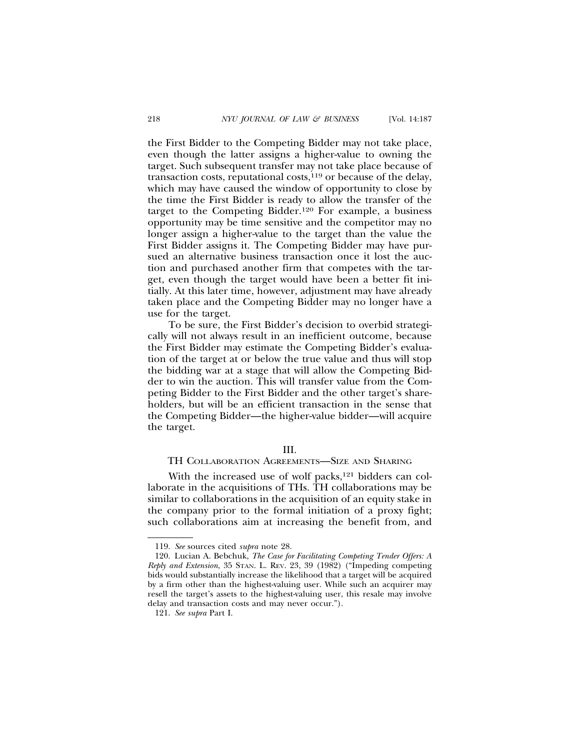the First Bidder to the Competing Bidder may not take place, even though the latter assigns a higher-value to owning the target. Such subsequent transfer may not take place because of transaction costs, reputational costs,[119] or because of the delay, which may have caused the window of opportunity to close by the time the First Bidder is ready to allow the transfer of the target to the Competing Bidder.[120] For example, a business opportunity may be time sensitive and the competitor may no longer assign a higher-value to the target than the value the First Bidder assigns it. The Competing Bidder may have pursued an alternative business transaction once it lost the auction and purchased another firm that competes with the target, even though the target would have been a better fit initially. At this later time, however, adjustment may have already taken place and the Competing Bidder may no longer have a use for the target.

To be sure, the First Bidder's decision to overbid strategically will not always result in an inefficient outcome, because the First Bidder may estimate the Competing Bidder's evaluation of the target at or below the true value and thus will stop the bidding war at a stage that will allow the Competing Bidder to win the auction. This will transfer value from the Competing Bidder to the First Bidder and the other target's shareholders, but will be an efficient transaction in the sense that the Competing Bidder—the higher-value bidder—will acquire the target.

## III.
## TH Collaboration Agreements—Size and Sharing

With the increased use of wolf packs,[121] bidders can collaborate in the acquisitions of THs. TH collaborations may be similar to collaborations in the acquisition of an equity stake in the company prior to the formal initiation of a proxy fight; such collaborations aim at increasing the benefit from, and

---

119. *See* sources cited *supra* note 28.

120. Lucian A. Bebchuk, *The Case for Facilitating Competing Tender Offers: A Reply and Extension*, 35 Stan. L. Rev. 23, 39 (1982) ("Impeding competing bids would substantially increase the likelihood that a target will be acquired by a firm other than the highest-valuing user. While such an acquirer may resell the target's assets to the highest-valuing user, this resale may involve delay and transaction costs and may never occur.").

121. *See supra* Part I.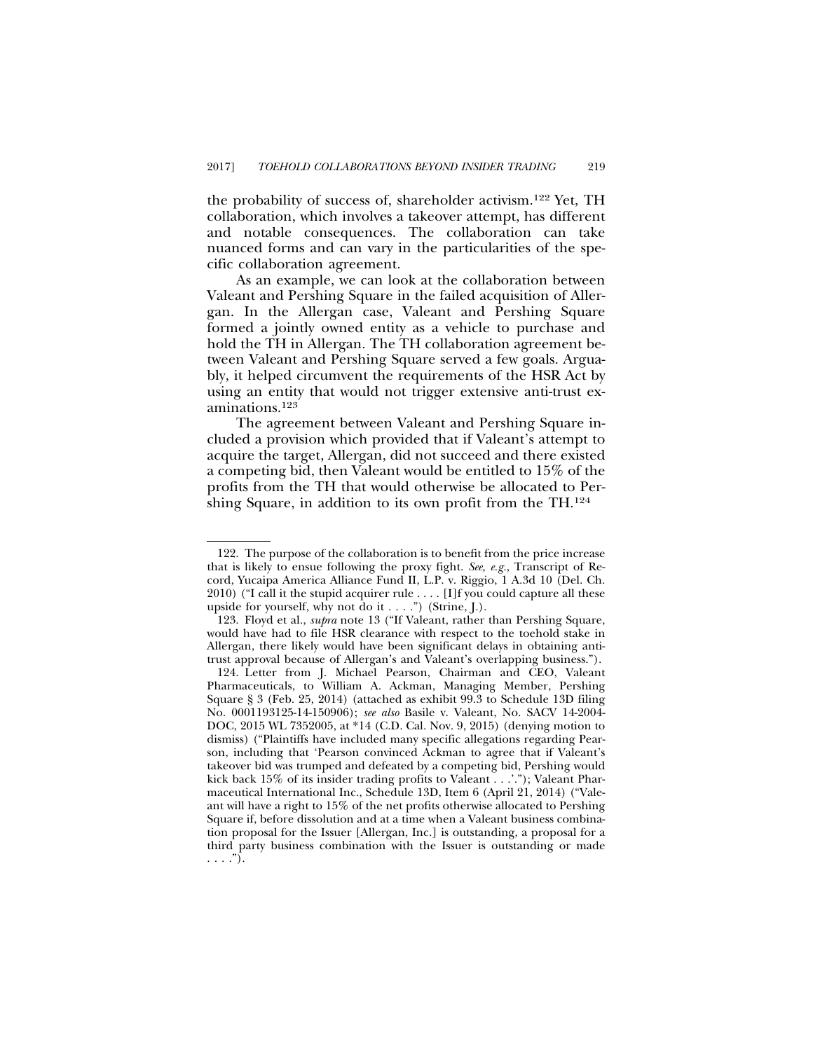the probability of success of, shareholder activism.[122] Yet, TH collaboration, which involves a takeover attempt, has different and notable consequences. The collaboration can take nuanced forms and can vary in the particularities of the specific collaboration agreement.

As an example, we can look at the collaboration between Valeant and Pershing Square in the failed acquisition of Allergan. In the Allergan case, Valeant and Pershing Square formed a jointly owned entity as a vehicle to purchase and hold the TH in Allergan. The TH collaboration agreement between Valeant and Pershing Square served a few goals. Arguably, it helped circumvent the requirements of the HSR Act by using an entity that would not trigger extensive anti-trust examinations.[123]

The agreement between Valeant and Pershing Square included a provision which provided that if Valeant's attempt to acquire the target, Allergan, did not succeed and there existed a competing bid, then Valeant would be entitled to 15% of the profits from the TH that would otherwise be allocated to Pershing Square, in addition to its own profit from the TH.[124]

---

122. The purpose of the collaboration is to benefit from the price increase that is likely to ensue following the proxy fight. *See, e.g.*, Transcript of Record, Yucaipa America Alliance Fund II, L.P. v. Riggio, 1 A.3d 10 (Del. Ch. 2010) ("I call it the stupid acquirer rule . . . . [I]f you could capture all these upside for yourself, why not do it . . . .") (Strine, J.).

123. Floyd et al., *supra* note 13 ("If Valeant, rather than Pershing Square, would have had to file HSR clearance with respect to the toehold stake in Allergan, there likely would have been significant delays in obtaining antitrust approval because of Allergan's and Valeant's overlapping business.").

124. Letter from J. Michael Pearson, Chairman and CEO, Valeant Pharmaceuticals, to William A. Ackman, Managing Member, Pershing Square § 3 (Feb. 25, 2014) (attached as exhibit 99.3 to Schedule 13D filing No. 0001193125-14-150906); *see also* Basile v. Valeant, No. SACV 14-2004-DOC, 2015 WL 7352005, at *14 (C.D. Cal. Nov. 9, 2015) (denying motion to dismiss) ("Plaintiffs have included many specific allegations regarding Pearson, including that 'Pearson convinced Ackman to agree that if Valeant's takeover bid was trumped and defeated by a competing bid, Pershing would kick back 15% of its insider trading profits to Valeant . . .'."); Valeant Pharmaceutical International Inc., Schedule 13D, Item 6 (April 21, 2014) ("Valeant will have a right to 15% of the net profits otherwise allocated to Pershing Square if, before dissolution and at a time when a Valeant business combination proposal for the Issuer [Allergan, Inc.] is outstanding, a proposal for a third party business combination with the Issuer is outstanding or made . . . .").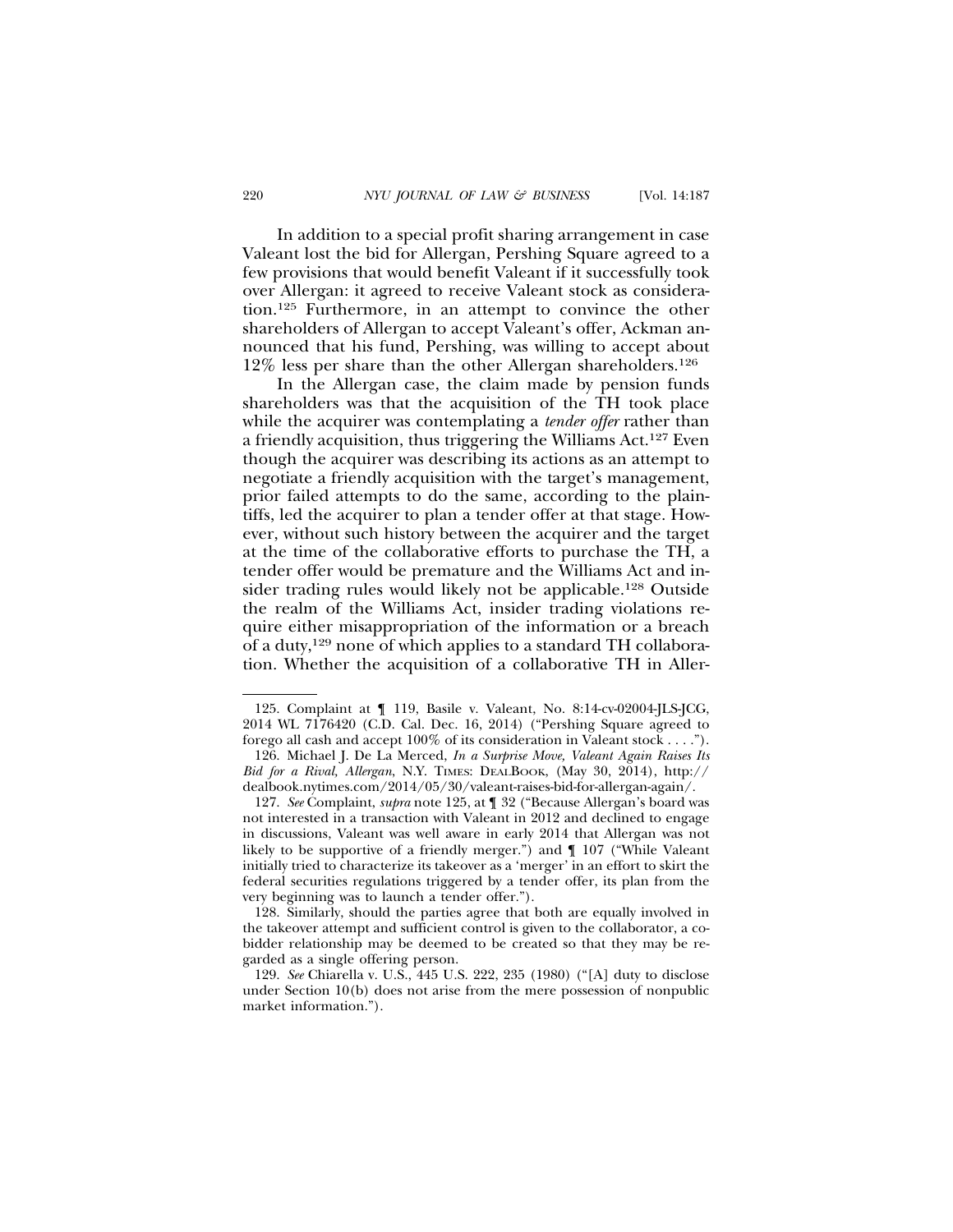In addition to a special profit sharing arrangement in case Valeant lost the bid for Allergan, Pershing Square agreed to a few provisions that would benefit Valeant if it successfully took over Allergan: it agreed to receive Valeant stock as consideration.[125] Furthermore, in an attempt to convince the other shareholders of Allergan to accept Valeant's offer, Ackman announced that his fund, Pershing, was willing to accept about 12% less per share than the other Allergan shareholders.[126]

In the Allergan case, the claim made by pension funds shareholders was that the acquisition of the TH took place while the acquirer was contemplating a *tender offer* rather than a friendly acquisition, thus triggering the Williams Act.[127] Even though the acquirer was describing its actions as an attempt to negotiate a friendly acquisition with the target's management, prior failed attempts to do the same, according to the plaintiffs, led the acquirer to plan a tender offer at that stage. However, without such history between the acquirer and the target at the time of the collaborative efforts to purchase the TH, a tender offer would be premature and the Williams Act and insider trading rules would likely not be applicable.[128] Outside the realm of the Williams Act, insider trading violations require either misappropriation of the information or a breach of a duty,[129] none of which applies to a standard TH collaboration. Whether the acquisition of a collaborative TH in Aller-

---

125. Complaint at ¶ 119, Basile v. Valeant, No. 8:14-cv-02004-JLS-JCG, 2014 WL 7176420 (C.D. Cal. Dec. 16, 2014) ("Pershing Square agreed to forego all cash and accept 100% of its consideration in Valeant stock . . . .").

126. Michael J. De La Merced, *In a Surprise Move, Valeant Again Raises Its Bid for a Rival, Allergan*, N.Y. TIMES: DEALBOOK, (May 30, 2014), http://dealbook.nytimes.com/2014/05/30/valeant-raises-bid-for-allergan-again/.

127. *See* Complaint, *supra* note 125, at ¶ 32 ("Because Allergan's board was not interested in a transaction with Valeant in 2012 and declined to engage in discussions, Valeant was well aware in early 2014 that Allergan was not likely to be supportive of a friendly merger.") and ¶ 107 ("While Valeant initially tried to characterize its takeover as a 'merger' in an effort to skirt the federal securities regulations triggered by a tender offer, its plan from the very beginning was to launch a tender offer.").

128. Similarly, should the parties agree that both are equally involved in the takeover attempt and sufficient control is given to the collaborator, a co-bidder relationship may be deemed to be created so that they may be regarded as a single offering person.

129. *See* Chiarella v. U.S., 445 U.S. 222, 235 (1980) ("[A] duty to disclose under Section 10(b) does not arise from the mere possession of nonpublic market information.").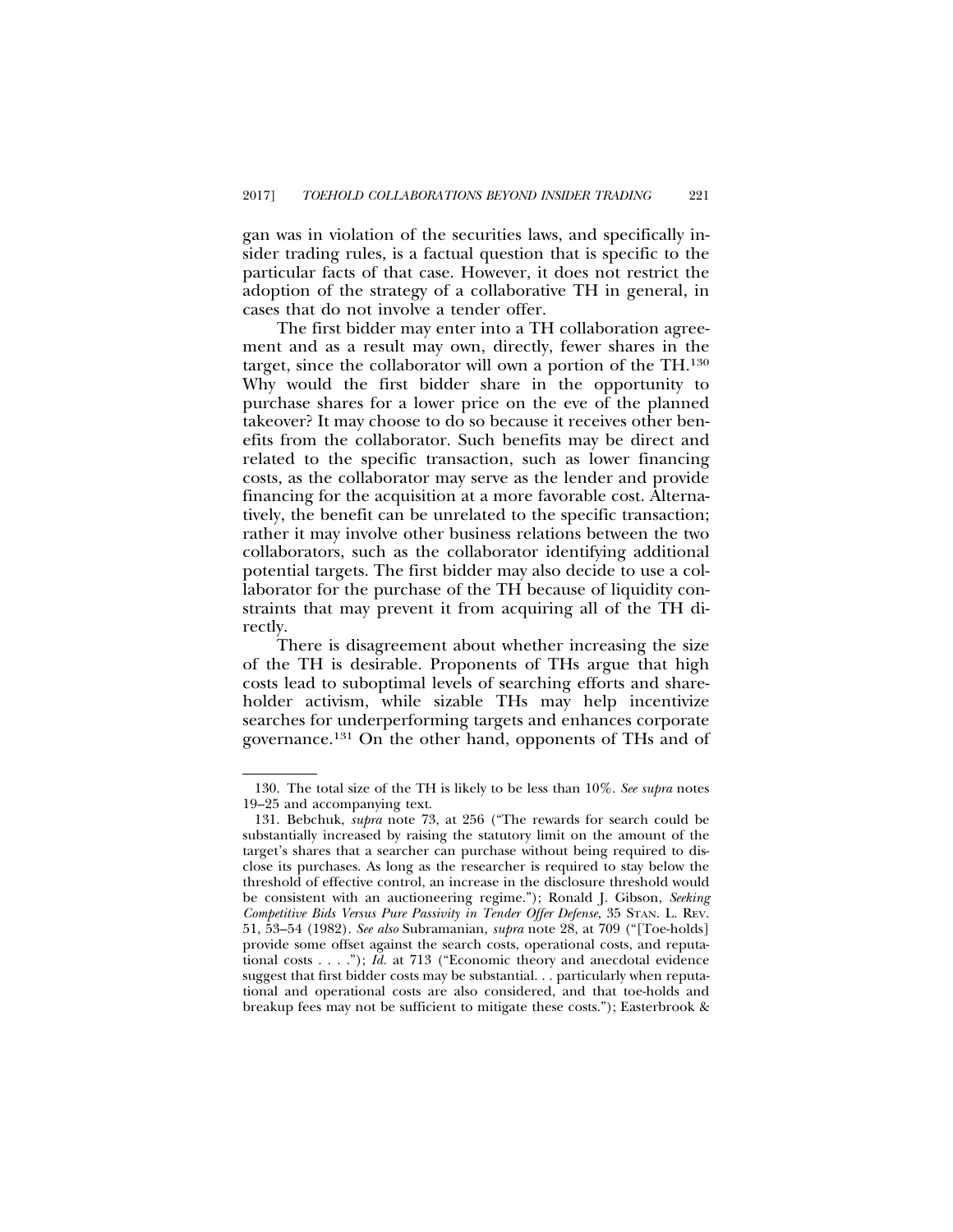gan was in violation of the securities laws, and specifically insider trading rules, is a factual question that is specific to the particular facts of that case. However, it does not restrict the adoption of the strategy of a collaborative TH in general, in cases that do not involve a tender offer.

The first bidder may enter into a TH collaboration agreement and as a result may own, directly, fewer shares in the target, since the collaborator will own a portion of the TH.[130] Why would the first bidder share in the opportunity to purchase shares for a lower price on the eve of the planned takeover? It may choose to do so because it receives other benefits from the collaborator. Such benefits may be direct and related to the specific transaction, such as lower financing costs, as the collaborator may serve as the lender and provide financing for the acquisition at a more favorable cost. Alternatively, the benefit can be unrelated to the specific transaction; rather it may involve other business relations between the two collaborators, such as the collaborator identifying additional potential targets. The first bidder may also decide to use a collaborator for the purchase of the TH because of liquidity constraints that may prevent it from acquiring all of the TH directly.

There is disagreement about whether increasing the size of the TH is desirable. Proponents of THs argue that high costs lead to suboptimal levels of searching efforts and shareholder activism, while sizable THs may help incentivize searches for underperforming targets and enhances corporate governance.[131] On the other hand, opponents of THs and of

---

130. The total size of the TH is likely to be less than 10%. *See supra* notes 19–25 and accompanying text.

131. Bebchuk, *supra* note 73, at 256 ("The rewards for search could be substantially increased by raising the statutory limit on the amount of the target's shares that a searcher can purchase without being required to disclose its purchases. As long as the researcher is required to stay below the threshold of effective control, an increase in the disclosure threshold would be consistent with an auctioneering regime."); Ronald J. Gibson, *Seeking Competitive Bids Versus Pure Passivity in Tender Offer Defense*, 35 STAN. L. REV. 51, 53–54 (1982). *See also* Subramanian, *supra* note 28, at 709 ("[Toe-holds] provide some offset against the search costs, operational costs, and reputational costs . . . ."); *Id.* at 713 ("Economic theory and anecdotal evidence suggest that first bidder costs may be substantial. . . particularly when reputational and operational costs are also considered, and that toe-holds and breakup fees may not be sufficient to mitigate these costs."); Easterbrook &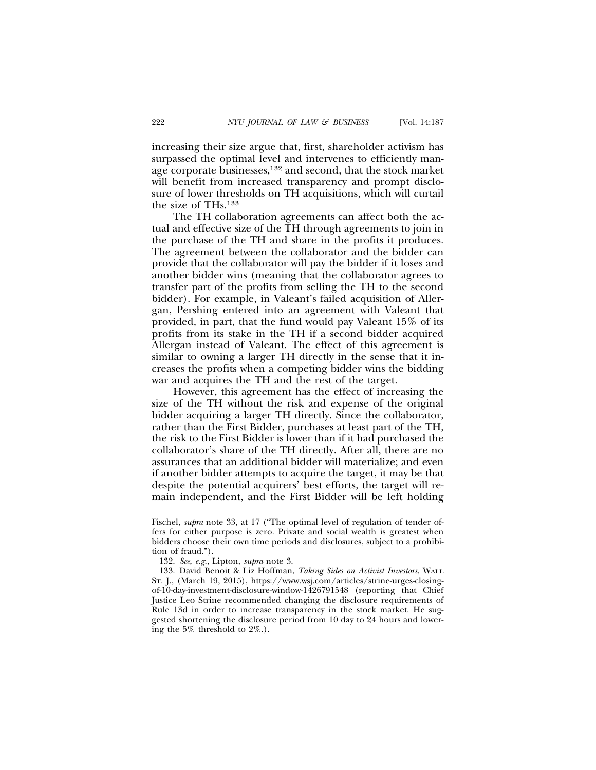increasing their size argue that, first, shareholder activism has surpassed the optimal level and intervenes to efficiently manage corporate businesses,[132] and second, that the stock market will benefit from increased transparency and prompt disclosure of lower thresholds on TH acquisitions, which will curtail the size of THs.[133]

The TH collaboration agreements can affect both the actual and effective size of the TH through agreements to join in the purchase of the TH and share in the profits it produces. The agreement between the collaborator and the bidder can provide that the collaborator will pay the bidder if it loses and another bidder wins (meaning that the collaborator agrees to transfer part of the profits from selling the TH to the second bidder). For example, in Valeant's failed acquisition of Allergan, Pershing entered into an agreement with Valeant that provided, in part, that the fund would pay Valeant 15% of its profits from its stake in the TH if a second bidder acquired Allergan instead of Valeant. The effect of this agreement is similar to owning a larger TH directly in the sense that it increases the profits when a competing bidder wins the bidding war and acquires the TH and the rest of the target.

However, this agreement has the effect of increasing the size of the TH without the risk and expense of the original bidder acquiring a larger TH directly. Since the collaborator, rather than the First Bidder, purchases at least part of the TH, the risk to the First Bidder is lower than if it had purchased the collaborator's share of the TH directly. After all, there are no assurances that an additional bidder will materialize; and even if another bidder attempts to acquire the target, it may be that despite the potential acquirers' best efforts, the target will remain independent, and the First Bidder will be left holding

---

Fischel, *supra* note 33, at 17 ("The optimal level of regulation of tender offers for either purpose is zero. Private and social wealth is greatest when bidders choose their own time periods and disclosures, subject to a prohibition of fraud.").

132. *See, e.g.*, Lipton, *supra* note 3.

133. David Benoit & Liz Hoffman, *Taking Sides on Activist Investors*, WALL ST. J., (March 19, 2015), https://www.wsj.com/articles/strine-urges-closing-of-10-day-investment-disclosure-window-1426791548 (reporting that Chief Justice Leo Strine recommended changing the disclosure requirements of Rule 13d in order to increase transparency in the stock market. He suggested shortening the disclosure period from 10 day to 24 hours and lowering the 5% threshold to 2%.).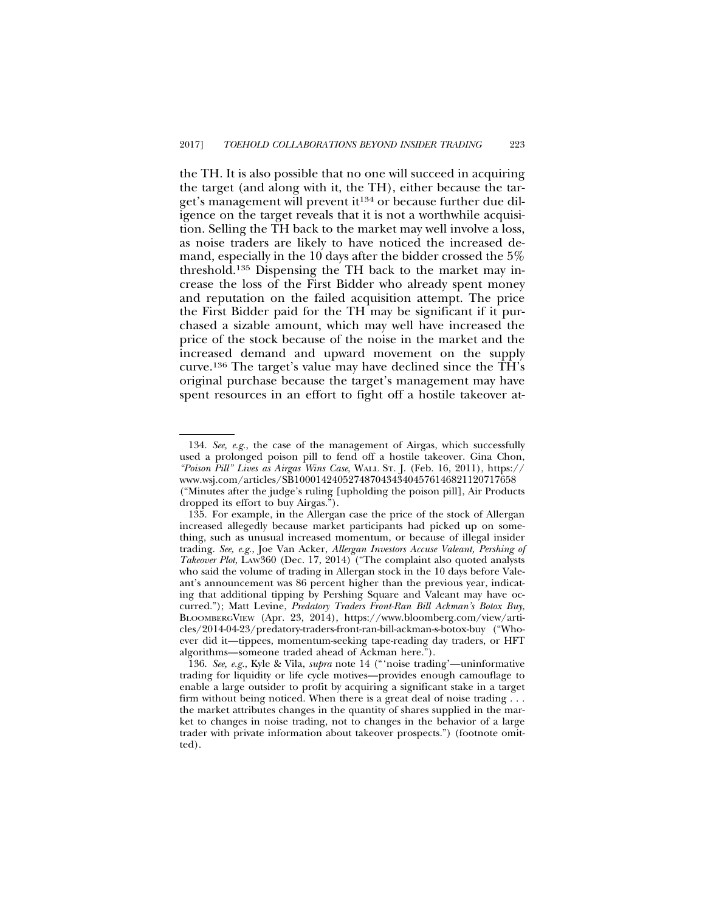the TH. It is also possible that no one will succeed in acquiring the target (and along with it, the TH), either because the target's management will prevent it[134] or because further due diligence on the target reveals that it is not a worthwhile acquisition. Selling the TH back to the market may well involve a loss, as noise traders are likely to have noticed the increased demand, especially in the 10 days after the bidder crossed the 5% threshold.[135] Dispensing the TH back to the market may increase the loss of the First Bidder who already spent money and reputation on the failed acquisition attempt. The price the First Bidder paid for the TH may be significant if it purchased a sizable amount, which may well have increased the price of the stock because of the noise in the market and the increased demand and upward movement on the supply curve.[136] The target's value may have declined since the TH's original purchase because the target's management may have spent resources in an effort to fight off a hostile takeover at-

---

134. *See, e.g.,* the case of the management of Airgas, which successfully used a prolonged poison pill to fend off a hostile takeover. Gina Chon, *"Poison Pill" Lives as Airgas Wins Case*, WALL ST. J. (Feb. 16, 2011), https://www.wsj.com/articles/SB10001424052748704343404576146821120717658 ("Minutes after the judge's ruling [upholding the poison pill], Air Products dropped its effort to buy Airgas.").

135. For example, in the Allergan case the price of the stock of Allergan increased allegedly because market participants had picked up on something, such as unusual increased momentum, or because of illegal insider trading. *See, e.g.,* Joe Van Acker, *Allergan Investors Accuse Valeant, Pershing of Takeover Plot*, LAW360 (Dec. 17, 2014) ("The complaint also quoted analysts who said the volume of trading in Allergan stock in the 10 days before Valeant's announcement was 86 percent higher than the previous year, indicating that additional tipping by Pershing Square and Valeant may have occurred."); Matt Levine, *Predatory Traders Front-Ran Bill Ackman's Botox Buy*, BLOOMBERGVIEW (Apr. 23, 2014), https://www.bloomberg.com/view/articles/2014-04-23/predatory-traders-front-ran-bill-ackman-s-botox-buy ("Whoever did it—tippees, momentum-seeking tape-reading day traders, or HFT algorithms—someone traded ahead of Ackman here.").

136. *See, e.g.*, Kyle & Vila, *supra* note 14 ("'noise trading'—uninformative trading for liquidity or life cycle motives—provides enough camouflage to enable a large outsider to profit by acquiring a significant stake in a target firm without being noticed. When there is a great deal of noise trading . . . the market attributes changes in the quantity of shares supplied in the market to changes in noise trading, not to changes in the behavior of a large trader with private information about takeover prospects.") (footnote omitted).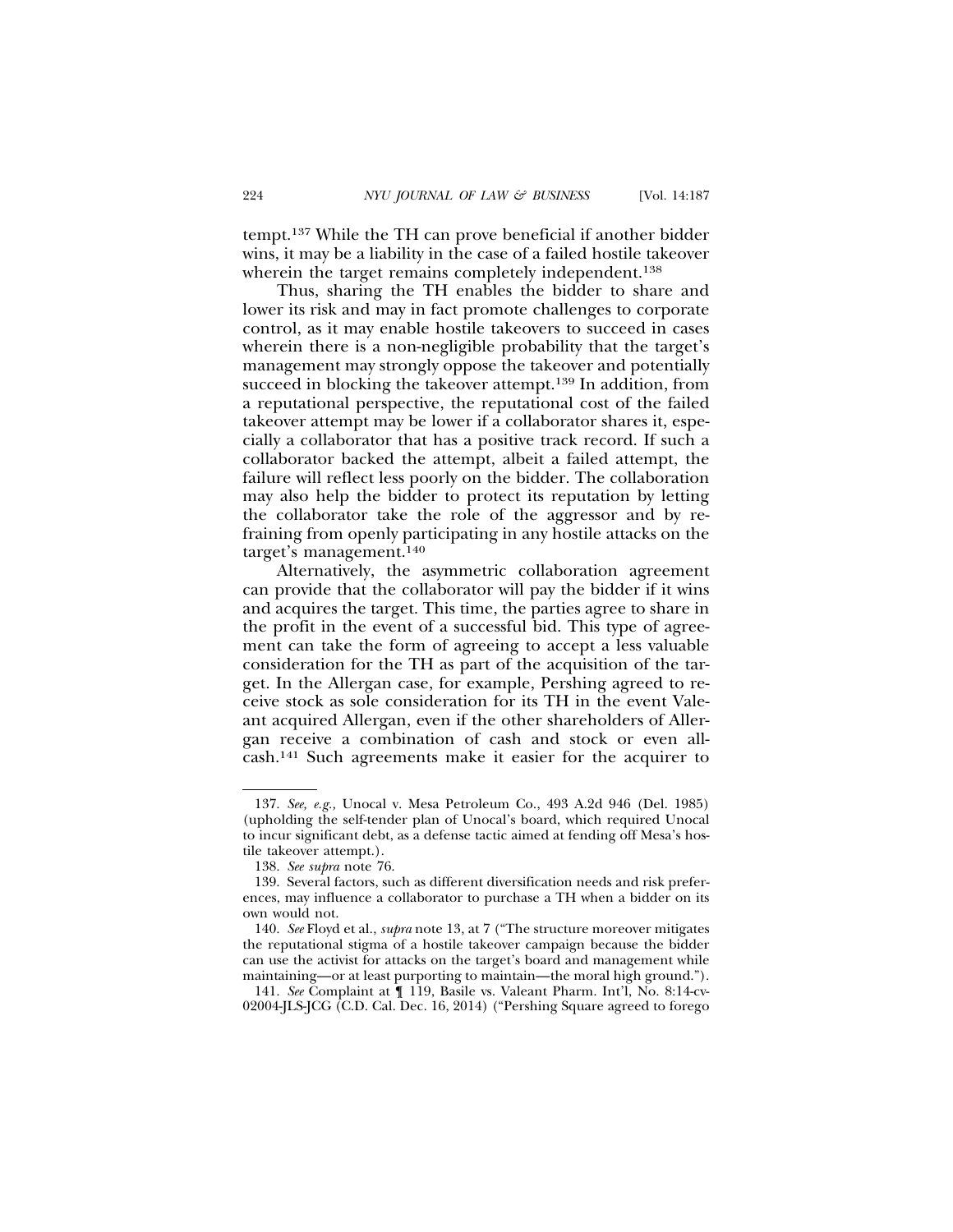tempt.[137] While the TH can prove beneficial if another bidder wins, it may be a liability in the case of a failed hostile takeover wherein the target remains completely independent.[138]

Thus, sharing the TH enables the bidder to share and lower its risk and may in fact promote challenges to corporate control, as it may enable hostile takeovers to succeed in cases wherein there is a non-negligible probability that the target's management may strongly oppose the takeover and potentially succeed in blocking the takeover attempt.[139] In addition, from a reputational perspective, the reputational cost of the failed takeover attempt may be lower if a collaborator shares it, especially a collaborator that has a positive track record. If such a collaborator backed the attempt, albeit a failed attempt, the failure will reflect less poorly on the bidder. The collaboration may also help the bidder to protect its reputation by letting the collaborator take the role of the aggressor and by refraining from openly participating in any hostile attacks on the target's management.[140]

Alternatively, the asymmetric collaboration agreement can provide that the collaborator will pay the bidder if it wins and acquires the target. This time, the parties agree to share in the profit in the event of a successful bid. This type of agreement can take the form of agreeing to accept a less valuable consideration for the TH as part of the acquisition of the target. In the Allergan case, for example, Pershing agreed to receive stock as sole consideration for its TH in the event Valeant acquired Allergan, even if the other shareholders of Allergan receive a combination of cash and stock or even all-cash.[141] Such agreements make it easier for the acquirer to

---

137. *See, e.g.,* Unocal v. Mesa Petroleum Co., 493 A.2d 946 (Del. 1985) (upholding the self-tender plan of Unocal's board, which required Unocal to incur significant debt, as a defense tactic aimed at fending off Mesa's hostile takeover attempt.).

138. *See supra* note 76.

139. Several factors, such as different diversification needs and risk preferences, may influence a collaborator to purchase a TH when a bidder on its own would not.

140. *See* Floyd et al., *supra* note 13, at 7 ("The structure moreover mitigates the reputational stigma of a hostile takeover campaign because the bidder can use the activist for attacks on the target's board and management while maintaining—or at least purporting to maintain—the moral high ground.").

141. *See* Complaint at ¶ 119, Basile vs. Valeant Pharm. Int'l, No. 8:14-cv-02004-JLS-JCG (C.D. Cal. Dec. 16, 2014) ("Pershing Square agreed to forego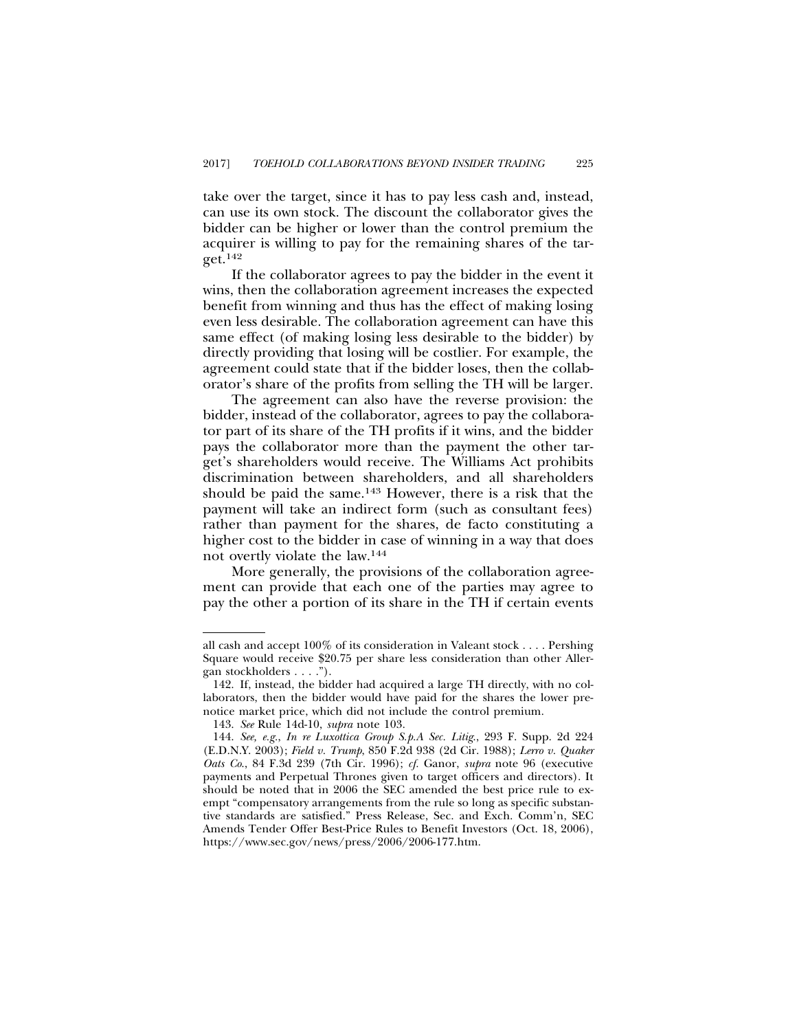take over the target, since it has to pay less cash and, instead, can use its own stock. The discount the collaborator gives the bidder can be higher or lower than the control premium the acquirer is willing to pay for the remaining shares of the target.[142]

If the collaborator agrees to pay the bidder in the event it wins, then the collaboration agreement increases the expected benefit from winning and thus has the effect of making losing even less desirable. The collaboration agreement can have this same effect (of making losing less desirable to the bidder) by directly providing that losing will be costlier. For example, the agreement could state that if the bidder loses, then the collaborator's share of the profits from selling the TH will be larger.

The agreement can also have the reverse provision: the bidder, instead of the collaborator, agrees to pay the collaborator part of its share of the TH profits if it wins, and the bidder pays the collaborator more than the payment the other target's shareholders would receive. The Williams Act prohibits discrimination between shareholders, and all shareholders should be paid the same.[143] However, there is a risk that the payment will take an indirect form (such as consultant fees) rather than payment for the shares, de facto constituting a higher cost to the bidder in case of winning in a way that does not overtly violate the law.[144]

More generally, the provisions of the collaboration agreement can provide that each one of the parties may agree to pay the other a portion of its share in the TH if certain events

---

all cash and accept 100% of its consideration in Valeant stock . . . . Pershing Square would receive $20.75 per share less consideration than other Allergan stockholders . . . .").

142. If, instead, the bidder had acquired a large TH directly, with no collaborators, then the bidder would have paid for the shares the lower pre-notice market price, which did not include the control premium.

143. *See* Rule 14d-10, *supra* note 103.

144. *See, e.g.*, *In re Luxottica Group S.p.A Sec. Litig.*, 293 F. Supp. 2d 224 (E.D.N.Y. 2003); *Field v. Trump*, 850 F.2d 938 (2d Cir. 1988); *Lerro v. Quaker Oats Co.*, 84 F.3d 239 (7th Cir. 1996); *cf.* Ganor, *supra* note 96 (executive payments and Perpetual Thrones given to target officers and directors). It should be noted that in 2006 the SEC amended the best price rule to exempt "compensatory arrangements from the rule so long as specific substantive standards are satisfied." Press Release, Sec. and Exch. Comm'n, SEC Amends Tender Offer Best-Price Rules to Benefit Investors (Oct. 18, 2006), https://www.sec.gov/news/press/2006/2006-177.htm.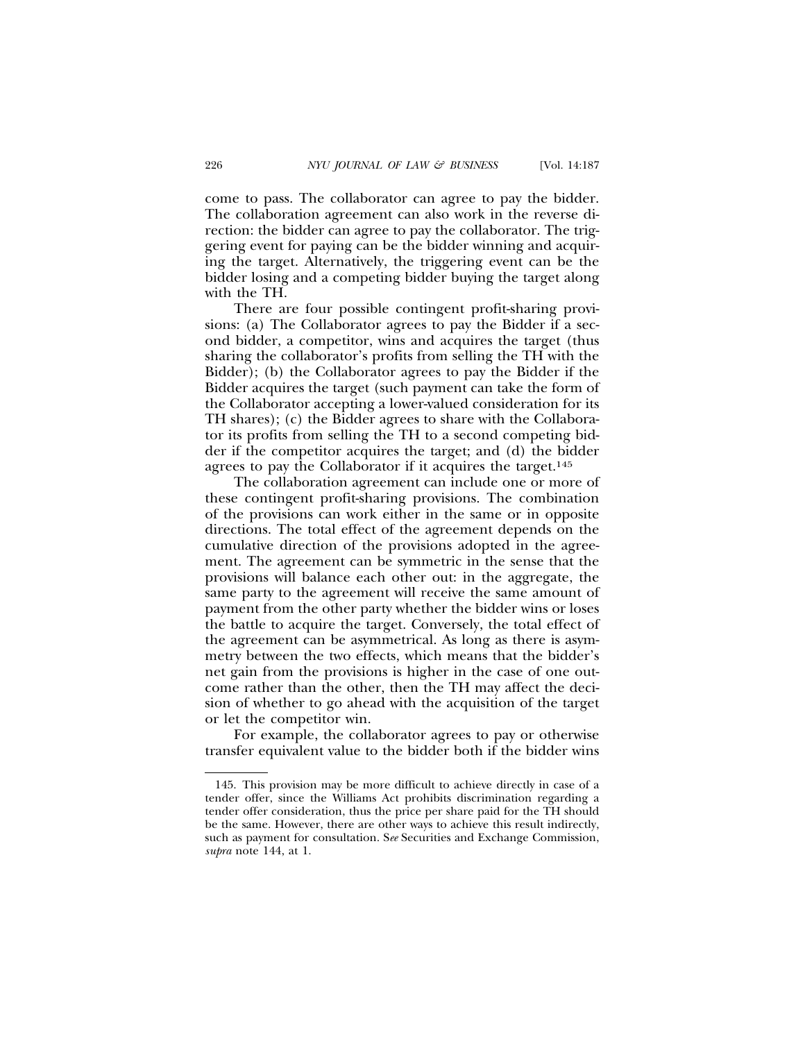come to pass. The collaborator can agree to pay the bidder. The collaboration agreement can also work in the reverse direction: the bidder can agree to pay the collaborator. The triggering event for paying can be the bidder winning and acquiring the target. Alternatively, the triggering event can be the bidder losing and a competing bidder buying the target along with the TH.

There are four possible contingent profit-sharing provisions: (a) The Collaborator agrees to pay the Bidder if a second bidder, a competitor, wins and acquires the target (thus sharing the collaborator's profits from selling the TH with the Bidder); (b) the Collaborator agrees to pay the Bidder if the Bidder acquires the target (such payment can take the form of the Collaborator accepting a lower-valued consideration for its TH shares); (c) the Bidder agrees to share with the Collaborator its profits from selling the TH to a second competing bidder if the competitor acquires the target; and (d) the bidder agrees to pay the Collaborator if it acquires the target.[145]

The collaboration agreement can include one or more of these contingent profit-sharing provisions. The combination of the provisions can work either in the same or in opposite directions. The total effect of the agreement depends on the cumulative direction of the provisions adopted in the agreement. The agreement can be symmetric in the sense that the provisions will balance each other out: in the aggregate, the same party to the agreement will receive the same amount of payment from the other party whether the bidder wins or loses the battle to acquire the target. Conversely, the total effect of the agreement can be asymmetrical. As long as there is asymmetry between the two effects, which means that the bidder's net gain from the provisions is higher in the case of one outcome rather than the other, then the TH may affect the decision of whether to go ahead with the acquisition of the target or let the competitor win.

For example, the collaborator agrees to pay or otherwise transfer equivalent value to the bidder both if the bidder wins

---

145. This provision may be more difficult to achieve directly in case of a tender offer, since the Williams Act prohibits discrimination regarding a tender offer consideration, thus the price per share paid for the TH should be the same. However, there are other ways to achieve this result indirectly, such as payment for consultation. *See* Securities and Exchange Commission, *supra* note 144, at 1.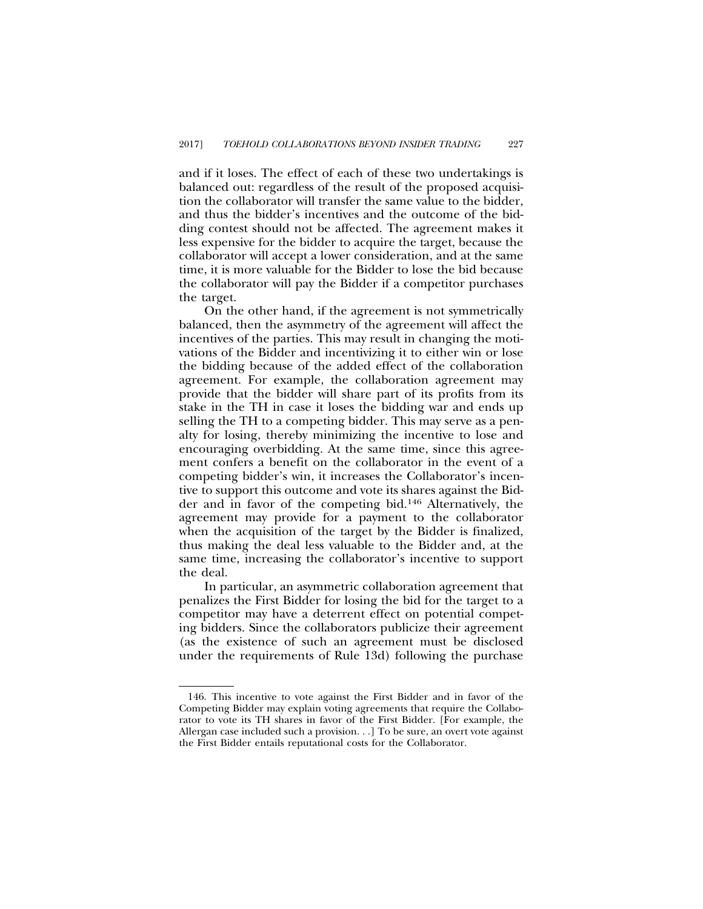and if it loses. The effect of each of these two undertakings is balanced out: regardless of the result of the proposed acquisition the collaborator will transfer the same value to the bidder, and thus the bidder's incentives and the outcome of the bidding contest should not be affected. The agreement makes it less expensive for the bidder to acquire the target, because the collaborator will accept a lower consideration, and at the same time, it is more valuable for the Bidder to lose the bid because the collaborator will pay the Bidder if a competitor purchases the target.

On the other hand, if the agreement is not symmetrically balanced, then the asymmetry of the agreement will affect the incentives of the parties. This may result in changing the motivations of the Bidder and incentivizing it to either win or lose the bidding because of the added effect of the collaboration agreement. For example, the collaboration agreement may provide that the bidder will share part of its profits from its stake in the TH in case it loses the bidding war and ends up selling the TH to a competing bidder. This may serve as a penalty for losing, thereby minimizing the incentive to lose and encouraging overbidding. At the same time, since this agreement confers a benefit on the collaborator in the event of a competing bidder's win, it increases the Collaborator's incentive to support this outcome and vote its shares against the Bidder and in favor of the competing bid.[146] Alternatively, the agreement may provide for a payment to the collaborator when the acquisition of the target by the Bidder is finalized, thus making the deal less valuable to the Bidder and, at the same time, increasing the collaborator's incentive to support the deal.

In particular, an asymmetric collaboration agreement that penalizes the First Bidder for losing the bid for the target to a competitor may have a deterrent effect on potential competing bidders. Since the collaborators publicize their agreement (as the existence of such an agreement must be disclosed under the requirements of Rule 13d) following the purchase

---

146. This incentive to vote against the First Bidder and in favor of the Competing Bidder may explain voting agreements that require the Collaborator to vote its TH shares in favor of the First Bidder. [For example, the Allergan case included such a provision. . .] To be sure, an overt vote against the First Bidder entails reputational costs for the Collaborator.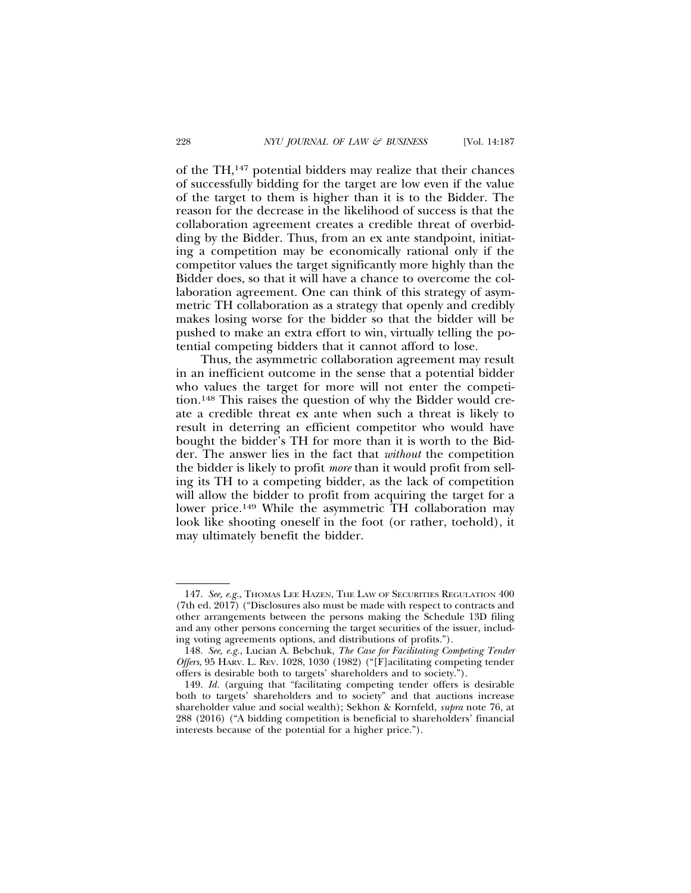of the TH,[147] potential bidders may realize that their chances of successfully bidding for the target are low even if the value of the target to them is higher than it is to the Bidder. The reason for the decrease in the likelihood of success is that the collaboration agreement creates a credible threat of overbidding by the Bidder. Thus, from an ex ante standpoint, initiating a competition may be economically rational only if the competitor values the target significantly more highly than the Bidder does, so that it will have a chance to overcome the collaboration agreement. One can think of this strategy of asymmetric TH collaboration as a strategy that openly and credibly makes losing worse for the bidder so that the bidder will be pushed to make an extra effort to win, virtually telling the potential competing bidders that it cannot afford to lose.

Thus, the asymmetric collaboration agreement may result in an inefficient outcome in the sense that a potential bidder who values the target for more will not enter the competition.[148] This raises the question of why the Bidder would create a credible threat ex ante when such a threat is likely to result in deterring an efficient competitor who would have bought the bidder's TH for more than it is worth to the Bidder. The answer lies in the fact that *without* the competition the bidder is likely to profit *more* than it would profit from selling its TH to a competing bidder, as the lack of competition will allow the bidder to profit from acquiring the target for a lower price.[149] While the asymmetric TH collaboration may look like shooting oneself in the foot (or rather, toehold), it may ultimately benefit the bidder.

---

147. *See, e.g.*, THOMAS LEE HAZEN, THE LAW OF SECURITIES REGULATION 400 (7th ed. 2017) ("Disclosures also must be made with respect to contracts and other arrangements between the persons making the Schedule 13D filing and any other persons concerning the target securities of the issuer, including voting agreements options, and distributions of profits.").

148. *See, e.g.*, Lucian A. Bebchuk, *The Case for Facilitating Competing Tender Offers*, 95 HARV. L. REV. 1028, 1030 (1982) ("[F]acilitating competing tender offers is desirable both to targets' shareholders and to society.").

149. *Id.* (arguing that "facilitating competing tender offers is desirable both to targets' shareholders and to society" and that auctions increase shareholder value and social wealth); Sekhon & Kornfeld, *supra* note 76, at 288 (2016) ("A bidding competition is beneficial to shareholders' financial interests because of the potential for a higher price.").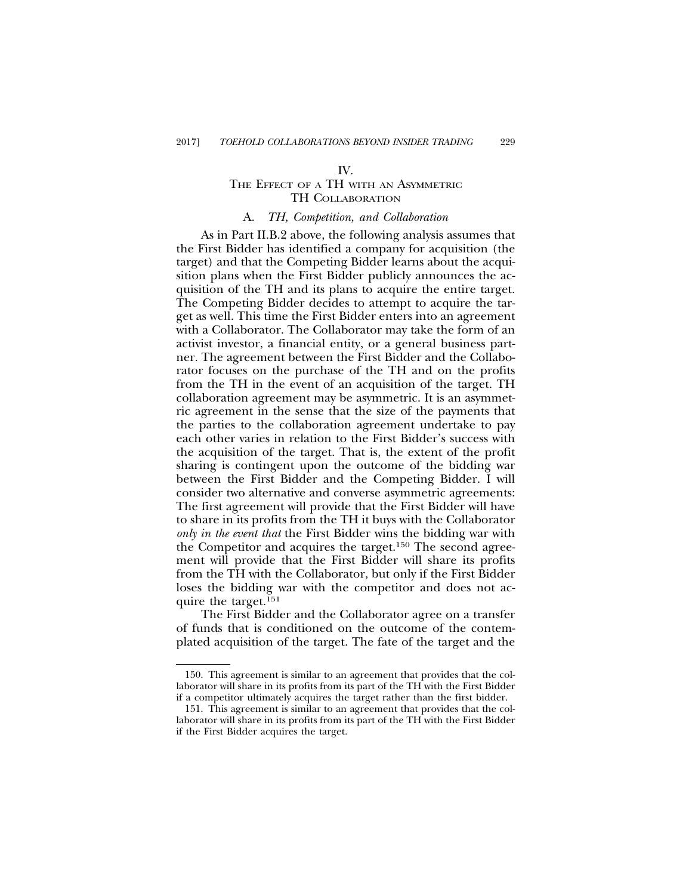# IV.
# THE EFFECT OF A TH WITH AN ASYMMETRIC TH COLLABORATION

## A. *TH, Competition, and Collaboration*

As in Part II.B.2 above, the following analysis assumes that the First Bidder has identified a company for acquisition (the target) and that the Competing Bidder learns about the acquisition plans when the First Bidder publicly announces the acquisition of the TH and its plans to acquire the entire target. The Competing Bidder decides to attempt to acquire the target as well. This time the First Bidder enters into an agreement with a Collaborator. The Collaborator may take the form of an activist investor, a financial entity, or a general business partner. The agreement between the First Bidder and the Collaborator focuses on the purchase of the TH and on the profits from the TH in the event of an acquisition of the target. TH collaboration agreement may be asymmetric. It is an asymmetric agreement in the sense that the size of the payments that the parties to the collaboration agreement undertake to pay each other varies in relation to the First Bidder's success with the acquisition of the target. That is, the extent of the profit sharing is contingent upon the outcome of the bidding war between the First Bidder and the Competing Bidder. I will consider two alternative and converse asymmetric agreements: The first agreement will provide that the First Bidder will have to share in its profits from the TH it buys with the Collaborator *only in the event that* the First Bidder wins the bidding war with the Competitor and acquires the target.[150] The second agreement will provide that the First Bidder will share its profits from the TH with the Collaborator, but only if the First Bidder loses the bidding war with the competitor and does not acquire the target.[151]

The First Bidder and the Collaborator agree on a transfer of funds that is conditioned on the outcome of the contemplated acquisition of the target. The fate of the target and the

---

150. This agreement is similar to an agreement that provides that the collaborator will share in its profits from its part of the TH with the First Bidder if a competitor ultimately acquires the target rather than the first bidder.

151. This agreement is similar to an agreement that provides that the collaborator will share in its profits from its part of the TH with the First Bidder if the First Bidder acquires the target.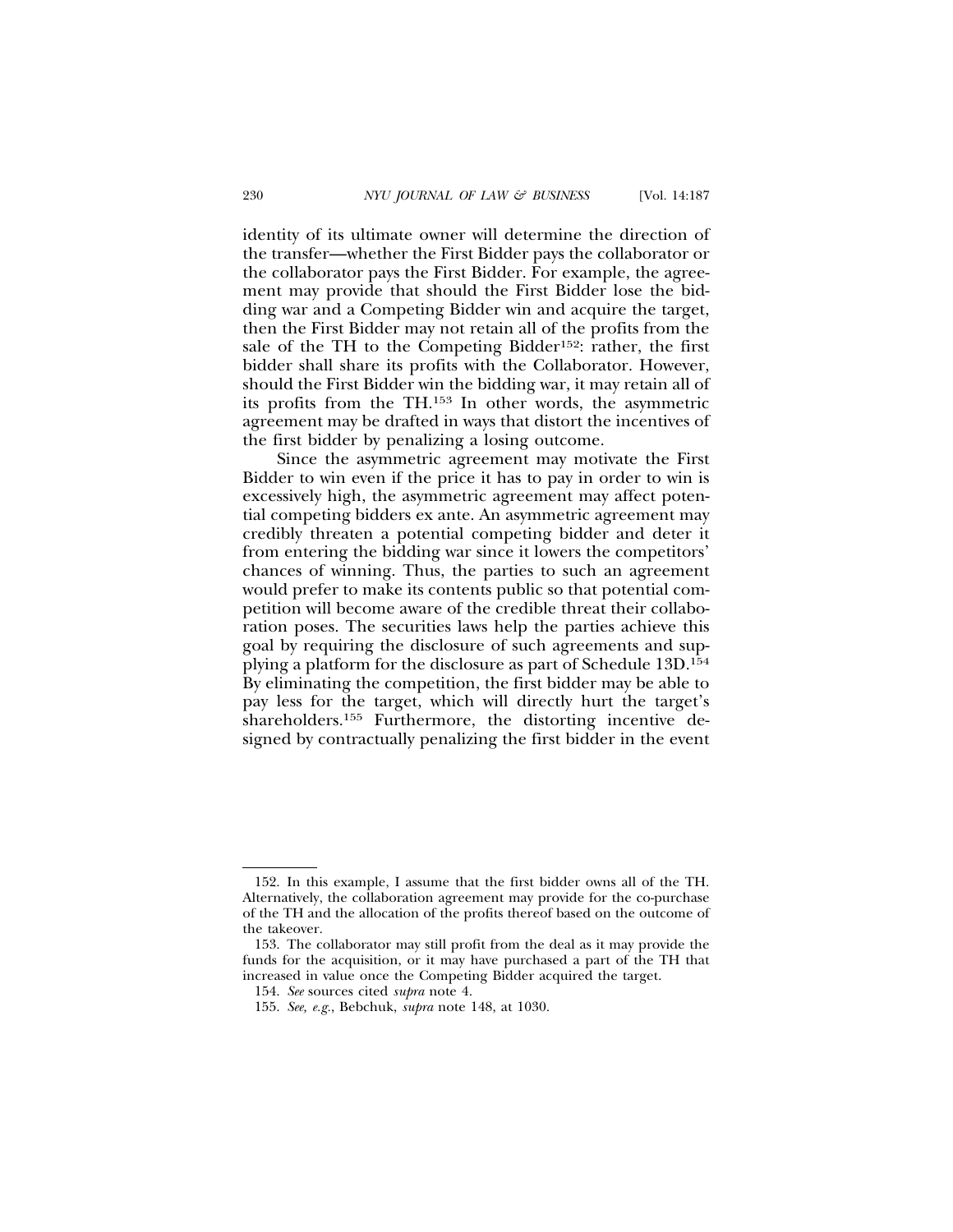identity of its ultimate owner will determine the direction of the transfer—whether the First Bidder pays the collaborator or the collaborator pays the First Bidder. For example, the agreement may provide that should the First Bidder lose the bidding war and a Competing Bidder win and acquire the target, then the First Bidder may not retain all of the profits from the sale of the TH to the Competing Bidder[152]: rather, the first bidder shall share its profits with the Collaborator. However, should the First Bidder win the bidding war, it may retain all of its profits from the TH.[153] In other words, the asymmetric agreement may be drafted in ways that distort the incentives of the first bidder by penalizing a losing outcome.

Since the asymmetric agreement may motivate the First Bidder to win even if the price it has to pay in order to win is excessively high, the asymmetric agreement may affect potential competing bidders ex ante. An asymmetric agreement may credibly threaten a potential competing bidder and deter it from entering the bidding war since it lowers the competitors' chances of winning. Thus, the parties to such an agreement would prefer to make its contents public so that potential competition will become aware of the credible threat their collaboration poses. The securities laws help the parties achieve this goal by requiring the disclosure of such agreements and supplying a platform for the disclosure as part of Schedule 13D.[154] By eliminating the competition, the first bidder may be able to pay less for the target, which will directly hurt the target's shareholders.[155] Furthermore, the distorting incentive designed by contractually penalizing the first bidder in the event

---

152. In this example, I assume that the first bidder owns all of the TH. Alternatively, the collaboration agreement may provide for the co-purchase of the TH and the allocation of the profits thereof based on the outcome of the takeover.

153. The collaborator may still profit from the deal as it may provide the funds for the acquisition, or it may have purchased a part of the TH that increased in value once the Competing Bidder acquired the target.

154. *See* sources cited *supra* note 4.

155. *See, e.g.*, Bebchuk, *supra* note 148, at 1030.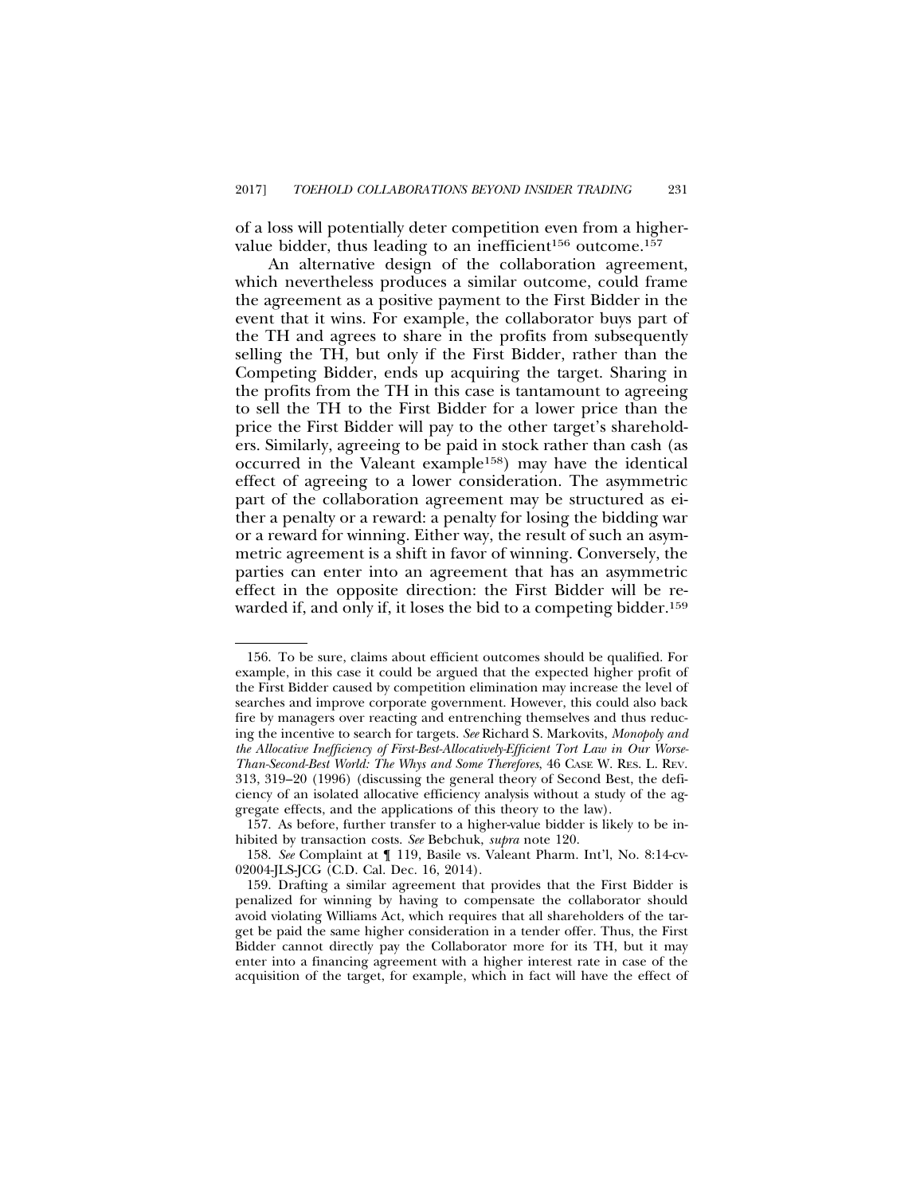of a loss will potentially deter competition even from a higher-value bidder, thus leading to an inefficient[156] outcome.[157]

An alternative design of the collaboration agreement, which nevertheless produces a similar outcome, could frame the agreement as a positive payment to the First Bidder in the event that it wins. For example, the collaborator buys part of the TH and agrees to share in the profits from subsequently selling the TH, but only if the First Bidder, rather than the Competing Bidder, ends up acquiring the target. Sharing in the profits from the TH in this case is tantamount to agreeing to sell the TH to the First Bidder for a lower price than the price the First Bidder will pay to the other target's shareholders. Similarly, agreeing to be paid in stock rather than cash (as occurred in the Valeant example[158]) may have the identical effect of agreeing to a lower consideration. The asymmetric part of the collaboration agreement may be structured as either a penalty or a reward: a penalty for losing the bidding war or a reward for winning. Either way, the result of such an asymmetric agreement is a shift in favor of winning. Conversely, the parties can enter into an agreement that has an asymmetric effect in the opposite direction: the First Bidder will be rewarded if, and only if, it loses the bid to a competing bidder.[159]

---

156. To be sure, claims about efficient outcomes should be qualified. For example, in this case it could be argued that the expected higher profit of the First Bidder caused by competition elimination may increase the level of searches and improve corporate government. However, this could also back fire by managers over reacting and entrenching themselves and thus reducing the incentive to search for targets. *See* Richard S. Markovits, *Monopoly and the Allocative Inefficiency of First-Best-Allocatively-Efficient Tort Law in Our Worse-Than-Second-Best World: The Whys and Some Therefores*, 46 CASE W. RES. L. REV. 313, 319–20 (1996) (discussing the general theory of Second Best, the deficiency of an isolated allocative efficiency analysis without a study of the aggregate effects, and the applications of this theory to the law).

157. As before, further transfer to a higher-value bidder is likely to be inhibited by transaction costs. *See* Bebchuk, *supra* note 120.

158. *See* Complaint at ¶ 119, Basile vs. Valeant Pharm. Int'l, No. 8:14-cv-02004-JLS-JCG (C.D. Cal. Dec. 16, 2014).

159. Drafting a similar agreement that provides that the First Bidder is penalized for winning by having to compensate the collaborator should avoid violating Williams Act, which requires that all shareholders of the target be paid the same higher consideration in a tender offer. Thus, the First Bidder cannot directly pay the Collaborator more for its TH, but it may enter into a financing agreement with a higher interest rate in case of the acquisition of the target, for example, which in fact will have the effect of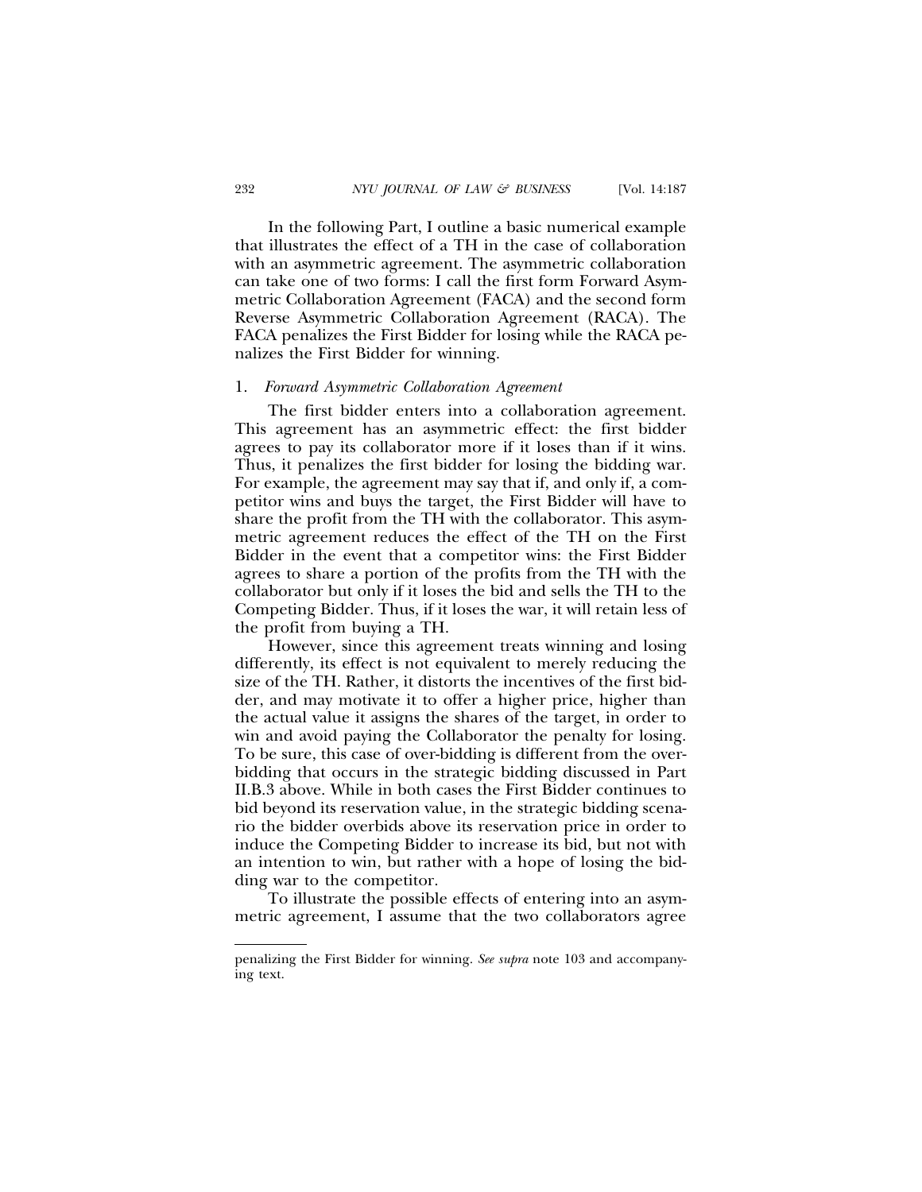In the following Part, I outline a basic numerical example that illustrates the effect of a TH in the case of collaboration with an asymmetric agreement. The asymmetric collaboration can take one of two forms: I call the first form Forward Asymmetric Collaboration Agreement (FACA) and the second form Reverse Asymmetric Collaboration Agreement (RACA). The FACA penalizes the First Bidder for losing while the RACA penalizes the First Bidder for winning.

### 1. *Forward Asymmetric Collaboration Agreement*

The first bidder enters into a collaboration agreement. This agreement has an asymmetric effect: the first bidder agrees to pay its collaborator more if it loses than if it wins. Thus, it penalizes the first bidder for losing the bidding war. For example, the agreement may say that if, and only if, a competitor wins and buys the target, the First Bidder will have to share the profit from the TH with the collaborator. This asymmetric agreement reduces the effect of the TH on the First Bidder in the event that a competitor wins: the First Bidder agrees to share a portion of the profits from the TH with the collaborator but only if it loses the bid and sells the TH to the Competing Bidder. Thus, if it loses the war, it will retain less of the profit from buying a TH.

However, since this agreement treats winning and losing differently, its effect is not equivalent to merely reducing the size of the TH. Rather, it distorts the incentives of the first bidder, and may motivate it to offer a higher price, higher than the actual value it assigns the shares of the target, in order to win and avoid paying the Collaborator the penalty for losing. To be sure, this case of over-bidding is different from the over-bidding that occurs in the strategic bidding discussed in Part II.B.3 above. While in both cases the First Bidder continues to bid beyond its reservation value, in the strategic bidding scenario the bidder overbids above its reservation price in order to induce the Competing Bidder to increase its bid, but not with an intention to win, but rather with a hope of losing the bidding war to the competitor.

To illustrate the possible effects of entering into an asymmetric agreement, I assume that the two collaborators agree

---

penalizing the First Bidder for winning. *See supra* note 103 and accompanying text.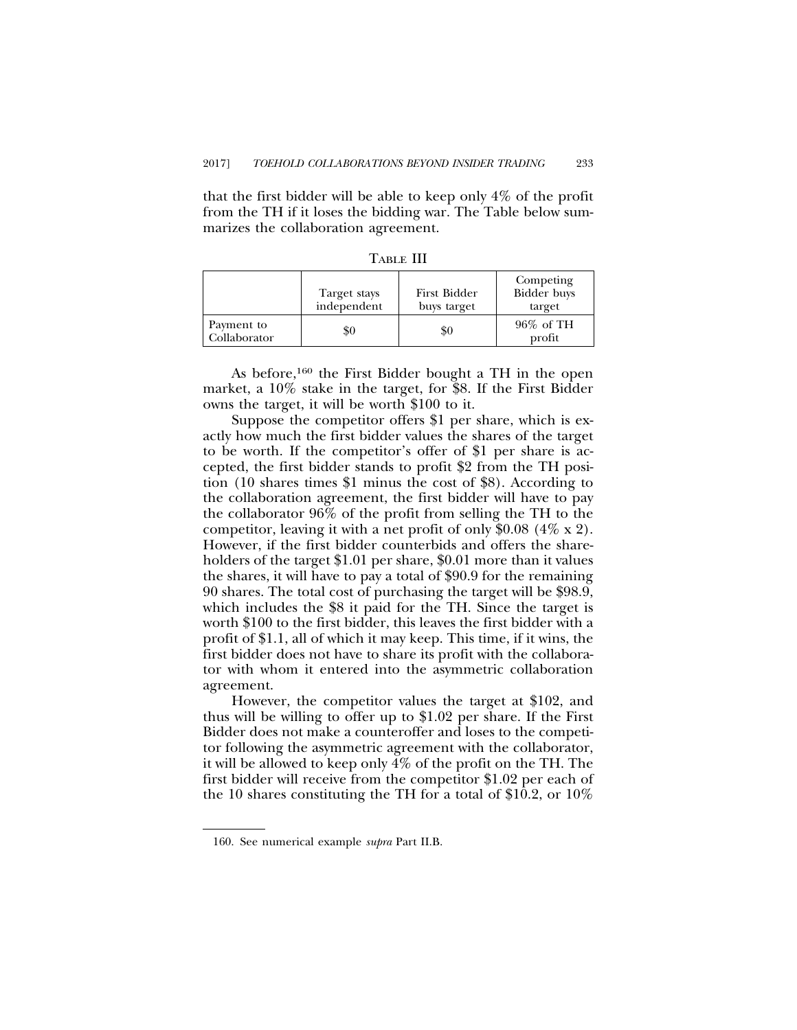that the first bidder will be able to keep only 4% of the profit from the TH if it loses the bidding war. The Table below summarizes the collaboration agreement.

TABLE III

| | Target stays independent | First Bidder buys target | Competing Bidder buys target |
|---|---|---|---|
| Payment to Collaborator | $0 | $0 | 96% of TH profit |

As before,[160] the First Bidder bought a TH in the open market, a 10% stake in the target, for $8. If the First Bidder owns the target, it will be worth $100 to it.

Suppose the competitor offers $1 per share, which is exactly how much the first bidder values the shares of the target to be worth. If the competitor's offer of $1 per share is accepted, the first bidder stands to profit $2 from the TH position (10 shares times $1 minus the cost of $8). According to the collaboration agreement, the first bidder will have to pay the collaborator 96% of the profit from selling the TH to the competitor, leaving it with a net profit of only $0.08 (4% x 2). However, if the first bidder counterbids and offers the shareholders of the target $1.01 per share, $0.01 more than it values the shares, it will have to pay a total of $90.9 for the remaining 90 shares. The total cost of purchasing the target will be $98.9, which includes the $8 it paid for the TH. Since the target is worth $100 to the first bidder, this leaves the first bidder with a profit of $1.1, all of which it may keep. This time, if it wins, the first bidder does not have to share its profit with the collaborator with whom it entered into the asymmetric collaboration agreement.

However, the competitor values the target at $102, and thus will be willing to offer up to $1.02 per share. If the First Bidder does not make a counteroffer and loses to the competitor following the asymmetric agreement with the collaborator, it will be allowed to keep only 4% of the profit on the TH. The first bidder will receive from the competitor $1.02 per each of the 10 shares constituting the TH for a total of $10.2, or 10%

160. See numerical example *supra* Part II.B.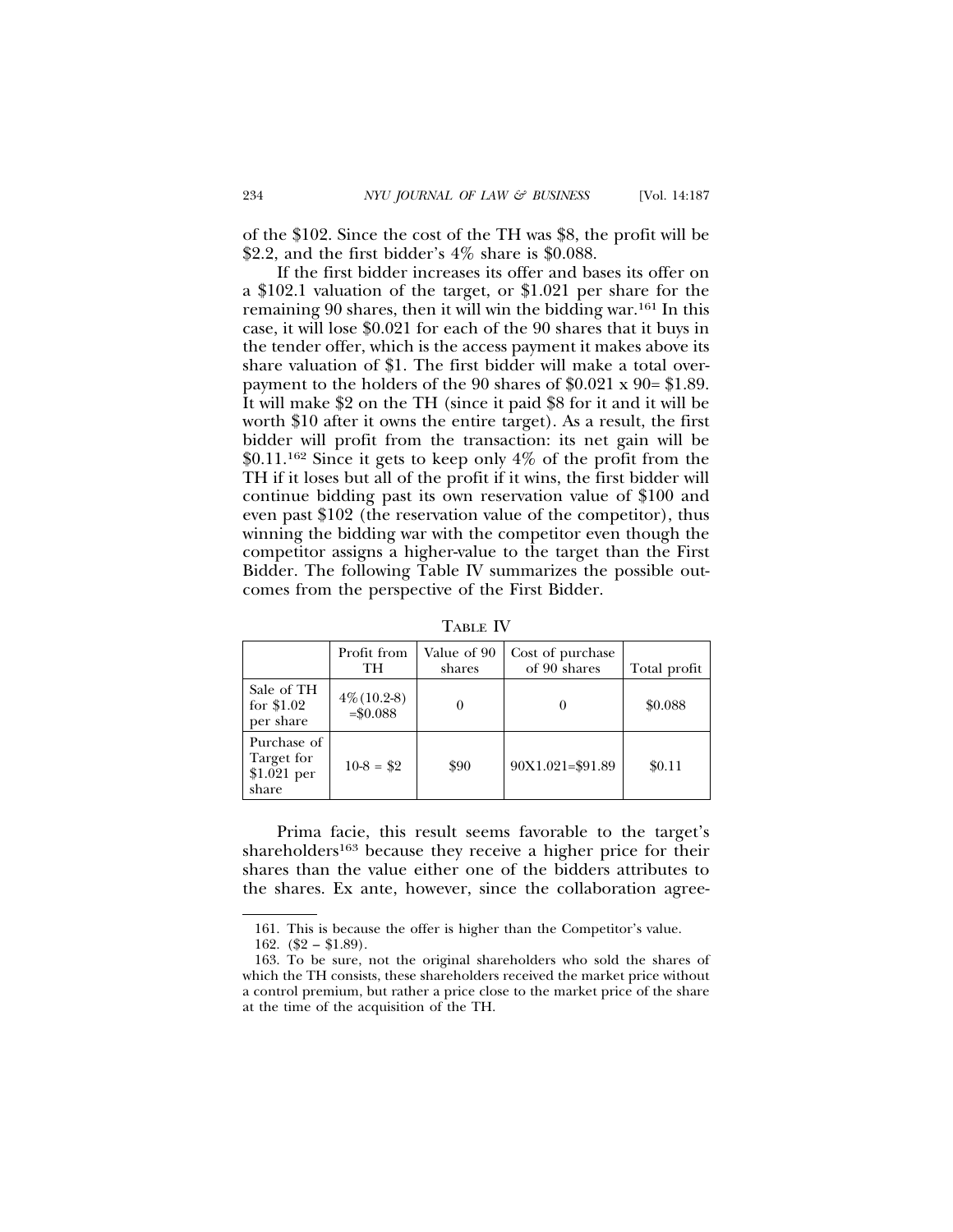of the \$102. Since the cost of the TH was \$8, the profit will be \$2.2, and the first bidder's 4% share is \$0.088.

If the first bidder increases its offer and bases its offer on a \$102.1 valuation of the target, or \$1.021 per share for the remaining 90 shares, then it will win the bidding war.[161] In this case, it will lose \$0.021 for each of the 90 shares that it buys in the tender offer, which is the access payment it makes above its share valuation of \$1. The first bidder will make a total overpayment to the holders of the 90 shares of \$0.021 x 90= \$1.89. It will make \$2 on the TH (since it paid \$8 for it and it will be worth \$10 after it owns the entire target). As a result, the first bidder will profit from the transaction: its net gain will be \$0.11.[162] Since it gets to keep only 4% of the profit from the TH if it loses but all of the profit if it wins, the first bidder will continue bidding past its own reservation value of \$100 and even past \$102 (the reservation value of the competitor), thus winning the bidding war with the competitor even though the competitor assigns a higher-value to the target than the First Bidder. The following Table IV summarizes the possible outcomes from the perspective of the First Bidder.

TABLE IV

| | Profit from TH | Value of 90 shares | Cost of purchase of 90 shares | Total profit |
|---|---|---|---|---|
| Sale of TH for \$1.02 per share | 4%(10.2-8) =\$0.088 | 0 | 0 | \$0.088 |
| Purchase of Target for \$1.021 per share | 10-8 = \$2 | \$90 | 90X1.021=\$91.89 | \$0.11 |

Prima facie, this result seems favorable to the target's shareholders[163] because they receive a higher price for their shares than the value either one of the bidders attributes to the shares. Ex ante, however, since the collaboration agree-

161. This is because the offer is higher than the Competitor's value.

162. (\$2 – \$1.89).

163. To be sure, not the original shareholders who sold the shares of which the TH consists, these shareholders received the market price without a control premium, but rather a price close to the market price of the share at the time of the acquisition of the TH.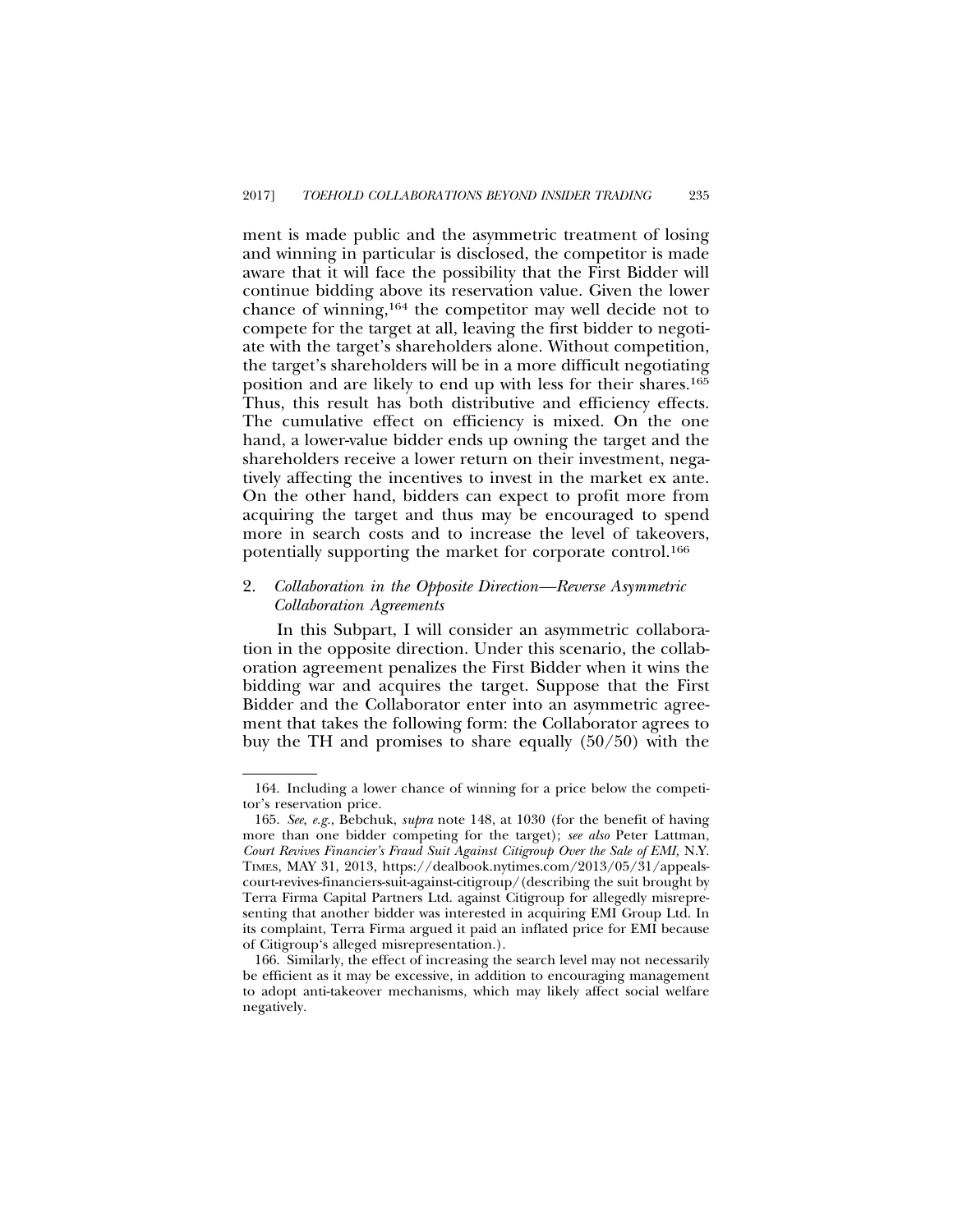ment is made public and the asymmetric treatment of losing and winning in particular is disclosed, the competitor is made aware that it will face the possibility that the First Bidder will continue bidding above its reservation value. Given the lower chance of winning,[164] the competitor may well decide not to compete for the target at all, leaving the first bidder to negotiate with the target's shareholders alone. Without competition, the target's shareholders will be in a more difficult negotiating position and are likely to end up with less for their shares.[165] Thus, this result has both distributive and efficiency effects. The cumulative effect on efficiency is mixed. On the one hand, a lower-value bidder ends up owning the target and the shareholders receive a lower return on their investment, negatively affecting the incentives to invest in the market ex ante. On the other hand, bidders can expect to profit more from acquiring the target and thus may be encouraged to spend more in search costs and to increase the level of takeovers, potentially supporting the market for corporate control.[166]

### 2. *Collaboration in the Opposite Direction—Reverse Asymmetric Collaboration Agreements*

In this Subpart, I will consider an asymmetric collaboration in the opposite direction. Under this scenario, the collaboration agreement penalizes the First Bidder when it wins the bidding war and acquires the target. Suppose that the First Bidder and the Collaborator enter into an asymmetric agreement that takes the following form: the Collaborator agrees to buy the TH and promises to share equally (50/50) with the

---

164. Including a lower chance of winning for a price below the competitor's reservation price.

165. *See, e.g.*, Bebchuk, *supra* note 148, at 1030 (for the benefit of having more than one bidder competing for the target); *see also* Peter Lattman, *Court Revives Financier's Fraud Suit Against Citigroup Over the Sale of EMI,* N.Y. TIMES, MAY 31, 2013, https://dealbook.nytimes.com/2013/05/31/appeals-court-revives-financiers-suit-against-citigroup/ (describing the suit brought by Terra Firma Capital Partners Ltd. against Citigroup for allegedly misrepresenting that another bidder was interested in acquiring EMI Group Ltd. In its complaint, Terra Firma argued it paid an inflated price for EMI because of Citigroup's alleged misrepresentation.).

166. Similarly, the effect of increasing the search level may not necessarily be efficient as it may be excessive, in addition to encouraging management to adopt anti-takeover mechanisms, which may likely affect social welfare negatively.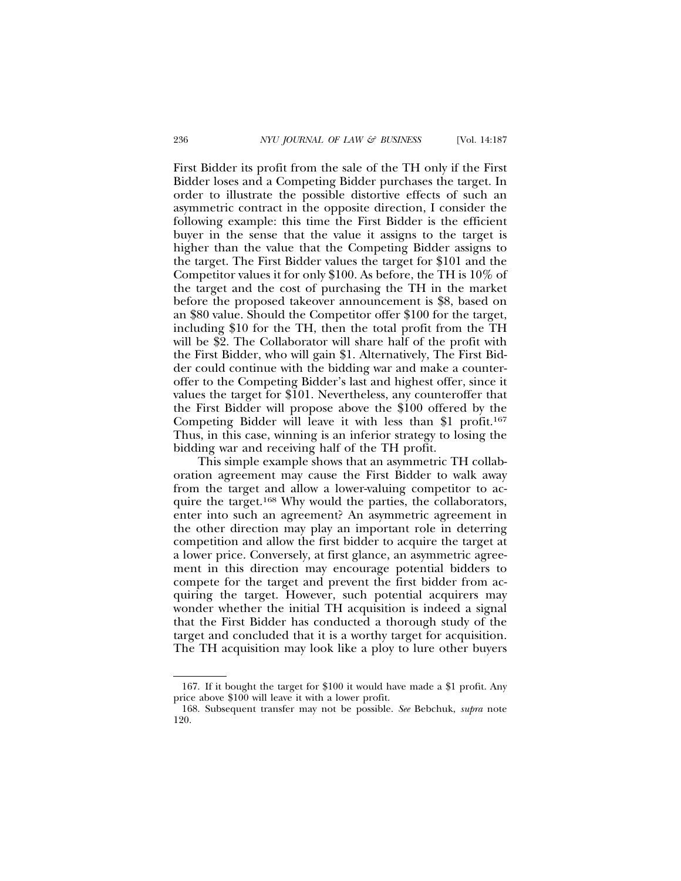First Bidder its profit from the sale of the TH only if the First Bidder loses and a Competing Bidder purchases the target. In order to illustrate the possible distortive effects of such an asymmetric contract in the opposite direction, I consider the following example: this time the First Bidder is the efficient buyer in the sense that the value it assigns to the target is higher than the value that the Competing Bidder assigns to the target. The First Bidder values the target for $101 and the Competitor values it for only $100. As before, the TH is 10% of the target and the cost of purchasing the TH in the market before the proposed takeover announcement is $8, based on an $80 value. Should the Competitor offer $100 for the target, including $10 for the TH, then the total profit from the TH will be $2. The Collaborator will share half of the profit with the First Bidder, who will gain $1. Alternatively, The First Bidder could continue with the bidding war and make a counteroffer to the Competing Bidder's last and highest offer, since it values the target for $101. Nevertheless, any counteroffer that the First Bidder will propose above the $100 offered by the Competing Bidder will leave it with less than $1 profit.[167] Thus, in this case, winning is an inferior strategy to losing the bidding war and receiving half of the TH profit.

This simple example shows that an asymmetric TH collaboration agreement may cause the First Bidder to walk away from the target and allow a lower-valuing competitor to acquire the target.[168] Why would the parties, the collaborators, enter into such an agreement? An asymmetric agreement in the other direction may play an important role in deterring competition and allow the first bidder to acquire the target at a lower price. Conversely, at first glance, an asymmetric agreement in this direction may encourage potential bidders to compete for the target and prevent the first bidder from acquiring the target. However, such potential acquirers may wonder whether the initial TH acquisition is indeed a signal that the First Bidder has conducted a thorough study of the target and concluded that it is a worthy target for acquisition. The TH acquisition may look like a ploy to lure other buyers

167. If it bought the target for $100 it would have made a $1 profit. Any price above $100 will leave it with a lower profit.

168. Subsequent transfer may not be possible. *See* Bebchuk, *supra* note 120.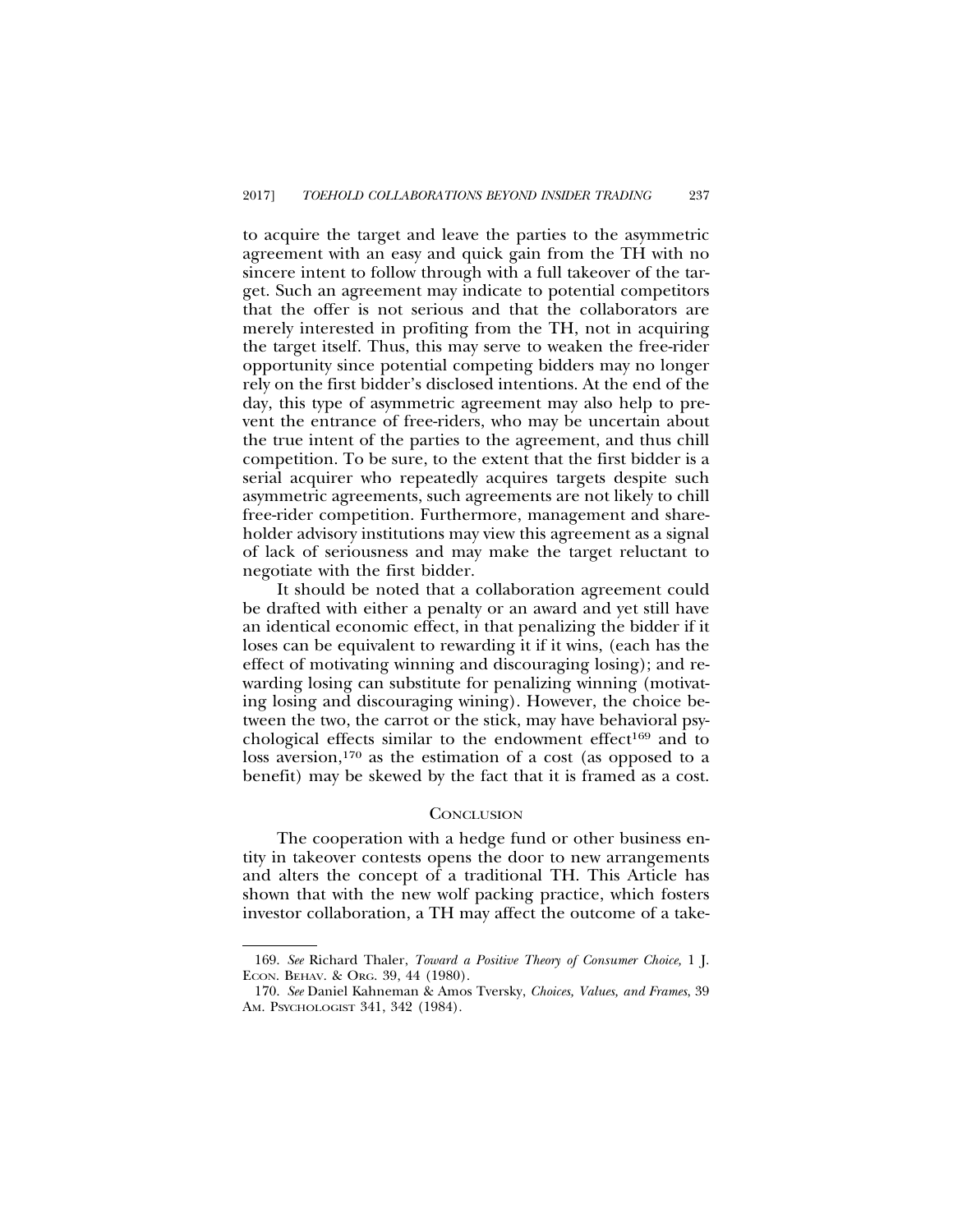to acquire the target and leave the parties to the asymmetric agreement with an easy and quick gain from the TH with no sincere intent to follow through with a full takeover of the target. Such an agreement may indicate to potential competitors that the offer is not serious and that the collaborators are merely interested in profiting from the TH, not in acquiring the target itself. Thus, this may serve to weaken the free-rider opportunity since potential competing bidders may no longer rely on the first bidder's disclosed intentions. At the end of the day, this type of asymmetric agreement may also help to prevent the entrance of free-riders, who may be uncertain about the true intent of the parties to the agreement, and thus chill competition. To be sure, to the extent that the first bidder is a serial acquirer who repeatedly acquires targets despite such asymmetric agreements, such agreements are not likely to chill free-rider competition. Furthermore, management and shareholder advisory institutions may view this agreement as a signal of lack of seriousness and may make the target reluctant to negotiate with the first bidder.

It should be noted that a collaboration agreement could be drafted with either a penalty or an award and yet still have an identical economic effect, in that penalizing the bidder if it loses can be equivalent to rewarding it if it wins, (each has the effect of motivating winning and discouraging losing); and rewarding losing can substitute for penalizing winning (motivating losing and discouraging wining). However, the choice between the two, the carrot or the stick, may have behavioral psychological effects similar to the endowment effect[169] and to loss aversion,[170] as the estimation of a cost (as opposed to a benefit) may be skewed by the fact that it is framed as a cost.

## Conclusion

The cooperation with a hedge fund or other business entity in takeover contests opens the door to new arrangements and alters the concept of a traditional TH. This Article has shown that with the new wolf packing practice, which fosters investor collaboration, a TH may affect the outcome of a take-

---

169. *See* Richard Thaler, *Toward a Positive Theory of Consumer Choice,* 1 J. Econ. Behav. & Org. 39, 44 (1980).

170. *See* Daniel Kahneman & Amos Tversky, *Choices, Values, and Frames*, 39 Am. Psychologist 341, 342 (1984).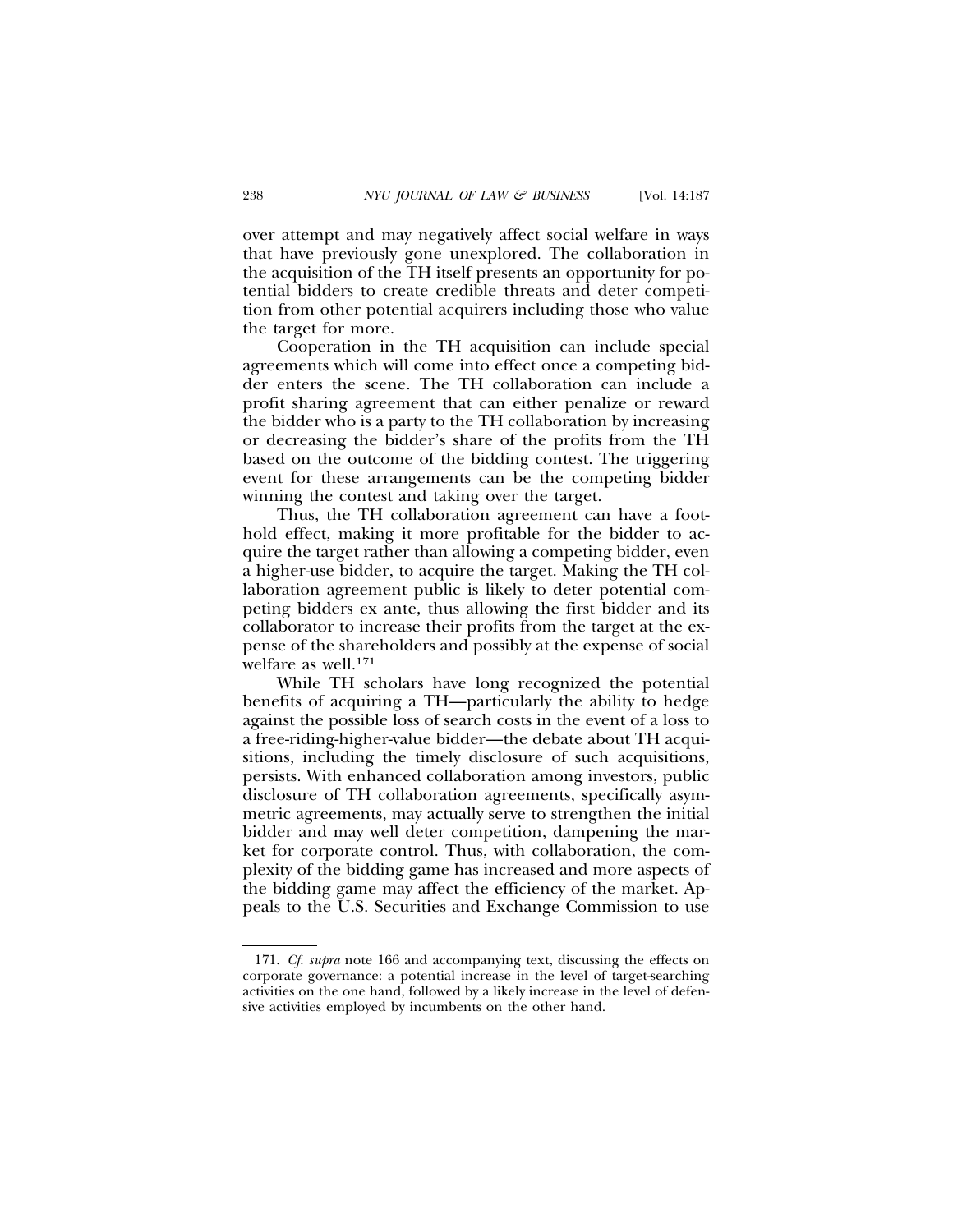over attempt and may negatively affect social welfare in ways that have previously gone unexplored. The collaboration in the acquisition of the TH itself presents an opportunity for potential bidders to create credible threats and deter competition from other potential acquirers including those who value the target for more.

Cooperation in the TH acquisition can include special agreements which will come into effect once a competing bidder enters the scene. The TH collaboration can include a profit sharing agreement that can either penalize or reward the bidder who is a party to the TH collaboration by increasing or decreasing the bidder's share of the profits from the TH based on the outcome of the bidding contest. The triggering event for these arrangements can be the competing bidder winning the contest and taking over the target.

Thus, the TH collaboration agreement can have a foothold effect, making it more profitable for the bidder to acquire the target rather than allowing a competing bidder, even a higher-use bidder, to acquire the target. Making the TH collaboration agreement public is likely to deter potential competing bidders ex ante, thus allowing the first bidder and its collaborator to increase their profits from the target at the expense of the shareholders and possibly at the expense of social welfare as well.[171]

While TH scholars have long recognized the potential benefits of acquiring a TH—particularly the ability to hedge against the possible loss of search costs in the event of a loss to a free-riding-higher-value bidder—the debate about TH acquisitions, including the timely disclosure of such acquisitions, persists. With enhanced collaboration among investors, public disclosure of TH collaboration agreements, specifically asymmetric agreements, may actually serve to strengthen the initial bidder and may well deter competition, dampening the market for corporate control. Thus, with collaboration, the complexity of the bidding game has increased and more aspects of the bidding game may affect the efficiency of the market. Appeals to the U.S. Securities and Exchange Commission to use

---

171. *Cf. supra* note 166 and accompanying text, discussing the effects on corporate governance: a potential increase in the level of target-searching activities on the one hand, followed by a likely increase in the level of defensive activities employed by incumbents on the other hand.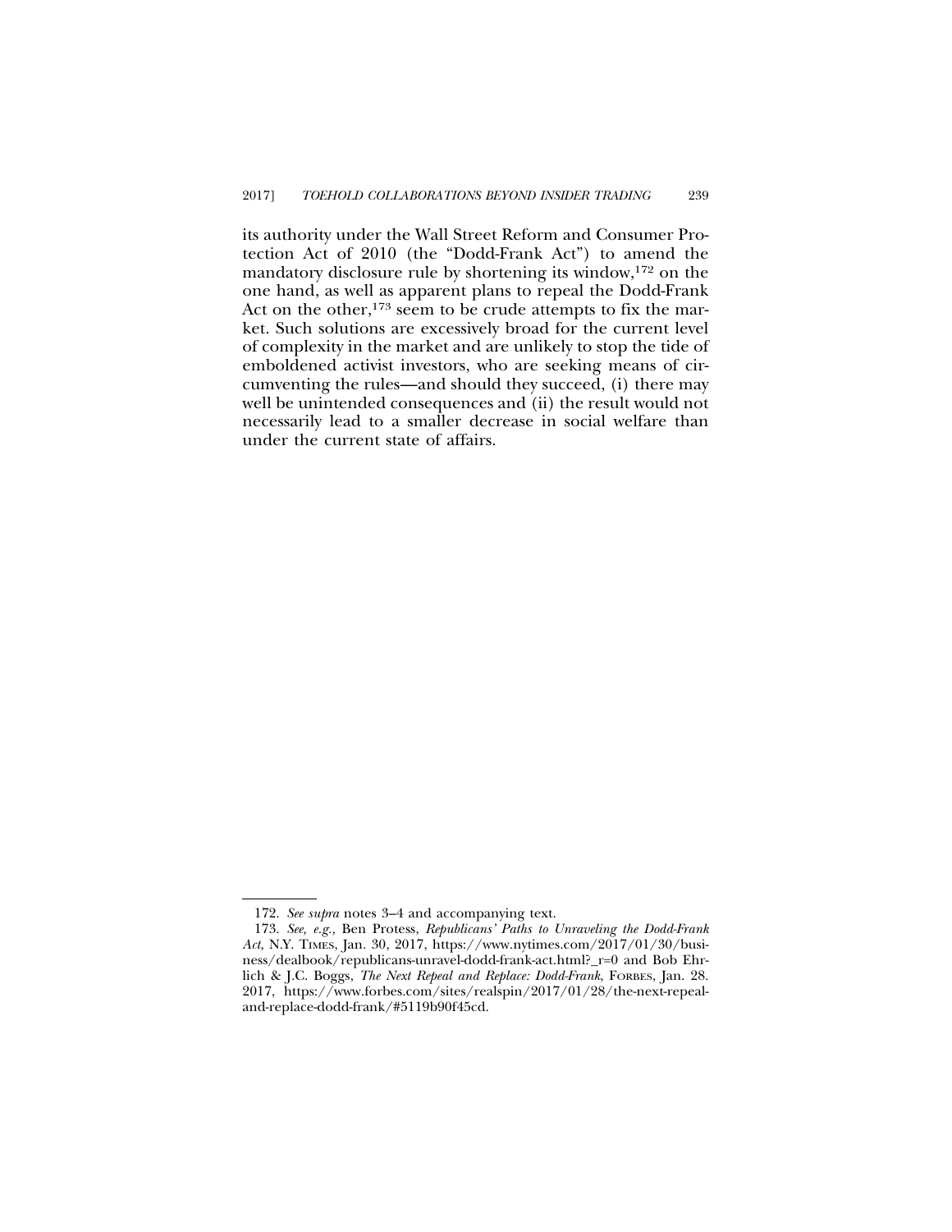its authority under the Wall Street Reform and Consumer Protection Act of 2010 (the "Dodd-Frank Act") to amend the mandatory disclosure rule by shortening its window,[172] on the one hand, as well as apparent plans to repeal the Dodd-Frank Act on the other,[173] seem to be crude attempts to fix the market. Such solutions are excessively broad for the current level of complexity in the market and are unlikely to stop the tide of emboldened activist investors, who are seeking means of circumventing the rules—and should they succeed, (i) there may well be unintended consequences and (ii) the result would not necessarily lead to a smaller decrease in social welfare than under the current state of affairs.

---

172. *See supra* notes 3–4 and accompanying text.

173. *See, e.g.,* Ben Protess, *Republicans' Paths to Unraveling the Dodd-Frank Act*, N.Y. TIMES, Jan. 30, 2017, https://www.nytimes.com/2017/01/30/business/dealbook/republicans-unravel-dodd-frank-act.html?_r=0 and Bob Ehrlich & J.C. Boggs, *The Next Repeal and Replace: Dodd-Frank*, FORBES, Jan. 28. 2017, https://www.forbes.com/sites/realspin/2017/01/28/the-next-repeal-and-replace-dodd-frank/#5119b90f45cd.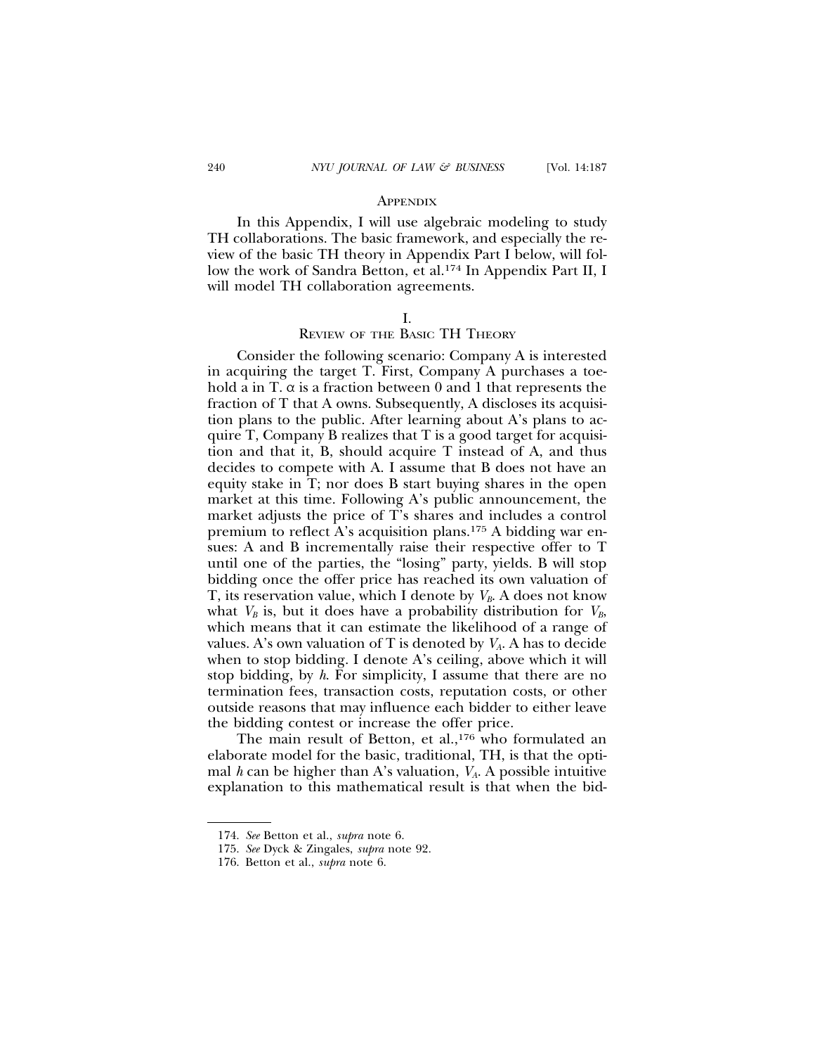## Appendix

In this Appendix, I will use algebraic modeling to study TH collaborations. The basic framework, and especially the review of the basic TH theory in Appendix Part I below, will follow the work of Sandra Betton, et al.[174] In Appendix Part II, I will model TH collaboration agreements.

### I. Review of the Basic TH Theory

Consider the following scenario: Company A is interested in acquiring the target T. First, Company A purchases a toehold a in T. $\alpha$ is a fraction between 0 and 1 that represents the fraction of T that A owns. Subsequently, A discloses its acquisition plans to the public. After learning about A's plans to acquire T, Company B realizes that T is a good target for acquisition and that it, B, should acquire T instead of A, and thus decides to compete with A. I assume that B does not have an equity stake in T; nor does B start buying shares in the open market at this time. Following A's public announcement, the market adjusts the price of T's shares and includes a control premium to reflect A's acquisition plans.[175] A bidding war ensues: A and B incrementally raise their respective offer to T until one of the parties, the "losing" party, yields. B will stop bidding once the offer price has reached its own valuation of T, its reservation value, which I denote by $V_B$. A does not know what $V_B$ is, but it does have a probability distribution for $V_B$, which means that it can estimate the likelihood of a range of values. A's own valuation of T is denoted by $V_A$. A has to decide when to stop bidding. I denote A's ceiling, above which it will stop bidding, by $h$. For simplicity, I assume that there are no termination fees, transaction costs, reputation costs, or other outside reasons that may influence each bidder to either leave the bidding contest or increase the offer price.

The main result of Betton, et al.,[176] who formulated an elaborate model for the basic, traditional, TH, is that the optimal $h$ can be higher than A's valuation, $V_A$. A possible intuitive explanation to this mathematical result is that when the bid-

174. *See* Betton et al., *supra* note 6.

175. *See* Dyck & Zingales, *supra* note 92.

176. Betton et al., *supra* note 6.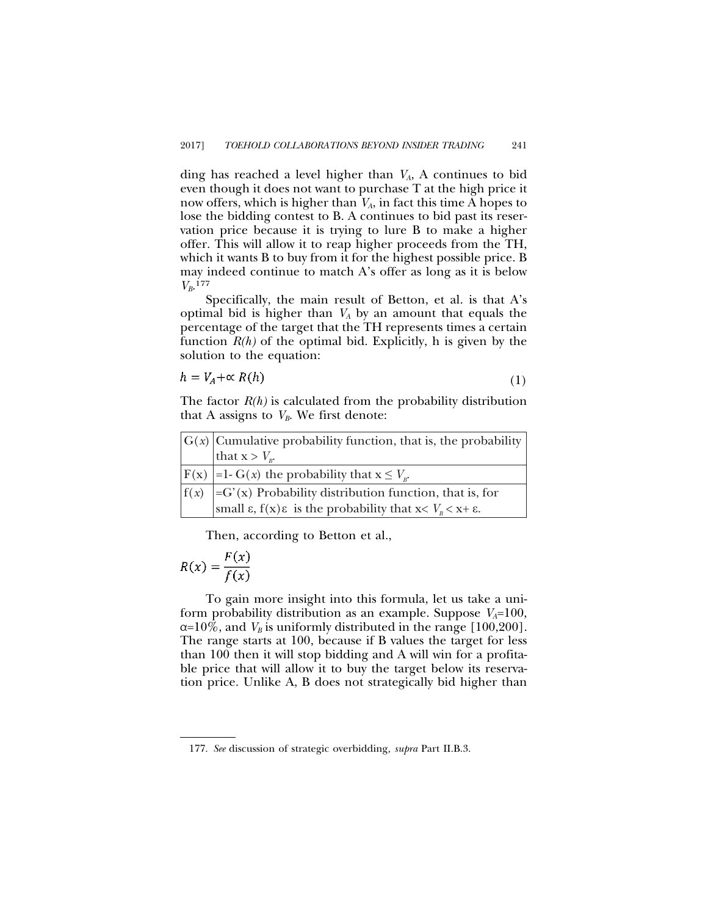ding has reached a level higher than $V_A$, A continues to bid even though it does not want to purchase T at the high price it now offers, which is higher than $V_A$, in fact this time A hopes to lose the bidding contest to B. A continues to bid past its reservation price because it is trying to lure B to make a higher offer. This will allow it to reap higher proceeds from the TH, which it wants B to buy from it for the highest possible price. B may indeed continue to match A's offer as long as it is below $V_B$.[177]

Specifically, the main result of Betton, et al. is that A's optimal bid is higher than $V_A$ by an amount that equals the percentage of the target that the TH represents times a certain function $R(h)$ of the optimal bid. Explicitly, h is given by the solution to the equation:

$$h = V_A + \propto R(h) \tag{1}$$

The factor $R(h)$ is calculated from the probability distribution that A assigns to $V_B$. We first denote:

| | |
|---|---|
| $G(x)$ | Cumulative probability function, that is, the probability that $x > V_B$. |
| $F(x)$ | $=1- G(x)$ the probability that $x \leq V_B$. |
| $f(x)$ | $=G'(x)$ Probability distribution function, that is, for small ε, $f(x)\varepsilon$ is the probability that $x< V_B < x+ \varepsilon$. |

Then, according to Betton et al.,

$$R(x) = \frac{F(x)}{f(x)}$$

To gain more insight into this formula, let us take a uniform probability distribution as an example. Suppose $V_A$=100, α=10%, and $V_B$ is uniformly distributed in the range [100,200]. The range starts at 100, because if B values the target for less than 100 then it will stop bidding and A will win for a profitable price that will allow it to buy the target below its reservation price. Unlike A, B does not strategically bid higher than

177. *See* discussion of strategic overbidding, *supra* Part II.B.3.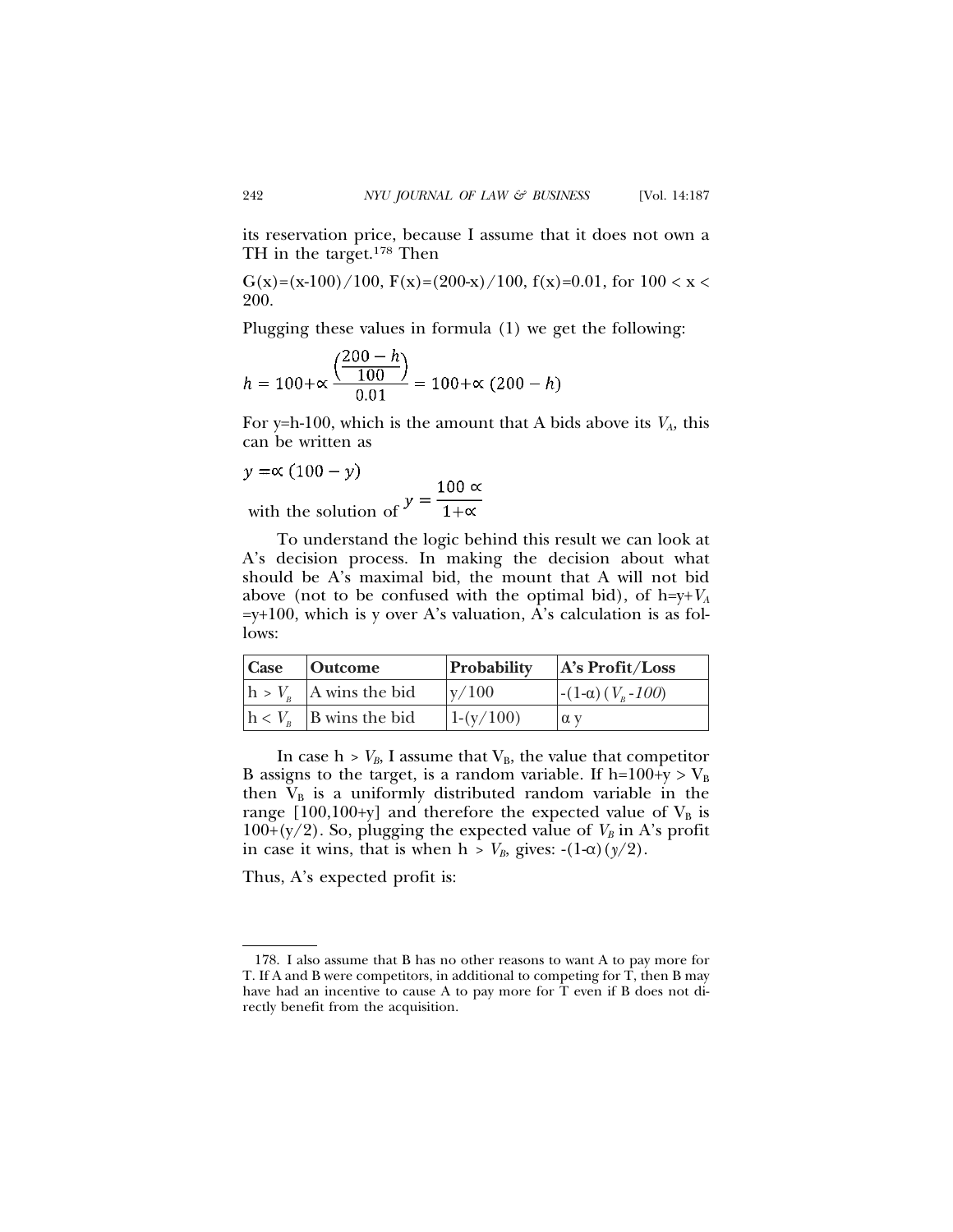its reservation price, because I assume that it does not own a TH in the target.[178] Then

$G(x)=(x-100)/100$, $F(x)=(200-x)/100$, $f(x)=0.01$, for $100 < x < 200$.

Plugging these values in formula (1) we get the following:

$$h = 100 + \propto \frac{\left(\frac{200-h}{100}\right)}{0.01} = 100 + \propto (200-h)$$

For y=h-100, which is the amount that A bids above its $V_A$, this can be written as

$$y = \propto (100 - y)$$

with the solution of $y = \frac{100 \propto}{1+\propto}$

To understand the logic behind this result we can look at A's decision process. In making the decision about what should be A's maximal bid, the mount that A will not bid above (not to be confused with the optimal bid), of $h=y+V_A=y+100$, which is y over A's valuation, A's calculation is as follows:

| Case | Outcome | Probability | A's Profit/Loss |
|---|---|---|---|
| $h > V_B$ | A wins the bid | $y/100$ | $-(1-\alpha)(V_B-100)$ |
| $h < V_B$ | B wins the bid | $1-(y/100)$ | $\alpha$ y |

In case $h > V_B$, I assume that $V_B$, the value that competitor B assigns to the target, is a random variable. If $h=100+y > V_B$ then $V_B$ is a uniformly distributed random variable in the range [100,100+y] and therefore the expected value of $V_B$ is $100+(y/2)$. So, plugging the expected value of $V_B$ in A's profit in case it wins, that is when $h > V_B$, gives: $-(1-\alpha)(y/2)$.

Thus, A's expected profit is:

---

178. I also assume that B has no other reasons to want A to pay more for T. If A and B were competitors, in additional to competing for T, then B may have had an incentive to cause A to pay more for T even if B does not directly benefit from the acquisition.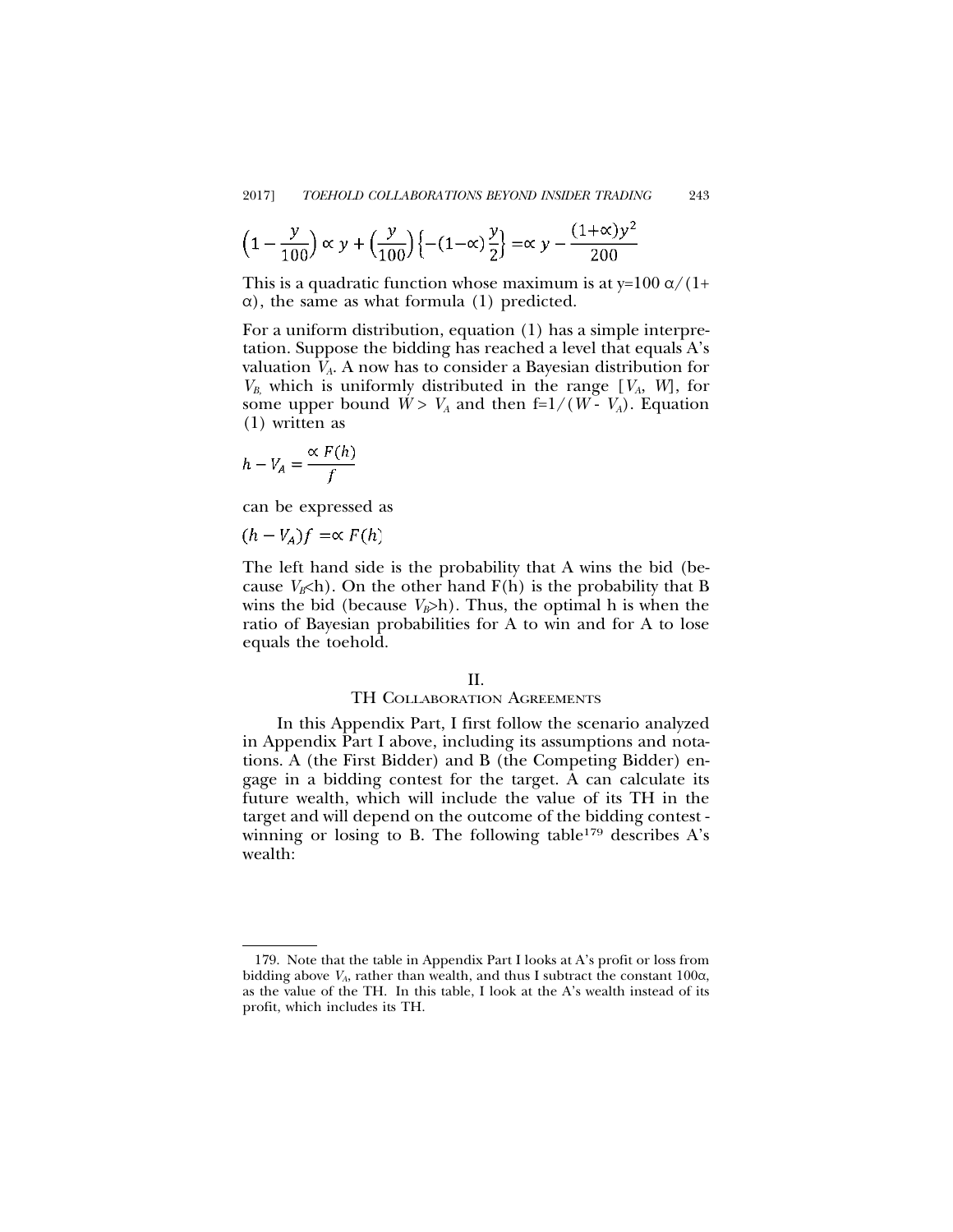$$\left(1-\frac{y}{100}\right)\propto y+\left(\frac{y}{100}\right)\left\{-(1-\propto)\frac{y}{2}\right\}=\propto y-\frac{(1+\propto)y^2}{200}$$

This is a quadratic function whose maximum is at $y=100\ \alpha/(1+\alpha)$, the same as what formula (1) predicted.

For a uniform distribution, equation (1) has a simple interpretation. Suppose the bidding has reached a level that equals A's valuation $V_A$. A now has to consider a Bayesian distribution for $V_B$, which is uniformly distributed in the range $[V_A, W]$, for some upper bound $W > V_A$ and then $f=1/(W - V_A)$. Equation (1) written as

$$h-V_A=\frac{\propto F(h)}{f}$$

can be expressed as

$$(h-V_A)f=\propto F(h)$$

The left hand side is the probability that A wins the bid (because $V_B$<h). On the other hand F(h) is the probability that B wins the bid (because $V_B$>h). Thus, the optimal h is when the ratio of Bayesian probabilities for A to win and for A to lose equals the toehold.

## II.
## TH Collaboration Agreements

In this Appendix Part, I first follow the scenario analyzed in Appendix Part I above, including its assumptions and notations. A (the First Bidder) and B (the Competing Bidder) engage in a bidding contest for the target. A can calculate its future wealth, which will include the value of its TH in the target and will depend on the outcome of the bidding contest - winning or losing to B. The following table[179] describes A's wealth:

179. Note that the table in Appendix Part I looks at A's profit or loss from bidding above $V_A$, rather than wealth, and thus I subtract the constant 100α, as the value of the TH. In this table, I look at the A's wealth instead of its profit, which includes its TH.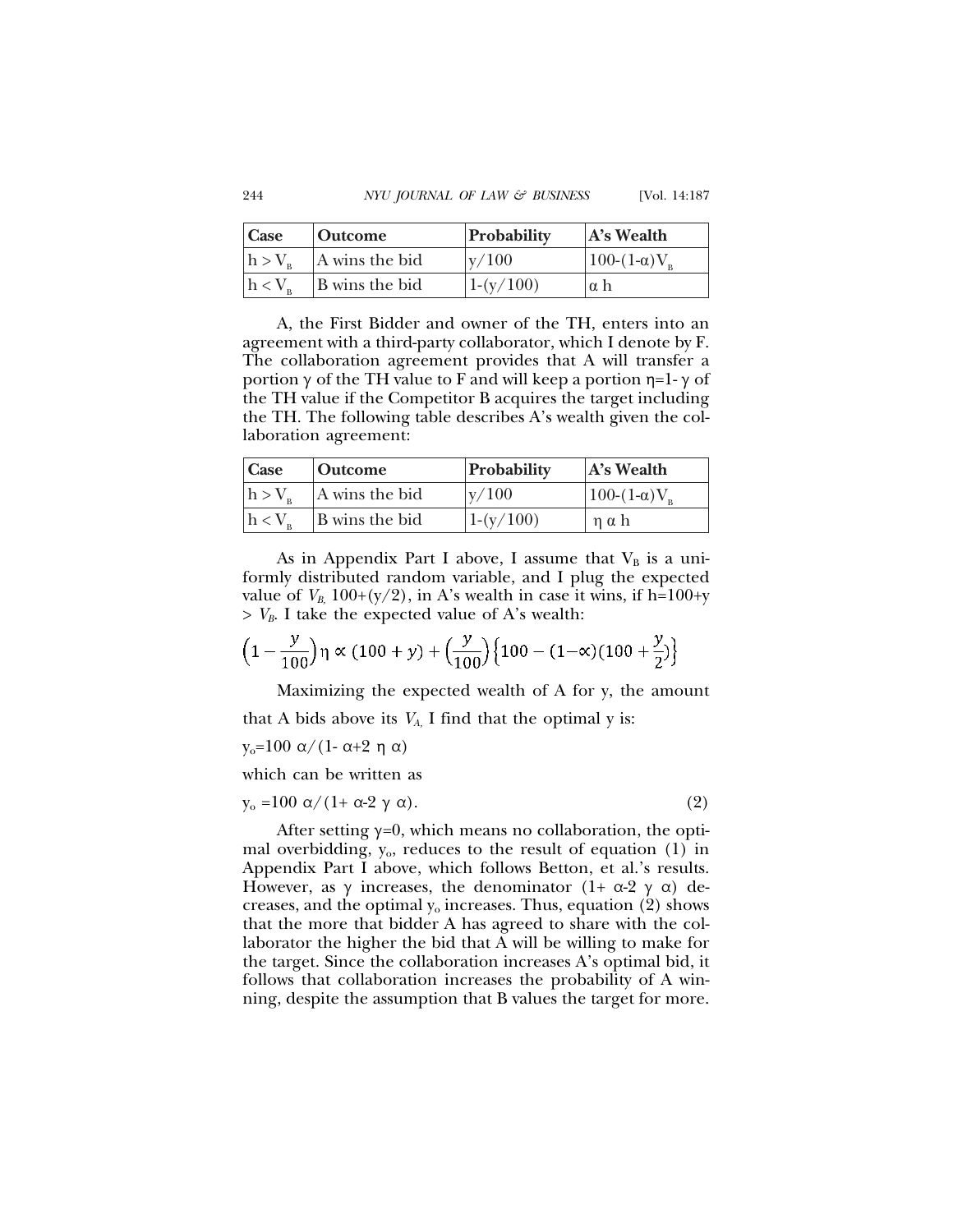| Case | Outcome | Probability | A's Wealth |
|---|---|---|---|
| $h > V_B$ | A wins the bid | $y/100$ | $100-(1-\alpha)V_B$ |
| $h < V_B$ | B wins the bid | $1-(y/100)$ | $\alpha$ h |

A, the First Bidder and owner of the TH, enters into an agreement with a third-party collaborator, which I denote by F. The collaboration agreement provides that A will transfer a portion $\gamma$ of the TH value to F and will keep a portion $\eta=1-\gamma$ of the TH value if the Competitor B acquires the target including the TH. The following table describes A's wealth given the collaboration agreement:

| Case | Outcome | Probability | A's Wealth |
|---|---|---|---|
| $h > V_B$ | A wins the bid | $y/100$ | $100-(1-\alpha)V_B$ |
| $h < V_B$ | B wins the bid | $1-(y/100)$ | $\eta\ \alpha$ h |

As in Appendix Part I above, I assume that $V_B$ is a uniformly distributed random variable, and I plug the expected value of $V_B$, $100+(y/2)$, in A's wealth in case it wins, if $h=100+y > V_B$. I take the expected value of A's wealth:

$$\left(1-\frac{y}{100}\right)\eta \propto (100+y)+\left(\frac{y}{100}\right)\left\{100-(1-\propto)(100+\frac{y}{2})\right\}$$

Maximizing the expected wealth of A for y, the amount that A bids above its $V_A$, I find that the optimal y is:

$y_o=100\ \alpha/(1-\alpha+2\ \eta\ \alpha)$

which can be written as

$$y_o=100\ \alpha/(1+\alpha-2\ \gamma\ \alpha). \tag{2}$$

After setting $\gamma=0$, which means no collaboration, the optimal overbidding, $y_o$, reduces to the result of equation (1) in Appendix Part I above, which follows Betton, et al.'s results. However, as $\gamma$ increases, the denominator $(1+\alpha-2\ \gamma\ \alpha)$ decreases, and the optimal $y_o$ increases. Thus, equation (2) shows that the more that bidder A has agreed to share with the collaborator the higher the bid that A will be willing to make for the target. Since the collaboration increases A's optimal bid, it follows that collaboration increases the probability of A winning, despite the assumption that B values the target for more.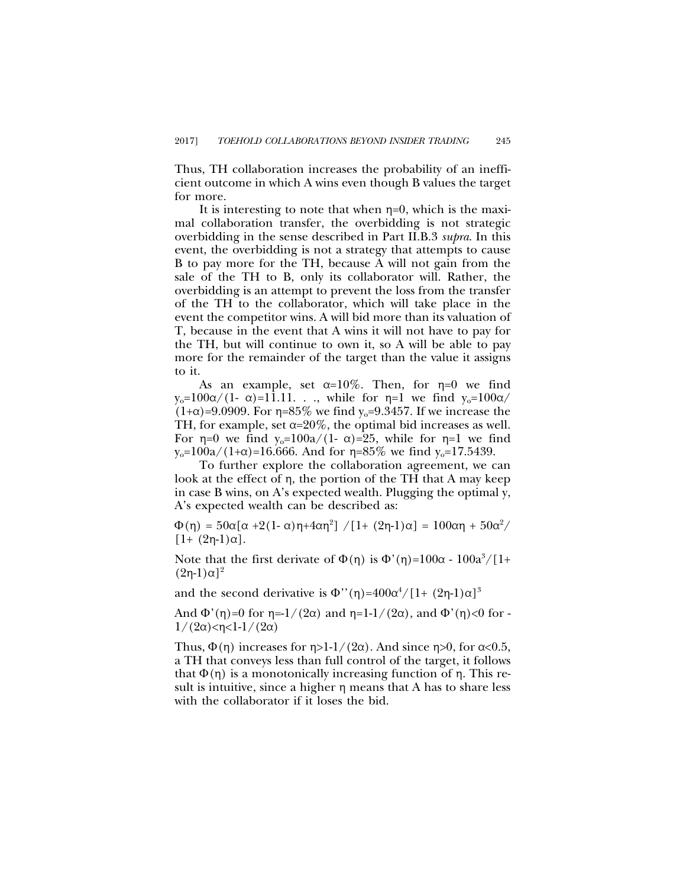Thus, TH collaboration increases the probability of an inefficient outcome in which A wins even though B values the target for more.

It is interesting to note that when $\eta=0$, which is the maximal collaboration transfer, the overbidding is not strategic overbidding in the sense described in Part II.B.3 *supra*. In this event, the overbidding is not a strategy that attempts to cause B to pay more for the TH, because A will not gain from the sale of the TH to B, only its collaborator will. Rather, the overbidding is an attempt to prevent the loss from the transfer of the TH to the collaborator, which will take place in the event the competitor wins. A will bid more than its valuation of T, because in the event that A wins it will not have to pay for the TH, but will continue to own it, so A will be able to pay more for the remainder of the target than the value it assigns to it.

As an example, set $\alpha=10\%$. Then, for $\eta=0$ we find $y_o=100\alpha/(1-\alpha)=11.11...$, while for $\eta=1$ we find $y_o=100\alpha/(1+\alpha)=9.0909$. For $\eta=85\%$ we find $y_o=9.3457$. If we increase the TH, for example, set $\alpha=20\%$, the optimal bid increases as well. For $\eta=0$ we find $y_o=100a/(1-\alpha)=25$, while for $\eta=1$ we find $y_o=100a/(1+\alpha)=16.666$. And for $\eta=85\%$ we find $y_o=17.5439$.

To further explore the collaboration agreement, we can look at the effect of $\eta$, the portion of the TH that A may keep in case B wins, on A's expected wealth. Plugging the optimal y, A's expected wealth can be described as:

$$\Phi(\eta) = 50\alpha[\alpha + 2(1-\alpha)\eta + 4\alpha\eta^2] / [1 + (2\eta-1)\alpha] = 100\alpha\eta + 50\alpha^2/[1 + (2\eta-1)\alpha].$$

Note that the first derivate of $\Phi(\eta)$ is $\Phi'(\eta)=100\alpha - 100a^3/[1+(2\eta-1)\alpha]^2$

and the second derivative is $\Phi''(\eta)=400\alpha^4/[1+(2\eta-1)\alpha]^3$

And $\Phi'(\eta)=0$ for $\eta=-1/(2\alpha)$ and $\eta=1-1/(2\alpha)$, and $\Phi'(\eta)<0$ for $-1/(2\alpha)<\eta<1-1/(2\alpha)$

Thus, $\Phi(\eta)$ increases for $\eta>1-1/(2\alpha)$. And since $\eta>0$, for $\alpha<0.5$, a TH that conveys less than full control of the target, it follows that $\Phi(\eta)$ is a monotonically increasing function of $\eta$. This result is intuitive, since a higher $\eta$ means that A has to share less with the collaborator if it loses the bid.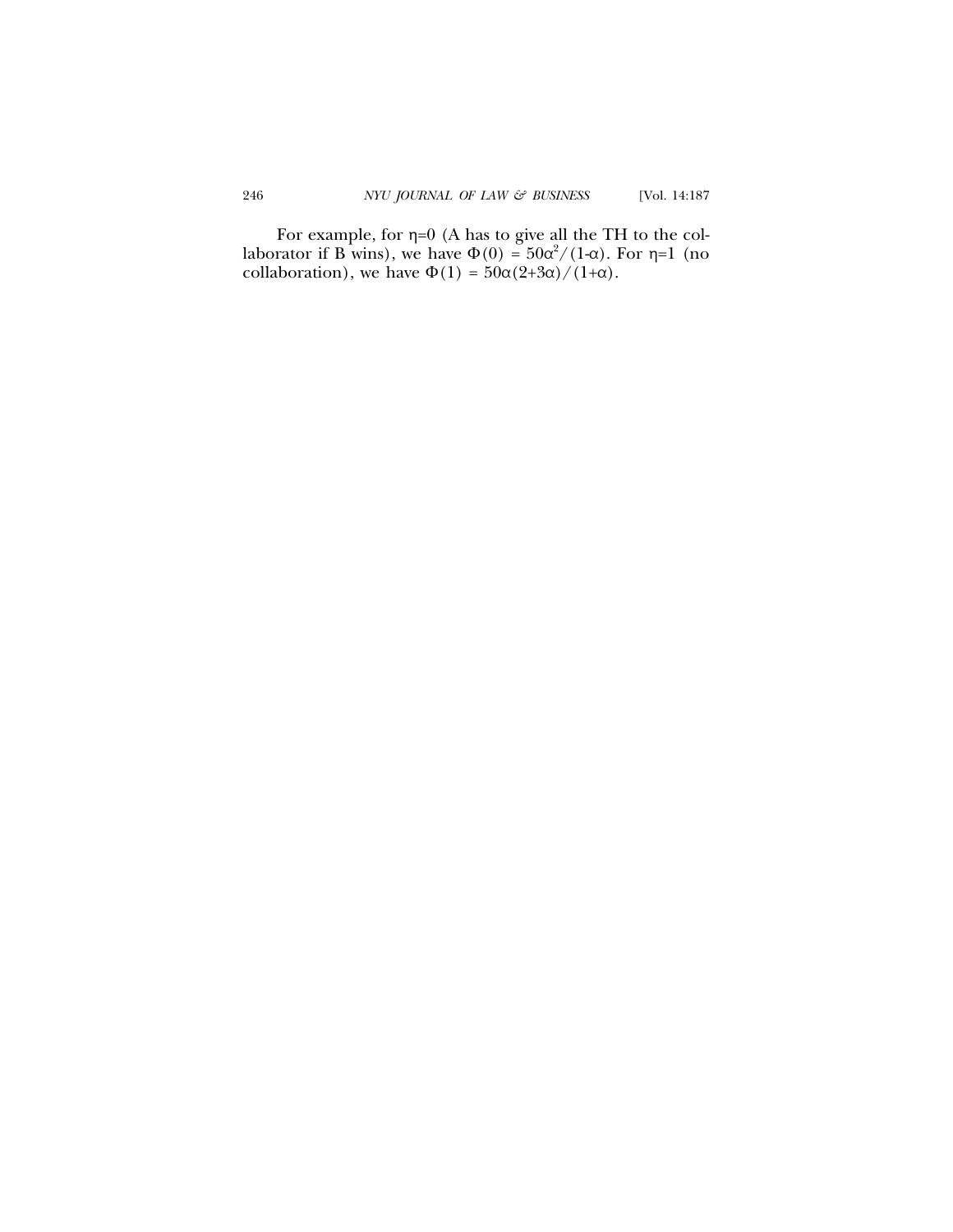For example, for $\eta=0$ (A has to give all the TH to the collaborator if B wins), we have $\Phi(0) = 50\alpha^2/(1\text{-}\alpha)$. For $\eta=1$ (no collaboration), we have $\Phi(1) = 50\alpha(2+3\alpha)/(1+\alpha)$.